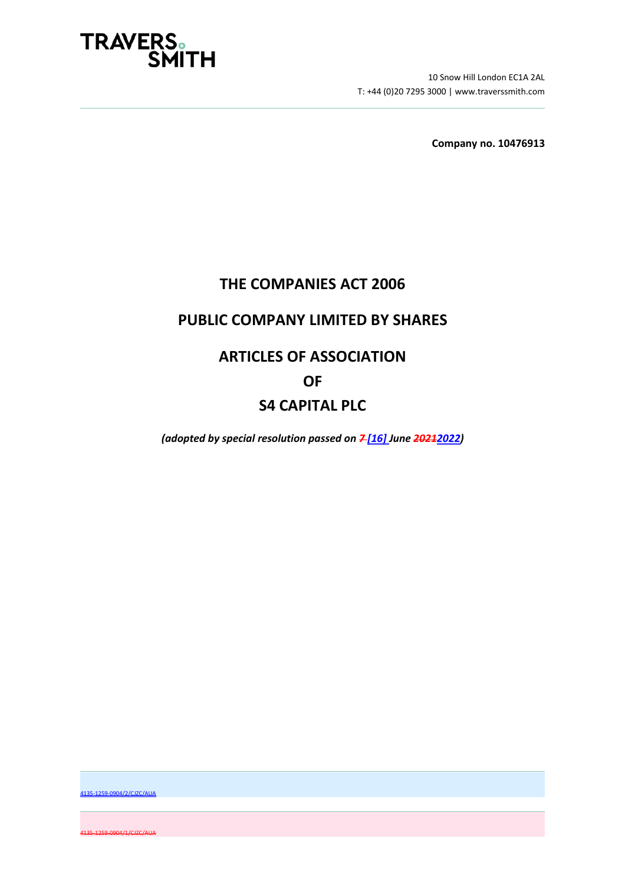**TRAVERS SMITH**

10 Snow Hill London EC1A 2AL
T: +44 (0)20 7295 3000 | www.traverssmith.com

**Company no. 10476913**

# THE COMPANIES ACT 2006

# PUBLIC COMPANY LIMITED BY SHARES

# ARTICLES OF ASSOCIATION

# OF

# S4 CAPITAL PLC

***(adopted by special resolution passed on ~~7~~ [16] June ~~2021~~2022)***

4135-1259-0904/2/CJZC/AUA

~~4135-1259-0904/1/CJZC/AUA~~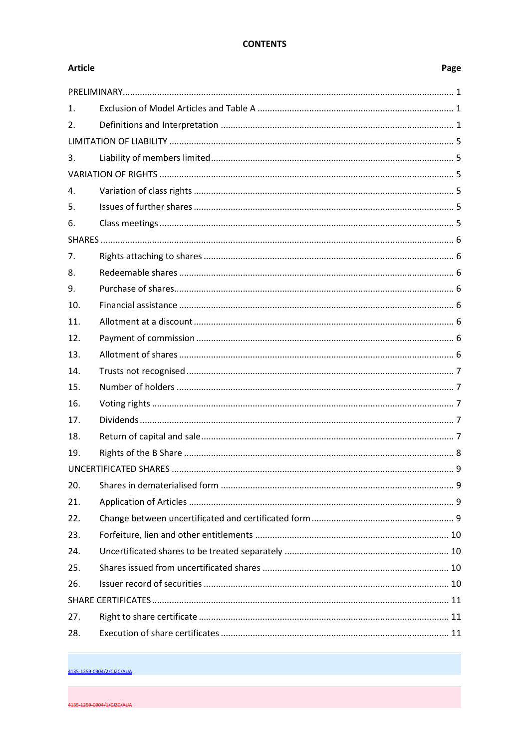**CONTENTS**

| Article | | Page |
|---|---|---|
| PRELIMINARY | | 1 |
| 1. | Exclusion of Model Articles and Table A | 1 |
| 2. | Definitions and Interpretation | 1 |
| LIMITATION OF LIABILITY | | 5 |
| 3. | Liability of members limited | 5 |
| VARIATION OF RIGHTS | | 5 |
| 4. | Variation of class rights | 5 |
| 5. | Issues of further shares | 5 |
| 6. | Class meetings | 5 |
| SHARES | | 6 |
| 7. | Rights attaching to shares | 6 |
| 8. | Redeemable shares | 6 |
| 9. | Purchase of shares | 6 |
| 10. | Financial assistance | 6 |
| 11. | Allotment at a discount | 6 |
| 12. | Payment of commission | 6 |
| 13. | Allotment of shares | 6 |
| 14. | Trusts not recognised | 7 |
| 15. | Number of holders | 7 |
| 16. | Voting rights | 7 |
| 17. | Dividends | 7 |
| 18. | Return of capital and sale | 7 |
| 19. | Rights of the B Share | 8 |
| UNCERTIFICATED SHARES | | 9 |
| 20. | Shares in dematerialised form | 9 |
| 21. | Application of Articles | 9 |
| 22. | Change between uncertificated and certificated form | 9 |
| 23. | Forfeiture, lien and other entitlements | 10 |
| 24. | Uncertificated shares to be treated separately | 10 |
| 25. | Shares issued from uncertificated shares | 10 |
| 26. | Issuer record of securities | 10 |
| SHARE CERTIFICATES | | 11 |
| 27. | Right to share certificate | 11 |
| 28. | Execution of share certificates | 11 |

4135-1259-0904/2/CJZC/AUA

~~4135-1259-0904/1/CJZC/AUA~~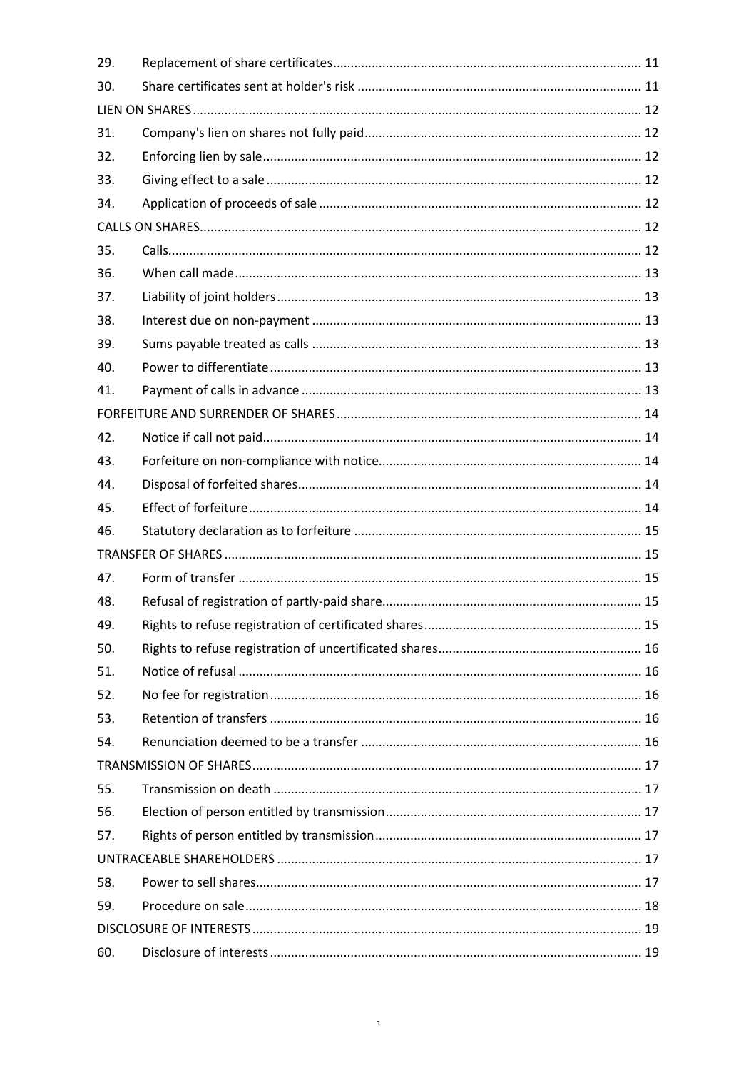| | | |
|---|---|---|
| 29. | Replacement of share certificates | 11 |
| 30. | Share certificates sent at holder's risk | 11 |
| LIEN ON SHARES | | 12 |
| 31. | Company's lien on shares not fully paid | 12 |
| 32. | Enforcing lien by sale | 12 |
| 33. | Giving effect to a sale | 12 |
| 34. | Application of proceeds of sale | 12 |
| CALLS ON SHARES | | 12 |
| 35. | Calls | 12 |
| 36. | When call made | 13 |
| 37. | Liability of joint holders | 13 |
| 38. | Interest due on non-payment | 13 |
| 39. | Sums payable treated as calls | 13 |
| 40. | Power to differentiate | 13 |
| 41. | Payment of calls in advance | 13 |
| FORFEITURE AND SURRENDER OF SHARES | | 14 |
| 42. | Notice if call not paid | 14 |
| 43. | Forfeiture on non-compliance with notice | 14 |
| 44. | Disposal of forfeited shares | 14 |
| 45. | Effect of forfeiture | 14 |
| 46. | Statutory declaration as to forfeiture | 15 |
| TRANSFER OF SHARES | | 15 |
| 47. | Form of transfer | 15 |
| 48. | Refusal of registration of partly-paid share | 15 |
| 49. | Rights to refuse registration of certificated shares | 15 |
| 50. | Rights to refuse registration of uncertificated shares | 16 |
| 51. | Notice of refusal | 16 |
| 52. | No fee for registration | 16 |
| 53. | Retention of transfers | 16 |
| 54. | Renunciation deemed to be a transfer | 16 |
| TRANSMISSION OF SHARES | | 17 |
| 55. | Transmission on death | 17 |
| 56. | Election of person entitled by transmission | 17 |
| 57. | Rights of person entitled by transmission | 17 |
| UNTRACEABLE SHAREHOLDERS | | 17 |
| 58. | Power to sell shares | 17 |
| 59. | Procedure on sale | 18 |
| DISCLOSURE OF INTERESTS | | 19 |
| 60. | Disclosure of interests | 19 |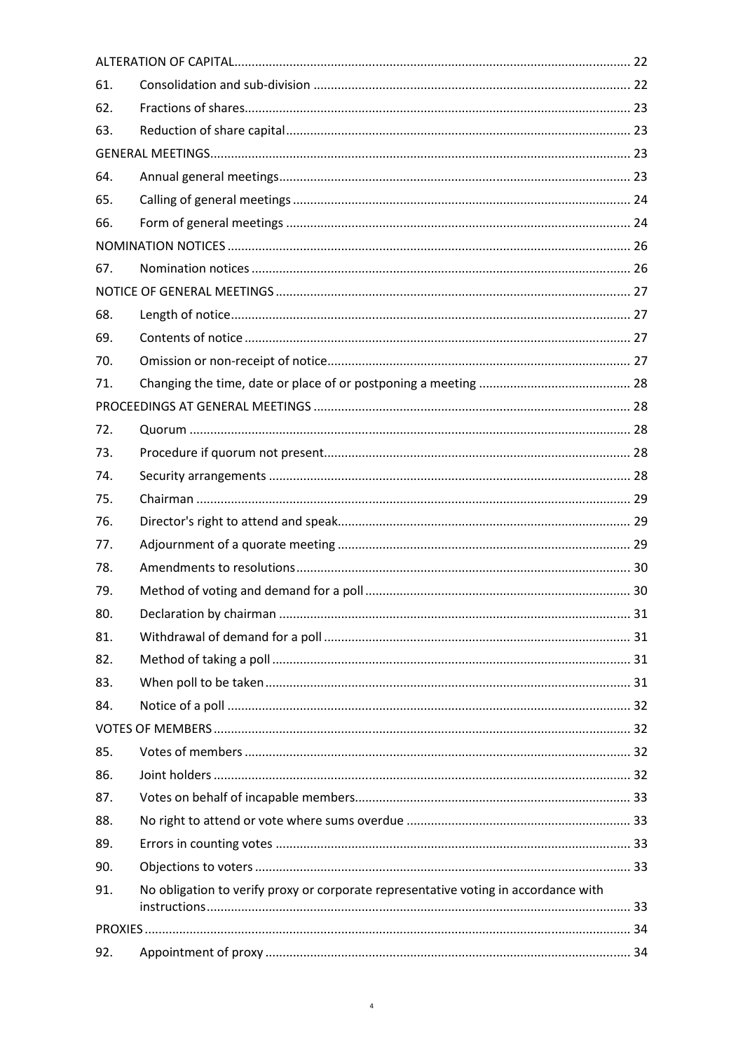| | | |
|---|---|---|
| ALTERATION OF CAPITAL | | 22 |
| 61. | Consolidation and sub-division | 22 |
| 62. | Fractions of shares | 23 |
| 63. | Reduction of share capital | 23 |
| GENERAL MEETINGS | | 23 |
| 64. | Annual general meetings | 23 |
| 65. | Calling of general meetings | 24 |
| 66. | Form of general meetings | 24 |
| NOMINATION NOTICES | | 26 |
| 67. | Nomination notices | 26 |
| NOTICE OF GENERAL MEETINGS | | 27 |
| 68. | Length of notice | 27 |
| 69. | Contents of notice | 27 |
| 70. | Omission or non-receipt of notice | 27 |
| 71. | Changing the time, date or place of or postponing a meeting | 28 |
| PROCEEDINGS AT GENERAL MEETINGS | | 28 |
| 72. | Quorum | 28 |
| 73. | Procedure if quorum not present | 28 |
| 74. | Security arrangements | 28 |
| 75. | Chairman | 29 |
| 76. | Director's right to attend and speak | 29 |
| 77. | Adjournment of a quorate meeting | 29 |
| 78. | Amendments to resolutions | 30 |
| 79. | Method of voting and demand for a poll | 30 |
| 80. | Declaration by chairman | 31 |
| 81. | Withdrawal of demand for a poll | 31 |
| 82. | Method of taking a poll | 31 |
| 83. | When poll to be taken | 31 |
| 84. | Notice of a poll | 32 |
| VOTES OF MEMBERS | | 32 |
| 85. | Votes of members | 32 |
| 86. | Joint holders | 32 |
| 87. | Votes on behalf of incapable members | 33 |
| 88. | No right to attend or vote where sums overdue | 33 |
| 89. | Errors in counting votes | 33 |
| 90. | Objections to voters | 33 |
| 91. | No obligation to verify proxy or corporate representative voting in accordance with instructions | 33 |
| PROXIES | | 34 |
| 92. | Appointment of proxy | 34 |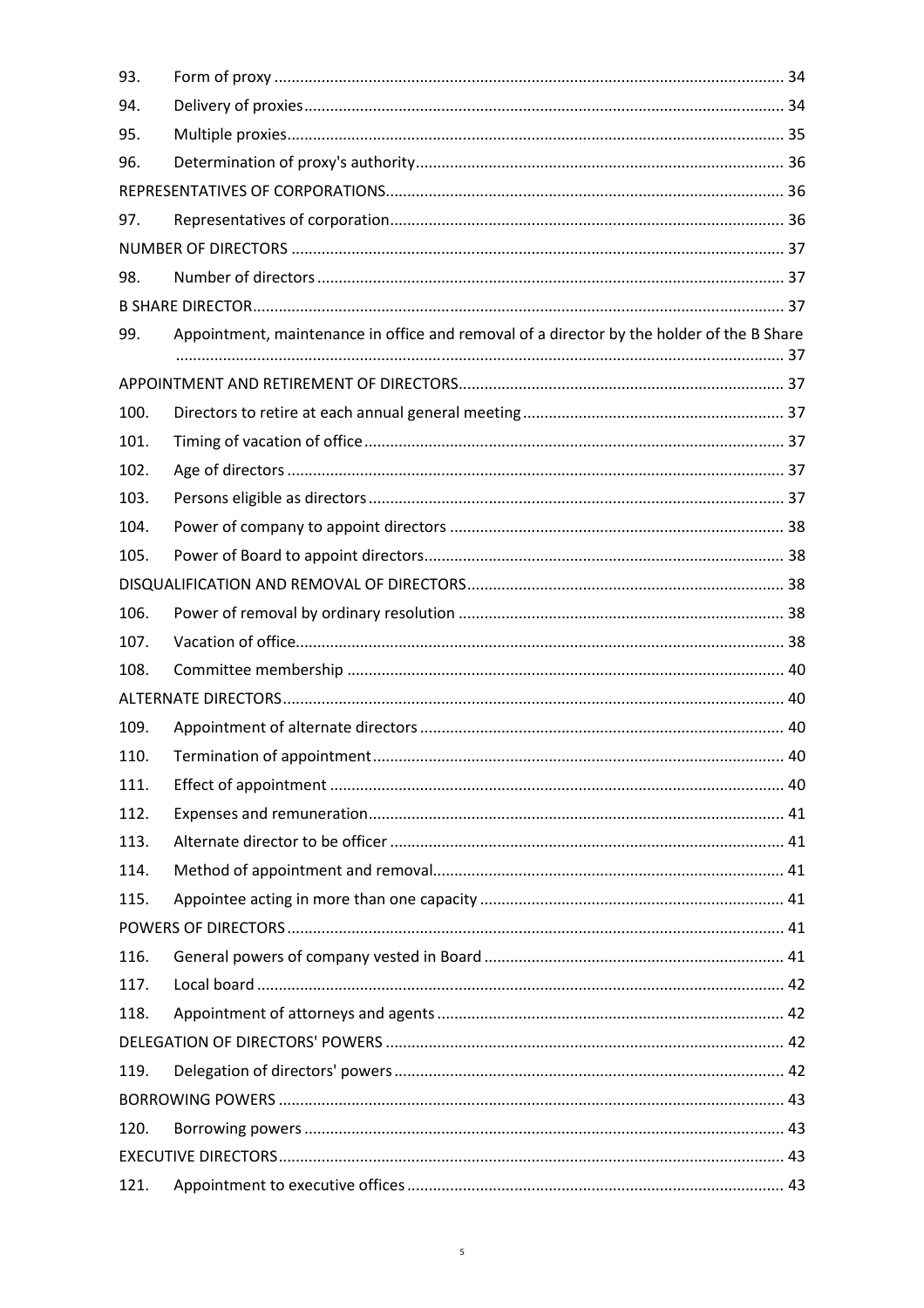| | | |
|---|---|---|
| 93. | Form of proxy | 34 |
| 94. | Delivery of proxies | 34 |
| 95. | Multiple proxies | 35 |
| 96. | Determination of proxy's authority | 36 |
| | REPRESENTATIVES OF CORPORATIONS | 36 |
| 97. | Representatives of corporation | 36 |
| | NUMBER OF DIRECTORS | 37 |
| 98. | Number of directors | 37 |
| | B SHARE DIRECTOR | 37 |
| 99. | Appointment, maintenance in office and removal of a director by the holder of the B Share | 37 |
| | APPOINTMENT AND RETIREMENT OF DIRECTORS | 37 |
| 100. | Directors to retire at each annual general meeting | 37 |
| 101. | Timing of vacation of office | 37 |
| 102. | Age of directors | 37 |
| 103. | Persons eligible as directors | 37 |
| 104. | Power of company to appoint directors | 38 |
| 105. | Power of Board to appoint directors | 38 |
| | DISQUALIFICATION AND REMOVAL OF DIRECTORS | 38 |
| 106. | Power of removal by ordinary resolution | 38 |
| 107. | Vacation of office | 38 |
| 108. | Committee membership | 40 |
| | ALTERNATE DIRECTORS | 40 |
| 109. | Appointment of alternate directors | 40 |
| 110. | Termination of appointment | 40 |
| 111. | Effect of appointment | 40 |
| 112. | Expenses and remuneration | 41 |
| 113. | Alternate director to be officer | 41 |
| 114. | Method of appointment and removal | 41 |
| 115. | Appointee acting in more than one capacity | 41 |
| | POWERS OF DIRECTORS | 41 |
| 116. | General powers of company vested in Board | 41 |
| 117. | Local board | 42 |
| 118. | Appointment of attorneys and agents | 42 |
| | DELEGATION OF DIRECTORS' POWERS | 42 |
| 119. | Delegation of directors' powers | 42 |
| | BORROWING POWERS | 43 |
| 120. | Borrowing powers | 43 |
| | EXECUTIVE DIRECTORS | 43 |
| 121. | Appointment to executive offices | 43 |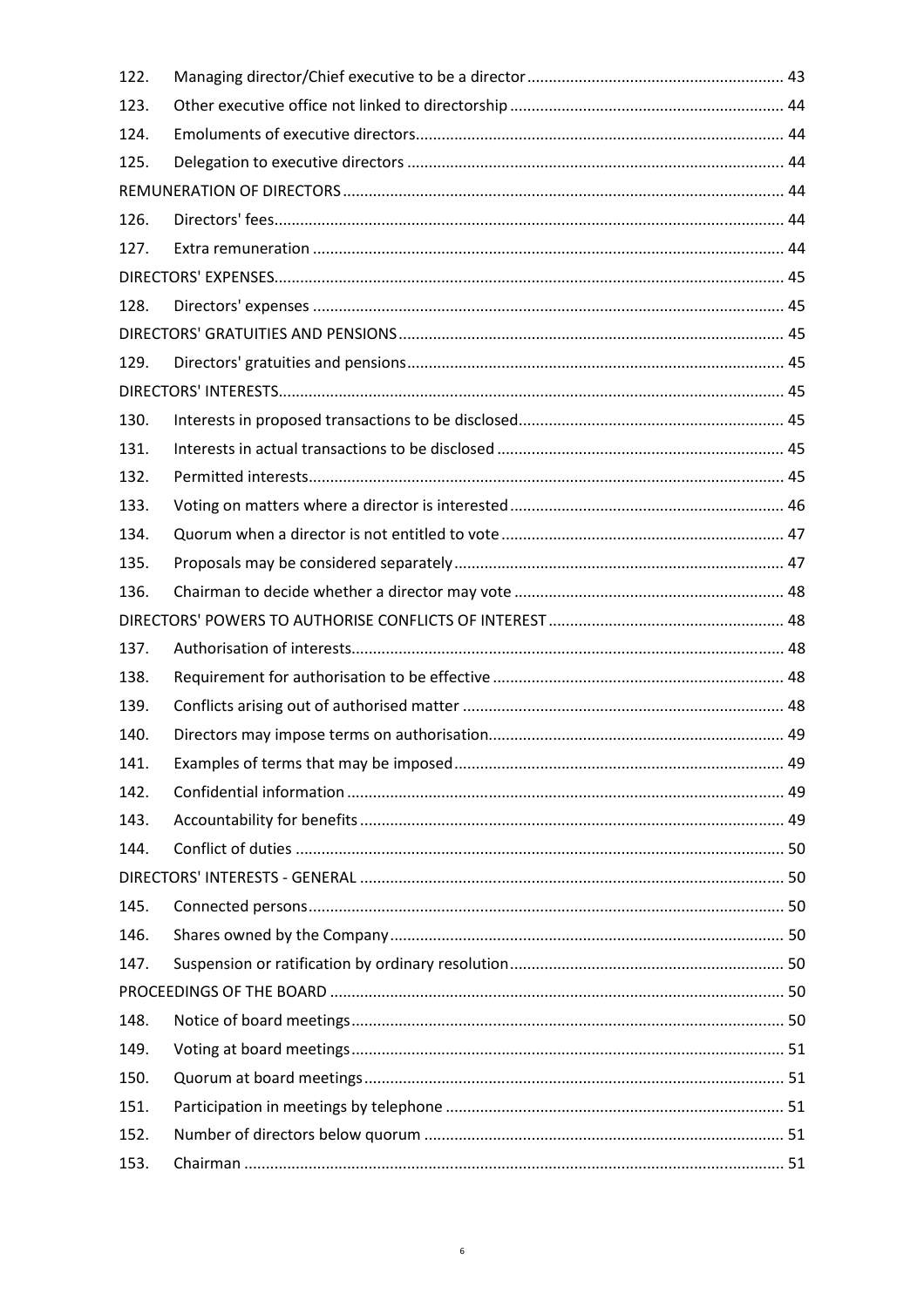| | | |
|---|---|---|
| 122. | Managing director/Chief executive to be a director | 43 |
| 123. | Other executive office not linked to directorship | 44 |
| 124. | Emoluments of executive directors | 44 |
| 125. | Delegation to executive directors | 44 |
| REMUNERATION OF DIRECTORS | | 44 |
| 126. | Directors' fees | 44 |
| 127. | Extra remuneration | 44 |
| DIRECTORS' EXPENSES | | 45 |
| 128. | Directors' expenses | 45 |
| DIRECTORS' GRATUITIES AND PENSIONS | | 45 |
| 129. | Directors' gratuities and pensions | 45 |
| DIRECTORS' INTERESTS | | 45 |
| 130. | Interests in proposed transactions to be disclosed | 45 |
| 131. | Interests in actual transactions to be disclosed | 45 |
| 132. | Permitted interests | 45 |
| 133. | Voting on matters where a director is interested | 46 |
| 134. | Quorum when a director is not entitled to vote | 47 |
| 135. | Proposals may be considered separately | 47 |
| 136. | Chairman to decide whether a director may vote | 48 |
| DIRECTORS' POWERS TO AUTHORISE CONFLICTS OF INTEREST | | 48 |
| 137. | Authorisation of interests | 48 |
| 138. | Requirement for authorisation to be effective | 48 |
| 139. | Conflicts arising out of authorised matter | 48 |
| 140. | Directors may impose terms on authorisation | 49 |
| 141. | Examples of terms that may be imposed | 49 |
| 142. | Confidential information | 49 |
| 143. | Accountability for benefits | 49 |
| 144. | Conflict of duties | 50 |
| DIRECTORS' INTERESTS - GENERAL | | 50 |
| 145. | Connected persons | 50 |
| 146. | Shares owned by the Company | 50 |
| 147. | Suspension or ratification by ordinary resolution | 50 |
| PROCEEDINGS OF THE BOARD | | 50 |
| 148. | Notice of board meetings | 50 |
| 149. | Voting at board meetings | 51 |
| 150. | Quorum at board meetings | 51 |
| 151. | Participation in meetings by telephone | 51 |
| 152. | Number of directors below quorum | 51 |
| 153. | Chairman | 51 |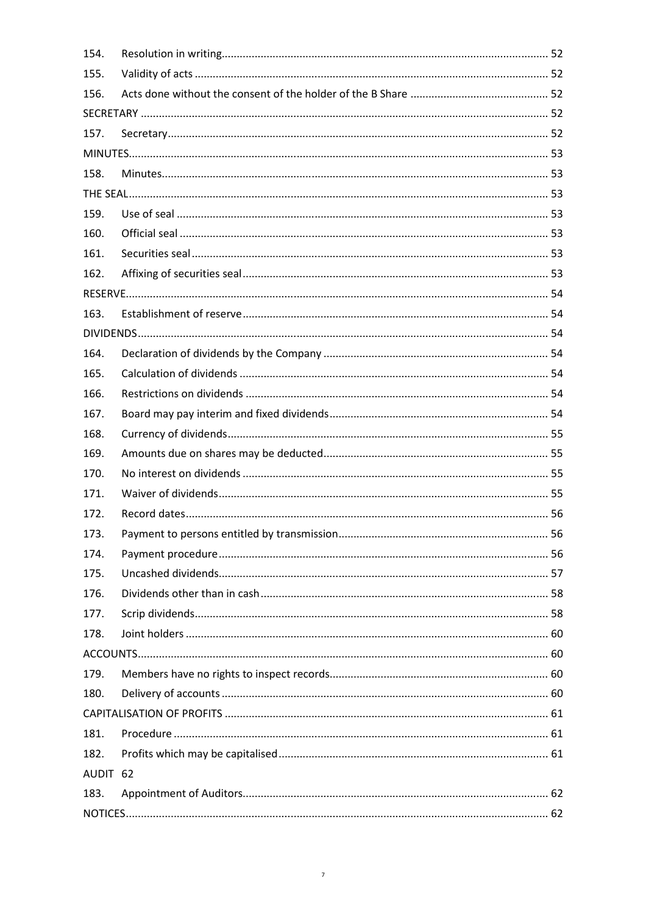| | | |
|---|---|---|
| 154. | Resolution in writing | 52 |
| 155. | Validity of acts | 52 |
| 156. | Acts done without the consent of the holder of the B Share | 52 |
| SECRETARY | | 52 |
| 157. | Secretary | 52 |
| MINUTES | | 53 |
| 158. | Minutes | 53 |
| THE SEAL | | 53 |
| 159. | Use of seal | 53 |
| 160. | Official seal | 53 |
| 161. | Securities seal | 53 |
| 162. | Affixing of securities seal | 53 |
| RESERVE | | 54 |
| 163. | Establishment of reserve | 54 |
| DIVIDENDS | | 54 |
| 164. | Declaration of dividends by the Company | 54 |
| 165. | Calculation of dividends | 54 |
| 166. | Restrictions on dividends | 54 |
| 167. | Board may pay interim and fixed dividends | 54 |
| 168. | Currency of dividends | 55 |
| 169. | Amounts due on shares may be deducted | 55 |
| 170. | No interest on dividends | 55 |
| 171. | Waiver of dividends | 55 |
| 172. | Record dates | 56 |
| 173. | Payment to persons entitled by transmission | 56 |
| 174. | Payment procedure | 56 |
| 175. | Uncashed dividends | 57 |
| 176. | Dividends other than in cash | 58 |
| 177. | Scrip dividends | 58 |
| 178. | Joint holders | 60 |
| ACCOUNTS | | 60 |
| 179. | Members have no rights to inspect records | 60 |
| 180. | Delivery of accounts | 60 |
| CAPITALISATION OF PROFITS | | 61 |
| 181. | Procedure | 61 |
| 182. | Profits which may be capitalised | 61 |
| AUDIT | | 62 |
| 183. | Appointment of Auditors | 62 |
| NOTICES | | 62 |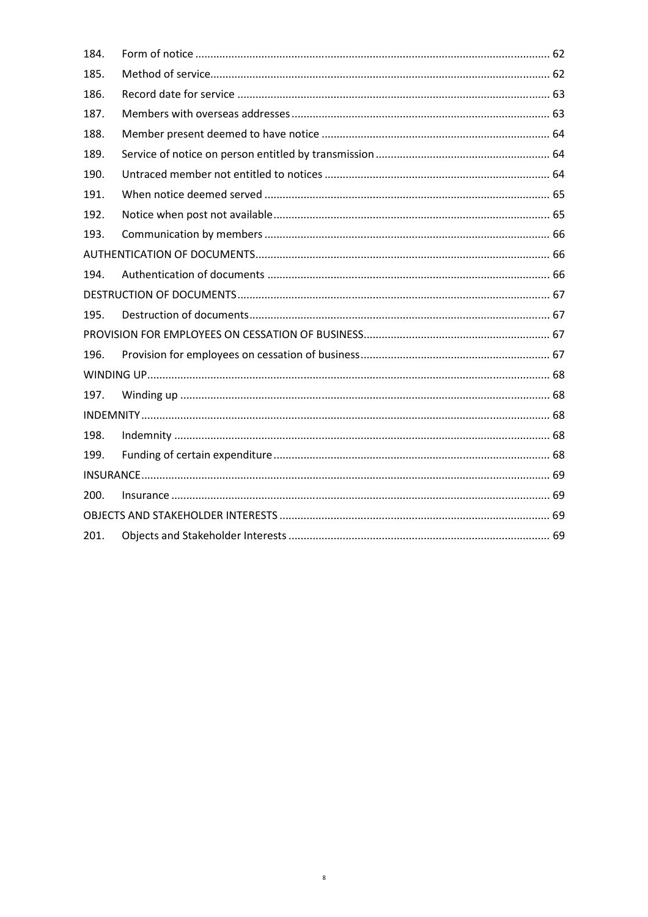| | | |
|---|---|---|
| 184. | Form of notice | 62 |
| 185. | Method of service | 62 |
| 186. | Record date for service | 63 |
| 187. | Members with overseas addresses | 63 |
| 188. | Member present deemed to have notice | 64 |
| 189. | Service of notice on person entitled by transmission | 64 |
| 190. | Untraced member not entitled to notices | 64 |
| 191. | When notice deemed served | 65 |
| 192. | Notice when post not available | 65 |
| 193. | Communication by members | 66 |
| AUTHENTICATION OF DOCUMENTS | | 66 |
| 194. | Authentication of documents | 66 |
| DESTRUCTION OF DOCUMENTS | | 67 |
| 195. | Destruction of documents | 67 |
| PROVISION FOR EMPLOYEES ON CESSATION OF BUSINESS | | 67 |
| 196. | Provision for employees on cessation of business | 67 |
| WINDING UP | | 68 |
| 197. | Winding up | 68 |
| INDEMNITY | | 68 |
| 198. | Indemnity | 68 |
| 199. | Funding of certain expenditure | 68 |
| INSURANCE | | 69 |
| 200. | Insurance | 69 |
| OBJECTS AND STAKEHOLDER INTERESTS | | 69 |
| 201. | Objects and Stakeholder Interests | 69 |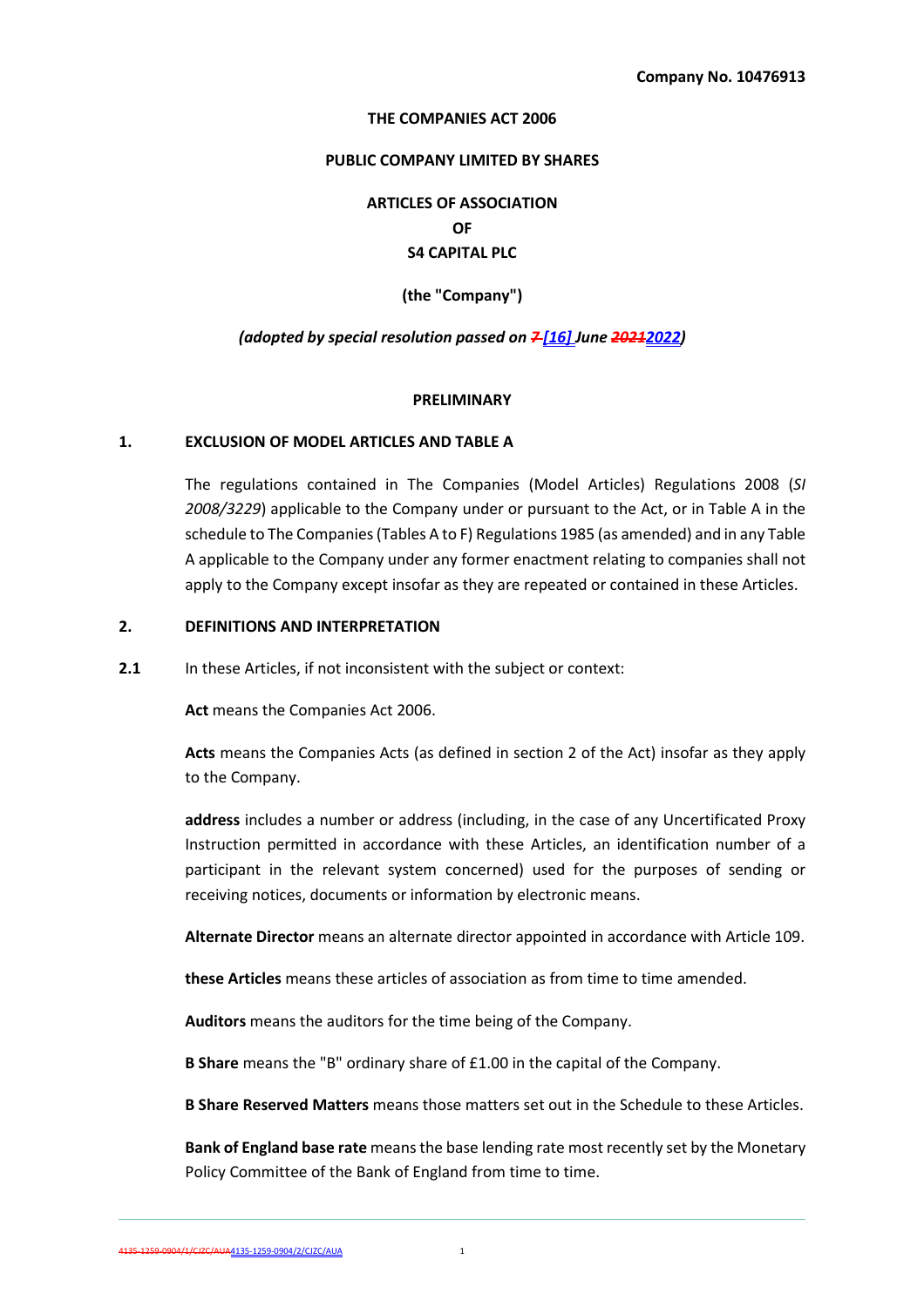**Company No. 10476913**

**THE COMPANIES ACT 2006**

**PUBLIC COMPANY LIMITED BY SHARES**

**ARTICLES OF ASSOCIATION**
**OF**
**S4 CAPITAL PLC**

**(the "Company")**

***(adopted by special resolution passed on ~~7~~ [16] June ~~2021~~2022)***

**PRELIMINARY**

## 1. EXCLUSION OF MODEL ARTICLES AND TABLE A

The regulations contained in The Companies (Model Articles) Regulations 2008 (*SI 2008/3229*) applicable to the Company under or pursuant to the Act, or in Table A in the schedule to The Companies (Tables A to F) Regulations 1985 (as amended) and in any Table A applicable to the Company under any former enactment relating to companies shall not apply to the Company except insofar as they are repeated or contained in these Articles.

## 2. DEFINITIONS AND INTERPRETATION

**2.1** In these Articles, if not inconsistent with the subject or context:

**Act** means the Companies Act 2006.

**Acts** means the Companies Acts (as defined in section 2 of the Act) insofar as they apply to the Company.

**address** includes a number or address (including, in the case of any Uncertificated Proxy Instruction permitted in accordance with these Articles, an identification number of a participant in the relevant system concerned) used for the purposes of sending or receiving notices, documents or information by electronic means.

**Alternate Director** means an alternate director appointed in accordance with Article 109.

**these Articles** means these articles of association as from time to time amended.

**Auditors** means the auditors for the time being of the Company.

**B Share** means the "B" ordinary share of £1.00 in the capital of the Company.

**B Share Reserved Matters** means those matters set out in the Schedule to these Articles.

**Bank of England base rate** means the base lending rate most recently set by the Monetary Policy Committee of the Bank of England from time to time.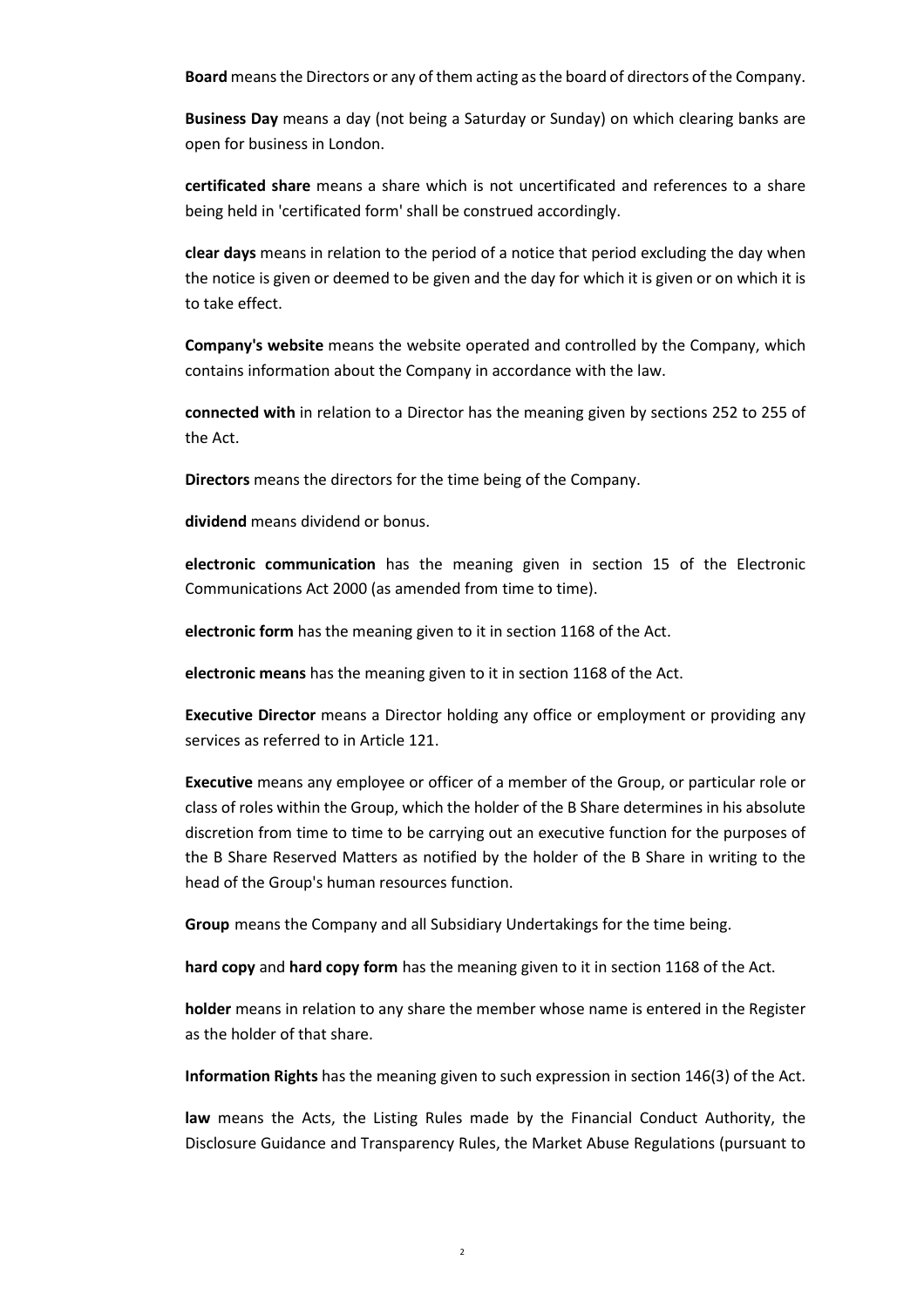**Board** means the Directors or any of them acting as the board of directors of the Company.

**Business Day** means a day (not being a Saturday or Sunday) on which clearing banks are open for business in London.

**certificated share** means a share which is not uncertificated and references to a share being held in 'certificated form' shall be construed accordingly.

**clear days** means in relation to the period of a notice that period excluding the day when the notice is given or deemed to be given and the day for which it is given or on which it is to take effect.

**Company's website** means the website operated and controlled by the Company, which contains information about the Company in accordance with the law.

**connected with** in relation to a Director has the meaning given by sections 252 to 255 of the Act.

**Directors** means the directors for the time being of the Company.

**dividend** means dividend or bonus.

**electronic communication** has the meaning given in section 15 of the Electronic Communications Act 2000 (as amended from time to time).

**electronic form** has the meaning given to it in section 1168 of the Act.

**electronic means** has the meaning given to it in section 1168 of the Act.

**Executive Director** means a Director holding any office or employment or providing any services as referred to in Article 121.

**Executive** means any employee or officer of a member of the Group, or particular role or class of roles within the Group, which the holder of the B Share determines in his absolute discretion from time to time to be carrying out an executive function for the purposes of the B Share Reserved Matters as notified by the holder of the B Share in writing to the head of the Group's human resources function.

**Group** means the Company and all Subsidiary Undertakings for the time being.

**hard copy** and **hard copy form** has the meaning given to it in section 1168 of the Act.

**holder** means in relation to any share the member whose name is entered in the Register as the holder of that share.

**Information Rights** has the meaning given to such expression in section 146(3) of the Act.

**law** means the Acts, the Listing Rules made by the Financial Conduct Authority, the Disclosure Guidance and Transparency Rules, the Market Abuse Regulations (pursuant to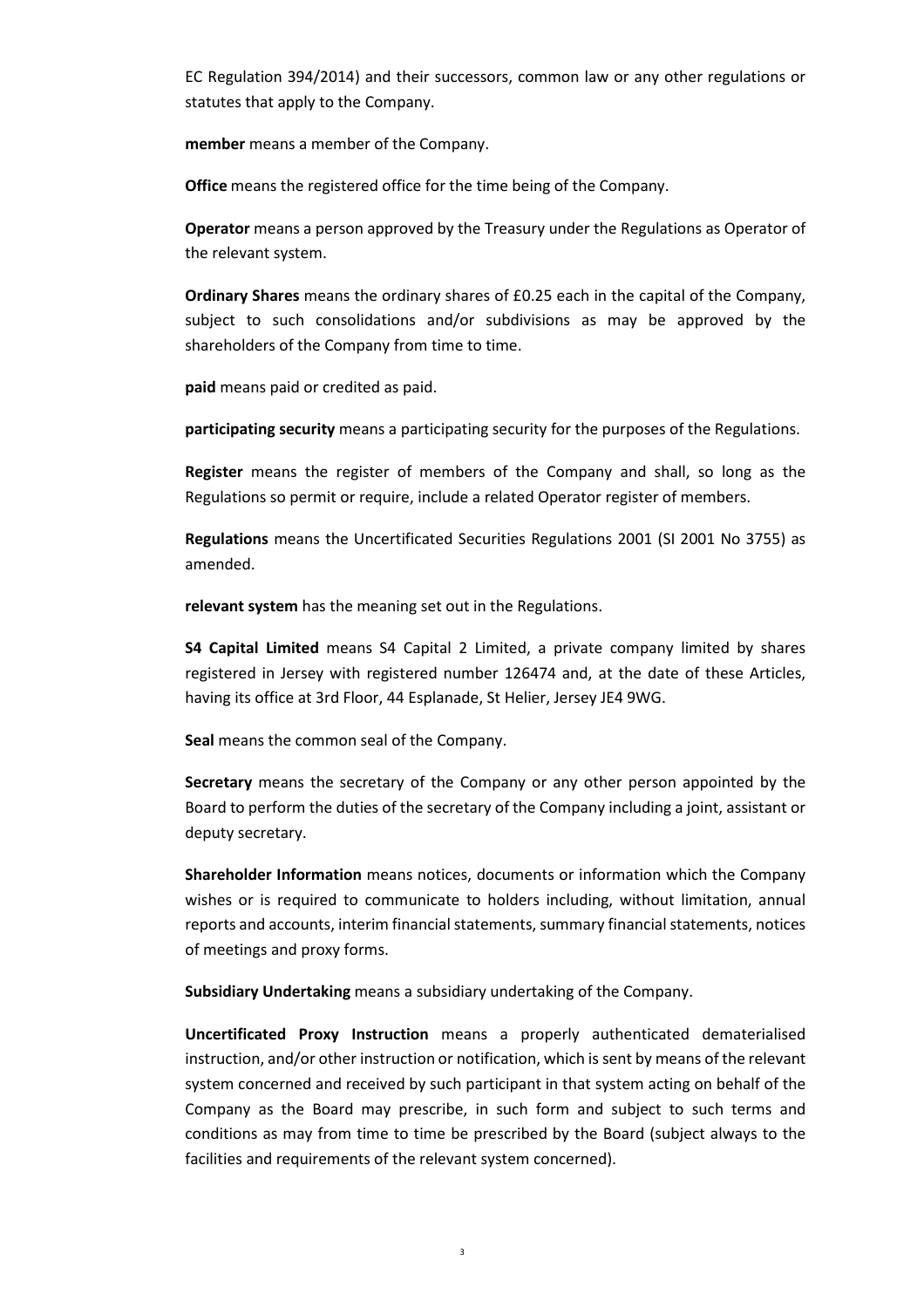EC Regulation 394/2014) and their successors, common law or any other regulations or statutes that apply to the Company.

**member** means a member of the Company.

**Office** means the registered office for the time being of the Company.

**Operator** means a person approved by the Treasury under the Regulations as Operator of the relevant system.

**Ordinary Shares** means the ordinary shares of £0.25 each in the capital of the Company, subject to such consolidations and/or subdivisions as may be approved by the shareholders of the Company from time to time.

**paid** means paid or credited as paid.

**participating security** means a participating security for the purposes of the Regulations.

**Register** means the register of members of the Company and shall, so long as the Regulations so permit or require, include a related Operator register of members.

**Regulations** means the Uncertificated Securities Regulations 2001 (SI 2001 No 3755) as amended.

**relevant system** has the meaning set out in the Regulations.

**S4 Capital Limited** means S4 Capital 2 Limited, a private company limited by shares registered in Jersey with registered number 126474 and, at the date of these Articles, having its office at 3rd Floor, 44 Esplanade, St Helier, Jersey JE4 9WG.

**Seal** means the common seal of the Company.

**Secretary** means the secretary of the Company or any other person appointed by the Board to perform the duties of the secretary of the Company including a joint, assistant or deputy secretary.

**Shareholder Information** means notices, documents or information which the Company wishes or is required to communicate to holders including, without limitation, annual reports and accounts, interim financial statements, summary financial statements, notices of meetings and proxy forms.

**Subsidiary Undertaking** means a subsidiary undertaking of the Company.

**Uncertificated Proxy Instruction** means a properly authenticated dematerialised instruction, and/or other instruction or notification, which is sent by means of the relevant system concerned and received by such participant in that system acting on behalf of the Company as the Board may prescribe, in such form and subject to such terms and conditions as may from time to time be prescribed by the Board (subject always to the facilities and requirements of the relevant system concerned).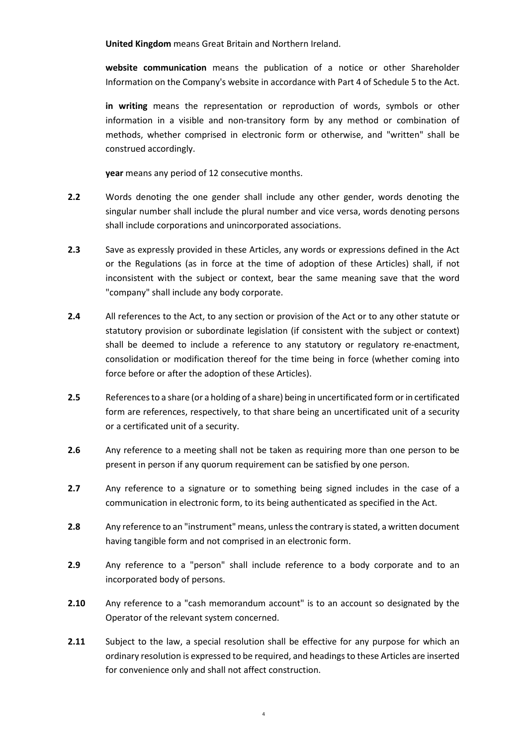**United Kingdom** means Great Britain and Northern Ireland.

**website communication** means the publication of a notice or other Shareholder Information on the Company's website in accordance with Part 4 of Schedule 5 to the Act.

**in writing** means the representation or reproduction of words, symbols or other information in a visible and non-transitory form by any method or combination of methods, whether comprised in electronic form or otherwise, and "written" shall be construed accordingly.

**year** means any period of 12 consecutive months.

**2.2** Words denoting the one gender shall include any other gender, words denoting the singular number shall include the plural number and vice versa, words denoting persons shall include corporations and unincorporated associations.

**2.3** Save as expressly provided in these Articles, any words or expressions defined in the Act or the Regulations (as in force at the time of adoption of these Articles) shall, if not inconsistent with the subject or context, bear the same meaning save that the word "company" shall include any body corporate.

**2.4** All references to the Act, to any section or provision of the Act or to any other statute or statutory provision or subordinate legislation (if consistent with the subject or context) shall be deemed to include a reference to any statutory or regulatory re-enactment, consolidation or modification thereof for the time being in force (whether coming into force before or after the adoption of these Articles).

**2.5** References to a share (or a holding of a share) being in uncertificated form or in certificated form are references, respectively, to that share being an uncertificated unit of a security or a certificated unit of a security.

**2.6** Any reference to a meeting shall not be taken as requiring more than one person to be present in person if any quorum requirement can be satisfied by one person.

**2.7** Any reference to a signature or to something being signed includes in the case of a communication in electronic form, to its being authenticated as specified in the Act.

**2.8** Any reference to an "instrument" means, unless the contrary is stated, a written document having tangible form and not comprised in an electronic form.

**2.9** Any reference to a "person" shall include reference to a body corporate and to an incorporated body of persons.

**2.10** Any reference to a "cash memorandum account" is to an account so designated by the Operator of the relevant system concerned.

**2.11** Subject to the law, a special resolution shall be effective for any purpose for which an ordinary resolution is expressed to be required, and headings to these Articles are inserted for convenience only and shall not affect construction.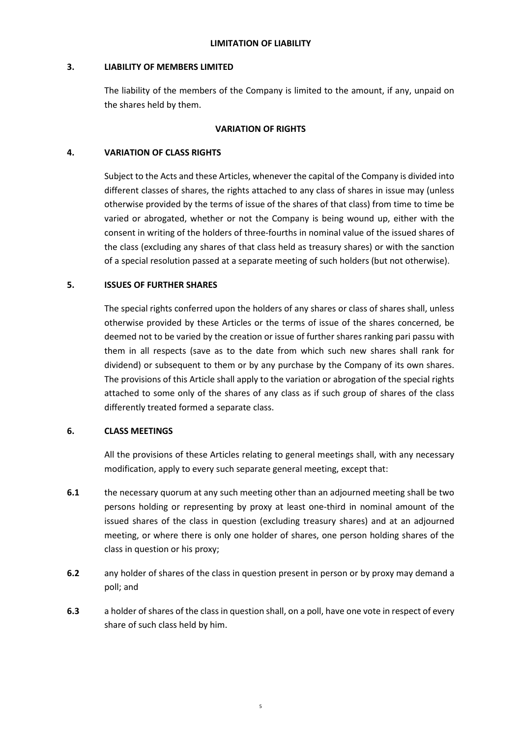## LIMITATION OF LIABILITY

### 3. LIABILITY OF MEMBERS LIMITED

The liability of the members of the Company is limited to the amount, if any, unpaid on the shares held by them.

## VARIATION OF RIGHTS

### 4. VARIATION OF CLASS RIGHTS

Subject to the Acts and these Articles, whenever the capital of the Company is divided into different classes of shares, the rights attached to any class of shares in issue may (unless otherwise provided by the terms of issue of the shares of that class) from time to time be varied or abrogated, whether or not the Company is being wound up, either with the consent in writing of the holders of three-fourths in nominal value of the issued shares of the class (excluding any shares of that class held as treasury shares) or with the sanction of a special resolution passed at a separate meeting of such holders (but not otherwise).

### 5. ISSUES OF FURTHER SHARES

The special rights conferred upon the holders of any shares or class of shares shall, unless otherwise provided by these Articles or the terms of issue of the shares concerned, be deemed not to be varied by the creation or issue of further shares ranking pari passu with them in all respects (save as to the date from which such new shares shall rank for dividend) or subsequent to them or by any purchase by the Company of its own shares. The provisions of this Article shall apply to the variation or abrogation of the special rights attached to some only of the shares of any class as if such group of shares of the class differently treated formed a separate class.

### 6. CLASS MEETINGS

All the provisions of these Articles relating to general meetings shall, with any necessary modification, apply to every such separate general meeting, except that:

**6.1** the necessary quorum at any such meeting other than an adjourned meeting shall be two persons holding or representing by proxy at least one-third in nominal amount of the issued shares of the class in question (excluding treasury shares) and at an adjourned meeting, or where there is only one holder of shares, one person holding shares of the class in question or his proxy;

**6.2** any holder of shares of the class in question present in person or by proxy may demand a poll; and

**6.3** a holder of shares of the class in question shall, on a poll, have one vote in respect of every share of such class held by him.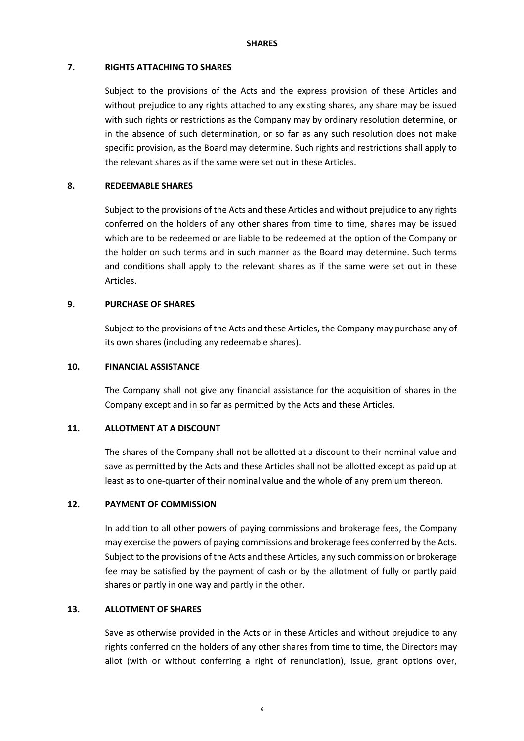## SHARES

### 7. RIGHTS ATTACHING TO SHARES

Subject to the provisions of the Acts and the express provision of these Articles and without prejudice to any rights attached to any existing shares, any share may be issued with such rights or restrictions as the Company may by ordinary resolution determine, or in the absence of such determination, or so far as any such resolution does not make specific provision, as the Board may determine. Such rights and restrictions shall apply to the relevant shares as if the same were set out in these Articles.

### 8. REDEEMABLE SHARES

Subject to the provisions of the Acts and these Articles and without prejudice to any rights conferred on the holders of any other shares from time to time, shares may be issued which are to be redeemed or are liable to be redeemed at the option of the Company or the holder on such terms and in such manner as the Board may determine. Such terms and conditions shall apply to the relevant shares as if the same were set out in these Articles.

### 9. PURCHASE OF SHARES

Subject to the provisions of the Acts and these Articles, the Company may purchase any of its own shares (including any redeemable shares).

### 10. FINANCIAL ASSISTANCE

The Company shall not give any financial assistance for the acquisition of shares in the Company except and in so far as permitted by the Acts and these Articles.

### 11. ALLOTMENT AT A DISCOUNT

The shares of the Company shall not be allotted at a discount to their nominal value and save as permitted by the Acts and these Articles shall not be allotted except as paid up at least as to one-quarter of their nominal value and the whole of any premium thereon.

### 12. PAYMENT OF COMMISSION

In addition to all other powers of paying commissions and brokerage fees, the Company may exercise the powers of paying commissions and brokerage fees conferred by the Acts. Subject to the provisions of the Acts and these Articles, any such commission or brokerage fee may be satisfied by the payment of cash or by the allotment of fully or partly paid shares or partly in one way and partly in the other.

### 13. ALLOTMENT OF SHARES

Save as otherwise provided in the Acts or in these Articles and without prejudice to any rights conferred on the holders of any other shares from time to time, the Directors may allot (with or without conferring a right of renunciation), issue, grant options over,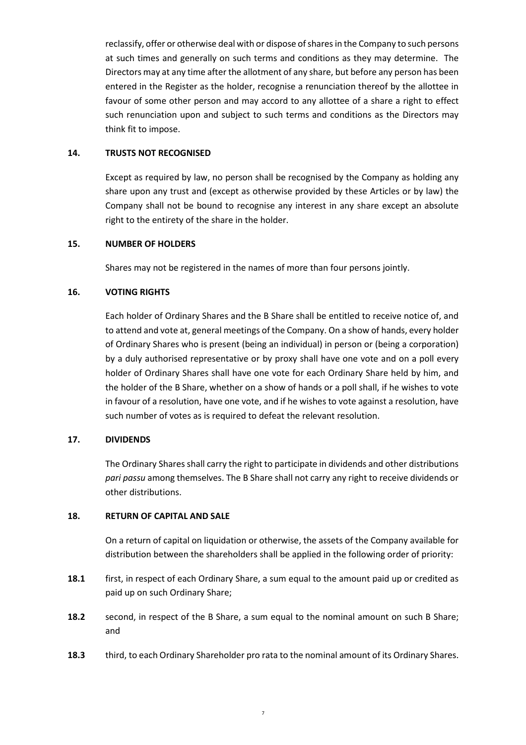reclassify, offer or otherwise deal with or dispose of shares in the Company to such persons at such times and generally on such terms and conditions as they may determine. The Directors may at any time after the allotment of any share, but before any person has been entered in the Register as the holder, recognise a renunciation thereof by the allottee in favour of some other person and may accord to any allottee of a share a right to effect such renunciation upon and subject to such terms and conditions as the Directors may think fit to impose.

**14. TRUSTS NOT RECOGNISED**

Except as required by law, no person shall be recognised by the Company as holding any share upon any trust and (except as otherwise provided by these Articles or by law) the Company shall not be bound to recognise any interest in any share except an absolute right to the entirety of the share in the holder.

**15. NUMBER OF HOLDERS**

Shares may not be registered in the names of more than four persons jointly.

**16. VOTING RIGHTS**

Each holder of Ordinary Shares and the B Share shall be entitled to receive notice of, and to attend and vote at, general meetings of the Company. On a show of hands, every holder of Ordinary Shares who is present (being an individual) in person or (being a corporation) by a duly authorised representative or by proxy shall have one vote and on a poll every holder of Ordinary Shares shall have one vote for each Ordinary Share held by him, and the holder of the B Share, whether on a show of hands or a poll shall, if he wishes to vote in favour of a resolution, have one vote, and if he wishes to vote against a resolution, have such number of votes as is required to defeat the relevant resolution.

**17. DIVIDENDS**

The Ordinary Shares shall carry the right to participate in dividends and other distributions *pari passu* among themselves. The B Share shall not carry any right to receive dividends or other distributions.

**18. RETURN OF CAPITAL AND SALE**

On a return of capital on liquidation or otherwise, the assets of the Company available for distribution between the shareholders shall be applied in the following order of priority:

**18.1** first, in respect of each Ordinary Share, a sum equal to the amount paid up or credited as paid up on such Ordinary Share;

**18.2** second, in respect of the B Share, a sum equal to the nominal amount on such B Share; and

**18.3** third, to each Ordinary Shareholder pro rata to the nominal amount of its Ordinary Shares.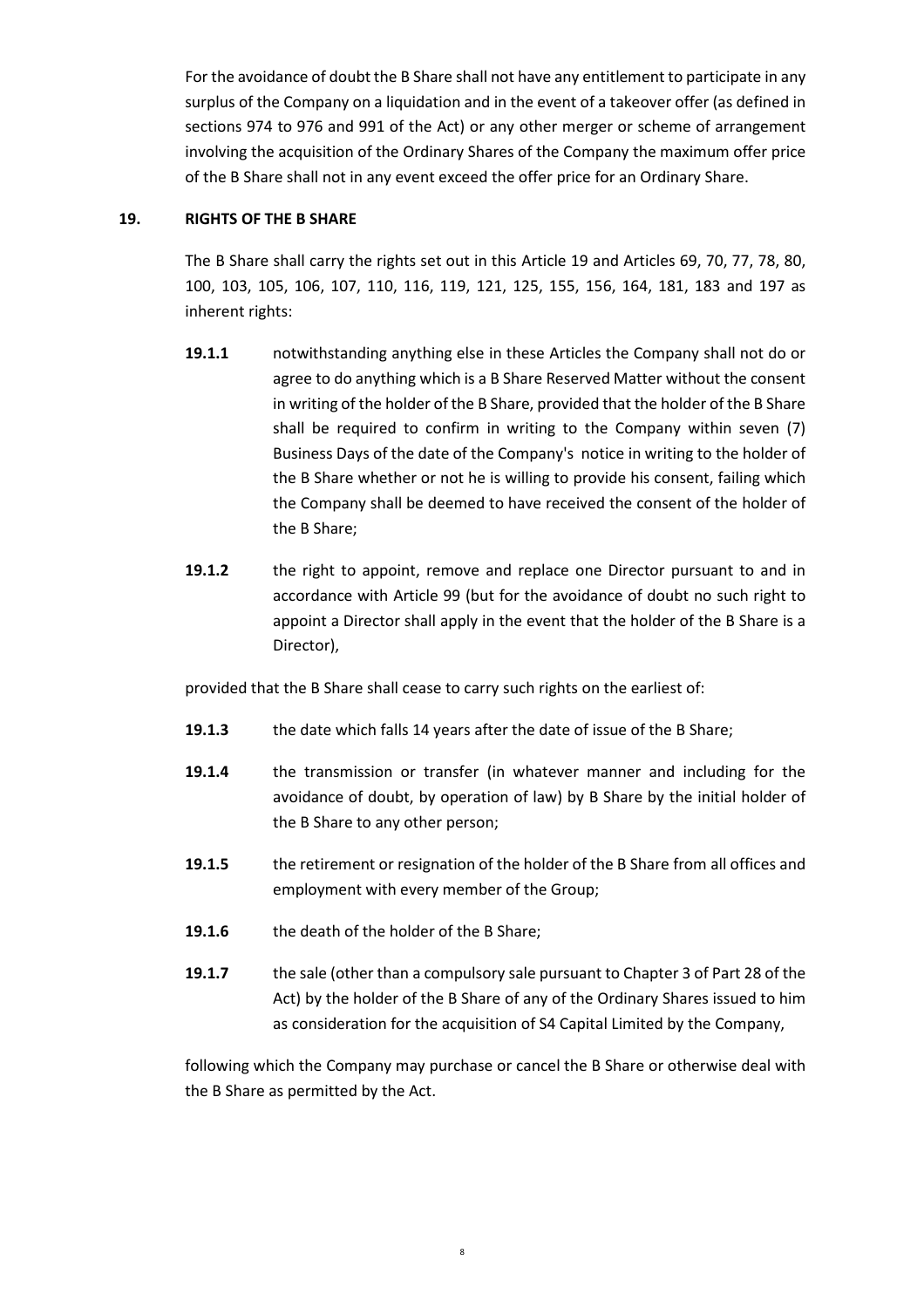For the avoidance of doubt the B Share shall not have any entitlement to participate in any surplus of the Company on a liquidation and in the event of a takeover offer (as defined in sections 974 to 976 and 991 of the Act) or any other merger or scheme of arrangement involving the acquisition of the Ordinary Shares of the Company the maximum offer price of the B Share shall not in any event exceed the offer price for an Ordinary Share.

## 19. RIGHTS OF THE B SHARE

The B Share shall carry the rights set out in this Article 19 and Articles 69, 70, 77, 78, 80, 100, 103, 105, 106, 107, 110, 116, 119, 121, 125, 155, 156, 164, 181, 183 and 197 as inherent rights:

**19.1.1** notwithstanding anything else in these Articles the Company shall not do or agree to do anything which is a B Share Reserved Matter without the consent in writing of the holder of the B Share, provided that the holder of the B Share shall be required to confirm in writing to the Company within seven (7) Business Days of the date of the Company's notice in writing to the holder of the B Share whether or not he is willing to provide his consent, failing which the Company shall be deemed to have received the consent of the holder of the B Share;

**19.1.2** the right to appoint, remove and replace one Director pursuant to and in accordance with Article 99 (but for the avoidance of doubt no such right to appoint a Director shall apply in the event that the holder of the B Share is a Director),

provided that the B Share shall cease to carry such rights on the earliest of:

**19.1.3** the date which falls 14 years after the date of issue of the B Share;

**19.1.4** the transmission or transfer (in whatever manner and including for the avoidance of doubt, by operation of law) by B Share by the initial holder of the B Share to any other person;

**19.1.5** the retirement or resignation of the holder of the B Share from all offices and employment with every member of the Group;

**19.1.6** the death of the holder of the B Share;

**19.1.7** the sale (other than a compulsory sale pursuant to Chapter 3 of Part 28 of the Act) by the holder of the B Share of any of the Ordinary Shares issued to him as consideration for the acquisition of S4 Capital Limited by the Company,

following which the Company may purchase or cancel the B Share or otherwise deal with the B Share as permitted by the Act.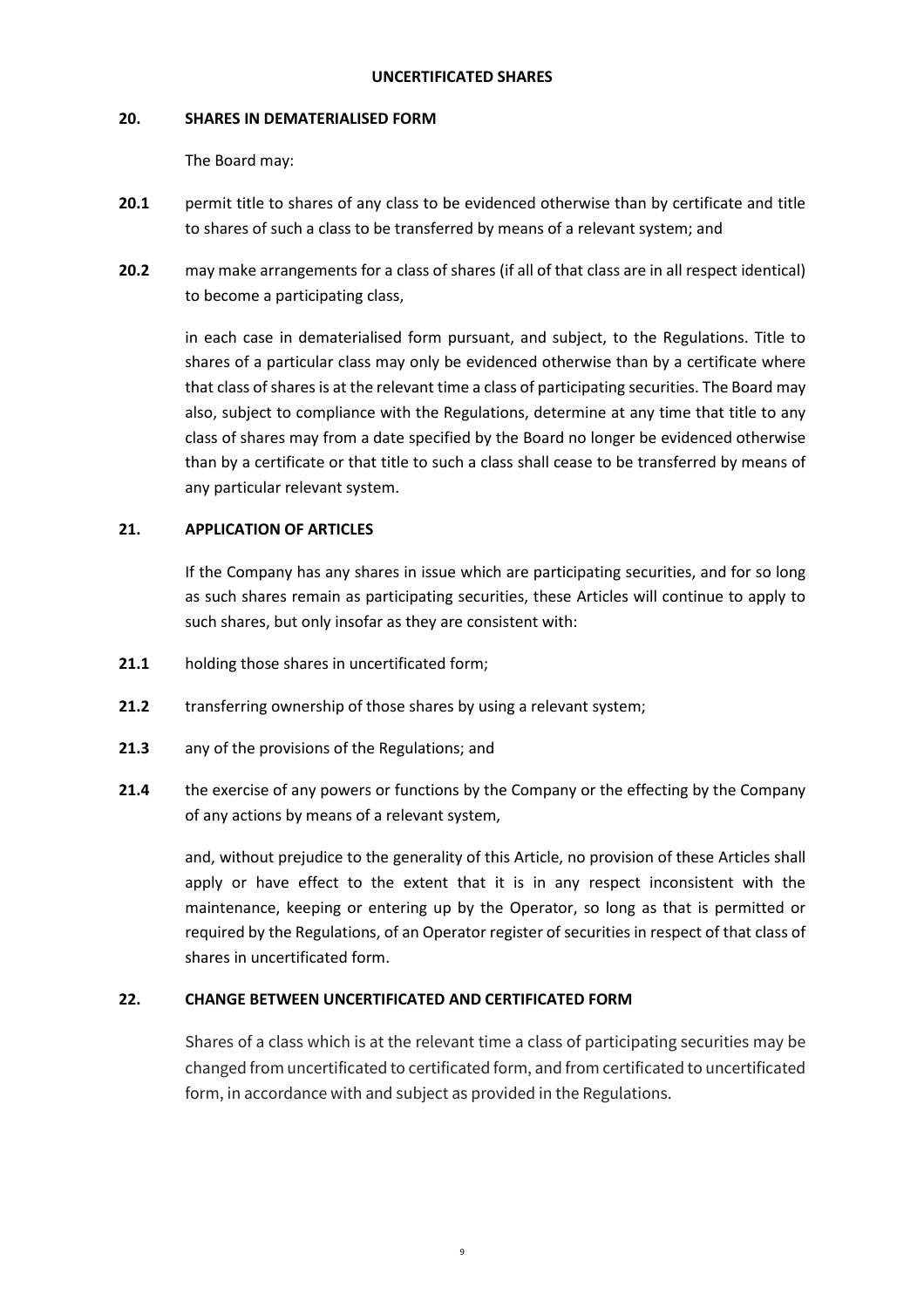## UNCERTIFICATED SHARES

### 20. SHARES IN DEMATERIALISED FORM

The Board may:

**20.1** permit title to shares of any class to be evidenced otherwise than by certificate and title to shares of such a class to be transferred by means of a relevant system; and

**20.2** may make arrangements for a class of shares (if all of that class are in all respect identical) to become a participating class,

in each case in dematerialised form pursuant, and subject, to the Regulations. Title to shares of a particular class may only be evidenced otherwise than by a certificate where that class of shares is at the relevant time a class of participating securities. The Board may also, subject to compliance with the Regulations, determine at any time that title to any class of shares may from a date specified by the Board no longer be evidenced otherwise than by a certificate or that title to such a class shall cease to be transferred by means of any particular relevant system.

### 21. APPLICATION OF ARTICLES

If the Company has any shares in issue which are participating securities, and for so long as such shares remain as participating securities, these Articles will continue to apply to such shares, but only insofar as they are consistent with:

**21.1** holding those shares in uncertificated form;

**21.2** transferring ownership of those shares by using a relevant system;

**21.3** any of the provisions of the Regulations; and

**21.4** the exercise of any powers or functions by the Company or the effecting by the Company of any actions by means of a relevant system,

and, without prejudice to the generality of this Article, no provision of these Articles shall apply or have effect to the extent that it is in any respect inconsistent with the maintenance, keeping or entering up by the Operator, so long as that is permitted or required by the Regulations, of an Operator register of securities in respect of that class of shares in uncertificated form.

### 22. CHANGE BETWEEN UNCERTIFICATED AND CERTIFICATED FORM

Shares of a class which is at the relevant time a class of participating securities may be changed from uncertificated to certificated form, and from certificated to uncertificated form, in accordance with and subject as provided in the Regulations.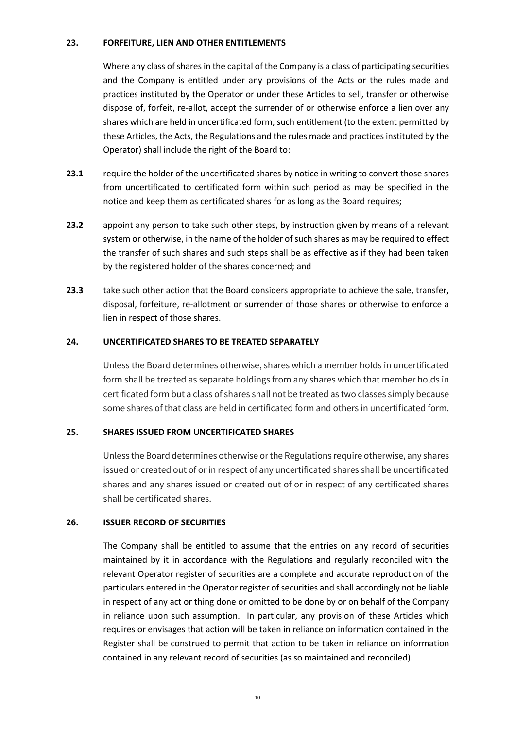## 23. FORFEITURE, LIEN AND OTHER ENTITLEMENTS

Where any class of shares in the capital of the Company is a class of participating securities and the Company is entitled under any provisions of the Acts or the rules made and practices instituted by the Operator or under these Articles to sell, transfer or otherwise dispose of, forfeit, re-allot, accept the surrender of or otherwise enforce a lien over any shares which are held in uncertificated form, such entitlement (to the extent permitted by these Articles, the Acts, the Regulations and the rules made and practices instituted by the Operator) shall include the right of the Board to:

**23.1** require the holder of the uncertificated shares by notice in writing to convert those shares from uncertificated to certificated form within such period as may be specified in the notice and keep them as certificated shares for as long as the Board requires;

**23.2** appoint any person to take such other steps, by instruction given by means of a relevant system or otherwise, in the name of the holder of such shares as may be required to effect the transfer of such shares and such steps shall be as effective as if they had been taken by the registered holder of the shares concerned; and

**23.3** take such other action that the Board considers appropriate to achieve the sale, transfer, disposal, forfeiture, re-allotment or surrender of those shares or otherwise to enforce a lien in respect of those shares.

## 24. UNCERTIFICATED SHARES TO BE TREATED SEPARATELY

Unless the Board determines otherwise, shares which a member holds in uncertificated form shall be treated as separate holdings from any shares which that member holds in certificated form but a class of shares shall not be treated as two classes simply because some shares of that class are held in certificated form and others in uncertificated form.

## 25. SHARES ISSUED FROM UNCERTIFICATED SHARES

Unless the Board determines otherwise or the Regulations require otherwise, any shares issued or created out of or in respect of any uncertificated shares shall be uncertificated shares and any shares issued or created out of or in respect of any certificated shares shall be certificated shares.

## 26. ISSUER RECORD OF SECURITIES

The Company shall be entitled to assume that the entries on any record of securities maintained by it in accordance with the Regulations and regularly reconciled with the relevant Operator register of securities are a complete and accurate reproduction of the particulars entered in the Operator register of securities and shall accordingly not be liable in respect of any act or thing done or omitted to be done by or on behalf of the Company in reliance upon such assumption. In particular, any provision of these Articles which requires or envisages that action will be taken in reliance on information contained in the Register shall be construed to permit that action to be taken in reliance on information contained in any relevant record of securities (as so maintained and reconciled).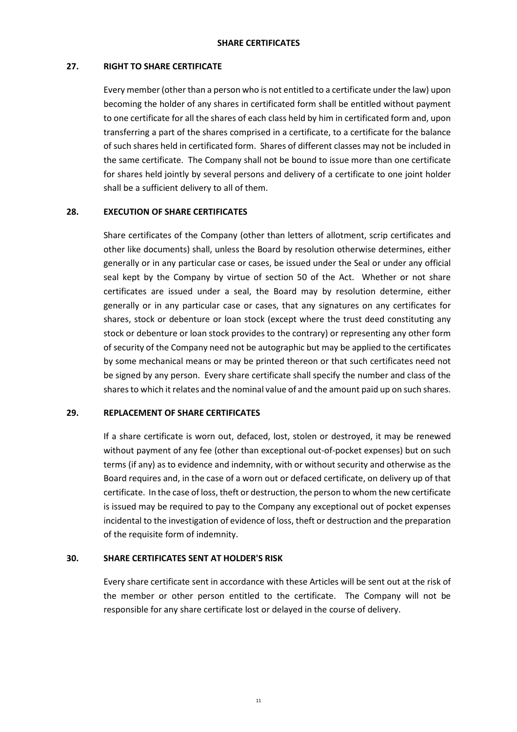## SHARE CERTIFICATES

### 27. RIGHT TO SHARE CERTIFICATE

Every member (other than a person who is not entitled to a certificate under the law) upon becoming the holder of any shares in certificated form shall be entitled without payment to one certificate for all the shares of each class held by him in certificated form and, upon transferring a part of the shares comprised in a certificate, to a certificate for the balance of such shares held in certificated form. Shares of different classes may not be included in the same certificate. The Company shall not be bound to issue more than one certificate for shares held jointly by several persons and delivery of a certificate to one joint holder shall be a sufficient delivery to all of them.

### 28. EXECUTION OF SHARE CERTIFICATES

Share certificates of the Company (other than letters of allotment, scrip certificates and other like documents) shall, unless the Board by resolution otherwise determines, either generally or in any particular case or cases, be issued under the Seal or under any official seal kept by the Company by virtue of section 50 of the Act. Whether or not share certificates are issued under a seal, the Board may by resolution determine, either generally or in any particular case or cases, that any signatures on any certificates for shares, stock or debenture or loan stock (except where the trust deed constituting any stock or debenture or loan stock provides to the contrary) or representing any other form of security of the Company need not be autographic but may be applied to the certificates by some mechanical means or may be printed thereon or that such certificates need not be signed by any person. Every share certificate shall specify the number and class of the shares to which it relates and the nominal value of and the amount paid up on such shares.

### 29. REPLACEMENT OF SHARE CERTIFICATES

If a share certificate is worn out, defaced, lost, stolen or destroyed, it may be renewed without payment of any fee (other than exceptional out-of-pocket expenses) but on such terms (if any) as to evidence and indemnity, with or without security and otherwise as the Board requires and, in the case of a worn out or defaced certificate, on delivery up of that certificate. In the case of loss, theft or destruction, the person to whom the new certificate is issued may be required to pay to the Company any exceptional out of pocket expenses incidental to the investigation of evidence of loss, theft or destruction and the preparation of the requisite form of indemnity.

### 30. SHARE CERTIFICATES SENT AT HOLDER'S RISK

Every share certificate sent in accordance with these Articles will be sent out at the risk of the member or other person entitled to the certificate. The Company will not be responsible for any share certificate lost or delayed in the course of delivery.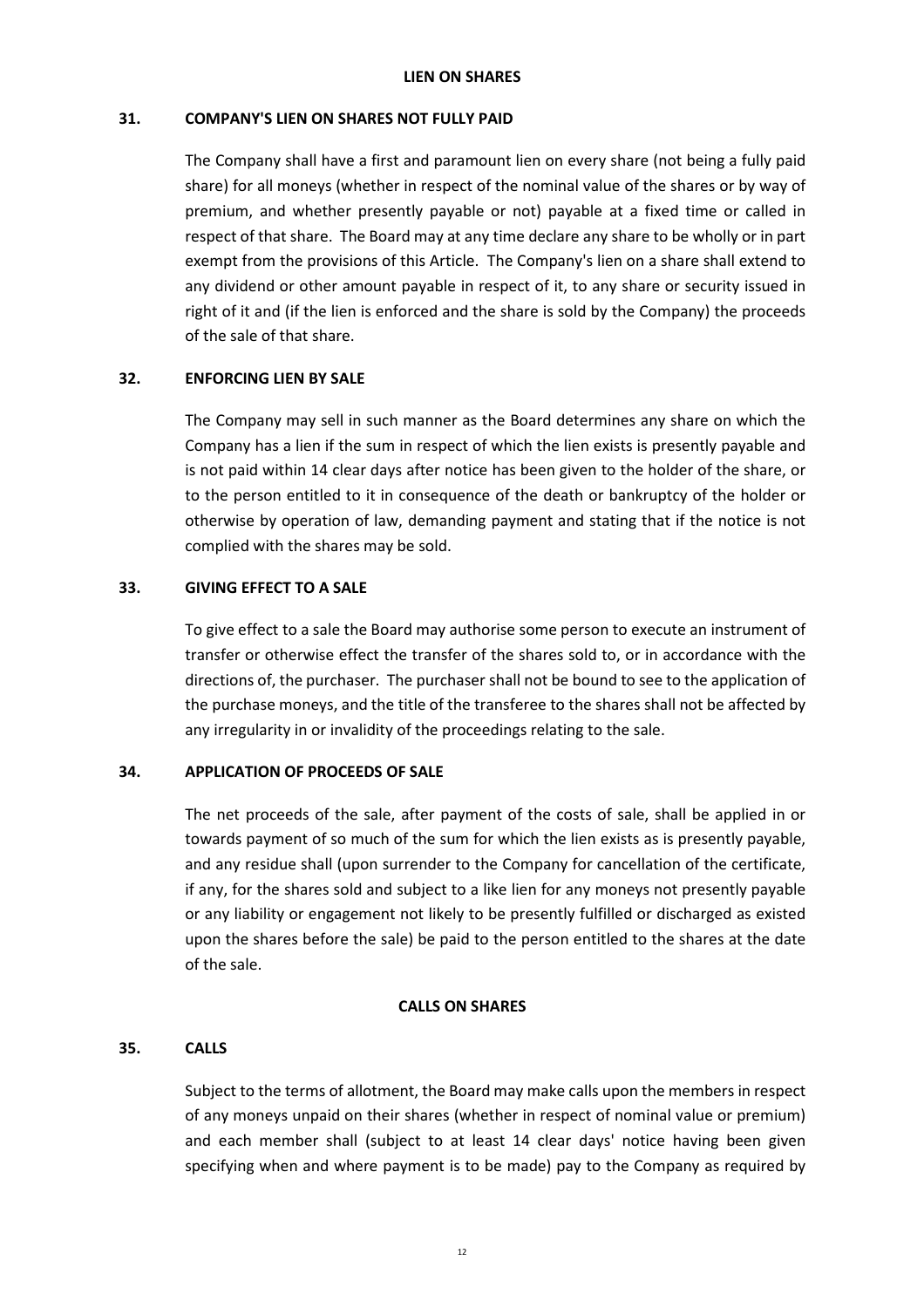## LIEN ON SHARES

### 31. COMPANY'S LIEN ON SHARES NOT FULLY PAID

The Company shall have a first and paramount lien on every share (not being a fully paid share) for all moneys (whether in respect of the nominal value of the shares or by way of premium, and whether presently payable or not) payable at a fixed time or called in respect of that share. The Board may at any time declare any share to be wholly or in part exempt from the provisions of this Article. The Company's lien on a share shall extend to any dividend or other amount payable in respect of it, to any share or security issued in right of it and (if the lien is enforced and the share is sold by the Company) the proceeds of the sale of that share.

### 32. ENFORCING LIEN BY SALE

The Company may sell in such manner as the Board determines any share on which the Company has a lien if the sum in respect of which the lien exists is presently payable and is not paid within 14 clear days after notice has been given to the holder of the share, or to the person entitled to it in consequence of the death or bankruptcy of the holder or otherwise by operation of law, demanding payment and stating that if the notice is not complied with the shares may be sold.

### 33. GIVING EFFECT TO A SALE

To give effect to a sale the Board may authorise some person to execute an instrument of transfer or otherwise effect the transfer of the shares sold to, or in accordance with the directions of, the purchaser. The purchaser shall not be bound to see to the application of the purchase moneys, and the title of the transferee to the shares shall not be affected by any irregularity in or invalidity of the proceedings relating to the sale.

### 34. APPLICATION OF PROCEEDS OF SALE

The net proceeds of the sale, after payment of the costs of sale, shall be applied in or towards payment of so much of the sum for which the lien exists as is presently payable, and any residue shall (upon surrender to the Company for cancellation of the certificate, if any, for the shares sold and subject to a like lien for any moneys not presently payable or any liability or engagement not likely to be presently fulfilled or discharged as existed upon the shares before the sale) be paid to the person entitled to the shares at the date of the sale.

## CALLS ON SHARES

### 35. CALLS

Subject to the terms of allotment, the Board may make calls upon the members in respect of any moneys unpaid on their shares (whether in respect of nominal value or premium) and each member shall (subject to at least 14 clear days' notice having been given specifying when and where payment is to be made) pay to the Company as required by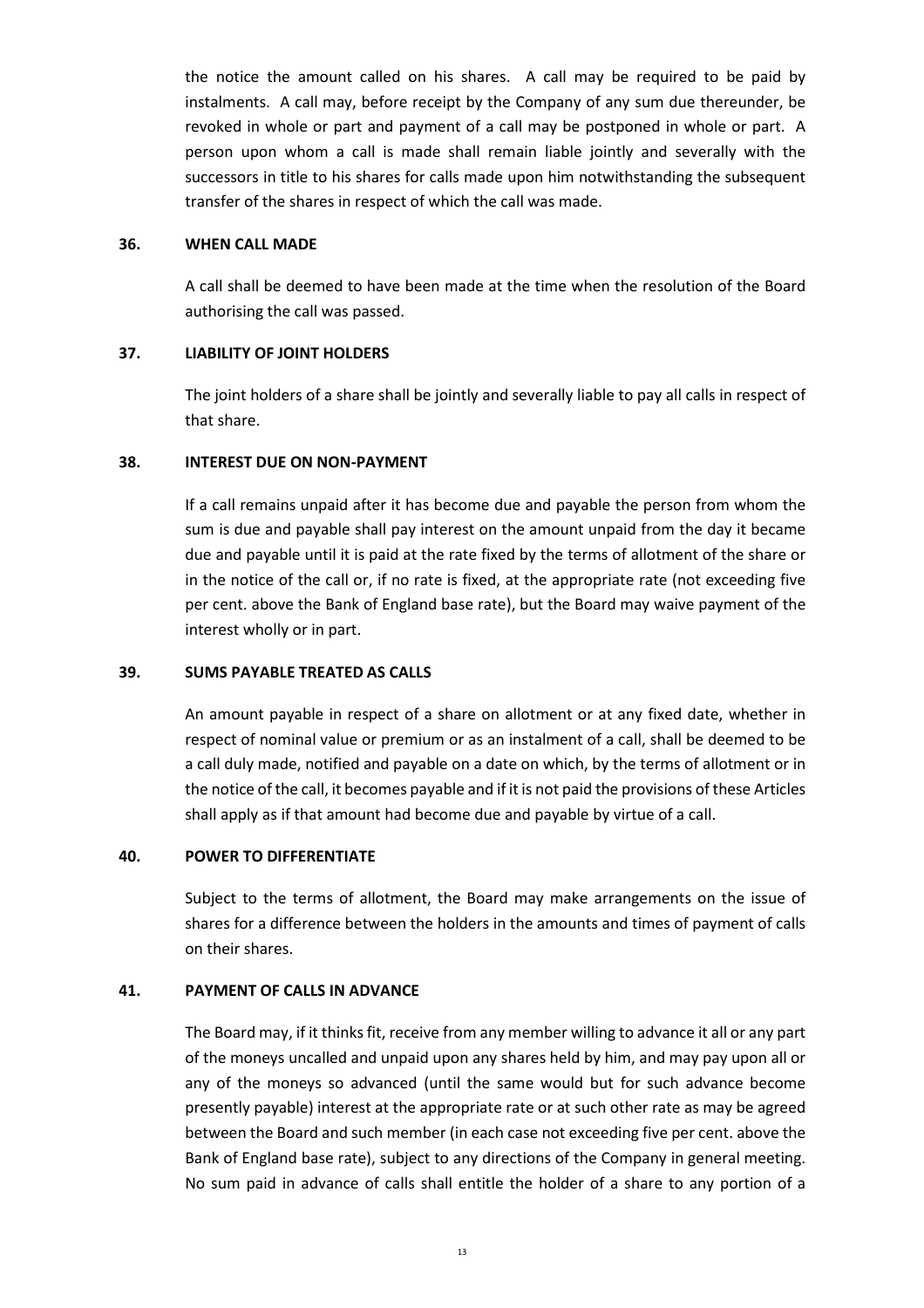the notice the amount called on his shares. A call may be required to be paid by instalments. A call may, before receipt by the Company of any sum due thereunder, be revoked in whole or part and payment of a call may be postponed in whole or part. A person upon whom a call is made shall remain liable jointly and severally with the successors in title to his shares for calls made upon him notwithstanding the subsequent transfer of the shares in respect of which the call was made.

**36. WHEN CALL MADE**

A call shall be deemed to have been made at the time when the resolution of the Board authorising the call was passed.

**37. LIABILITY OF JOINT HOLDERS**

The joint holders of a share shall be jointly and severally liable to pay all calls in respect of that share.

**38. INTEREST DUE ON NON-PAYMENT**

If a call remains unpaid after it has become due and payable the person from whom the sum is due and payable shall pay interest on the amount unpaid from the day it became due and payable until it is paid at the rate fixed by the terms of allotment of the share or in the notice of the call or, if no rate is fixed, at the appropriate rate (not exceeding five per cent. above the Bank of England base rate), but the Board may waive payment of the interest wholly or in part.

**39. SUMS PAYABLE TREATED AS CALLS**

An amount payable in respect of a share on allotment or at any fixed date, whether in respect of nominal value or premium or as an instalment of a call, shall be deemed to be a call duly made, notified and payable on a date on which, by the terms of allotment or in the notice of the call, it becomes payable and if it is not paid the provisions of these Articles shall apply as if that amount had become due and payable by virtue of a call.

**40. POWER TO DIFFERENTIATE**

Subject to the terms of allotment, the Board may make arrangements on the issue of shares for a difference between the holders in the amounts and times of payment of calls on their shares.

**41. PAYMENT OF CALLS IN ADVANCE**

The Board may, if it thinks fit, receive from any member willing to advance it all or any part of the moneys uncalled and unpaid upon any shares held by him, and may pay upon all or any of the moneys so advanced (until the same would but for such advance become presently payable) interest at the appropriate rate or at such other rate as may be agreed between the Board and such member (in each case not exceeding five per cent. above the Bank of England base rate), subject to any directions of the Company in general meeting. No sum paid in advance of calls shall entitle the holder of a share to any portion of a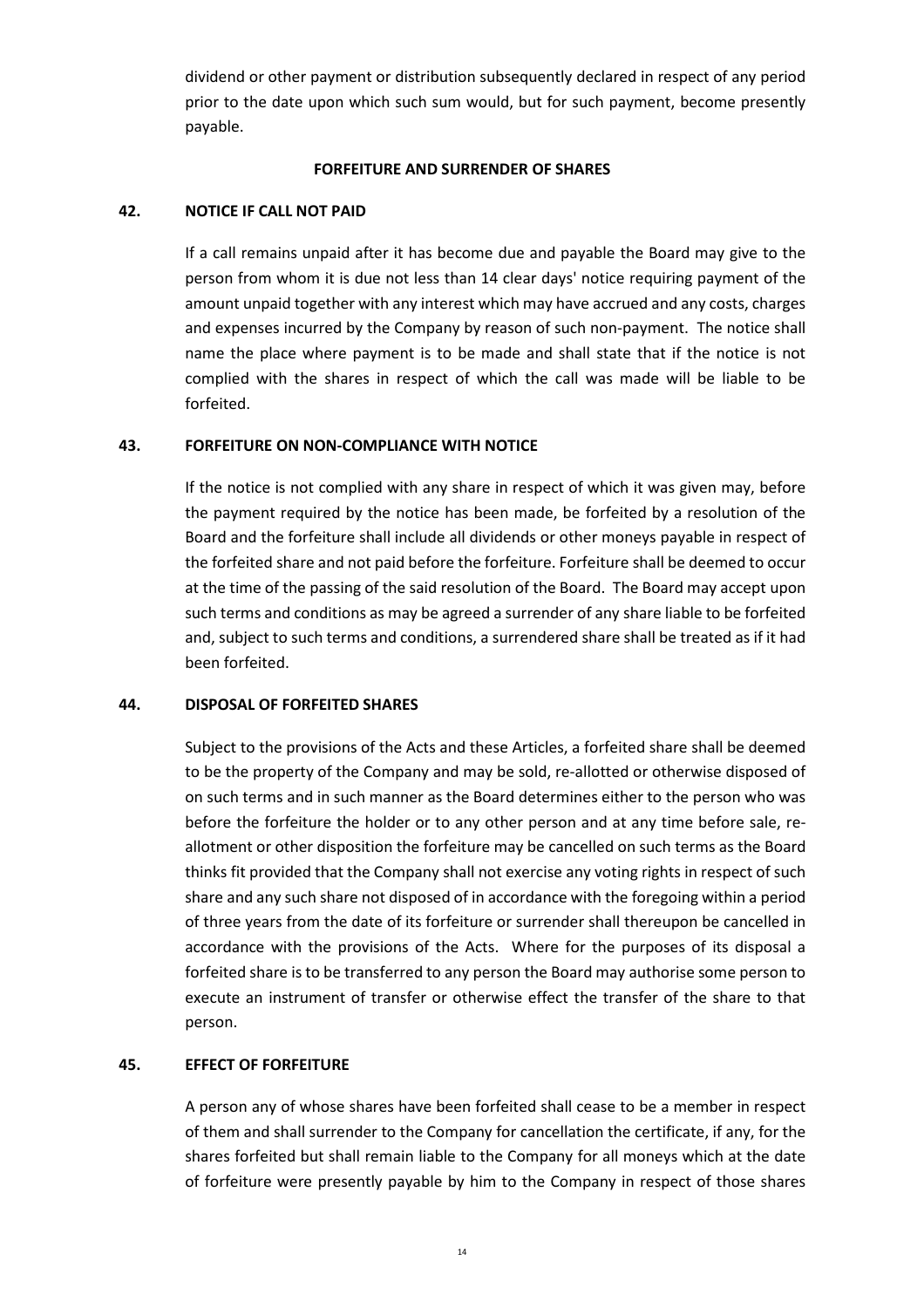dividend or other payment or distribution subsequently declared in respect of any period prior to the date upon which such sum would, but for such payment, become presently payable.

**FORFEITURE AND SURRENDER OF SHARES**

**42. NOTICE IF CALL NOT PAID**

If a call remains unpaid after it has become due and payable the Board may give to the person from whom it is due not less than 14 clear days' notice requiring payment of the amount unpaid together with any interest which may have accrued and any costs, charges and expenses incurred by the Company by reason of such non-payment. The notice shall name the place where payment is to be made and shall state that if the notice is not complied with the shares in respect of which the call was made will be liable to be forfeited.

**43. FORFEITURE ON NON-COMPLIANCE WITH NOTICE**

If the notice is not complied with any share in respect of which it was given may, before the payment required by the notice has been made, be forfeited by a resolution of the Board and the forfeiture shall include all dividends or other moneys payable in respect of the forfeited share and not paid before the forfeiture. Forfeiture shall be deemed to occur at the time of the passing of the said resolution of the Board. The Board may accept upon such terms and conditions as may be agreed a surrender of any share liable to be forfeited and, subject to such terms and conditions, a surrendered share shall be treated as if it had been forfeited.

**44. DISPOSAL OF FORFEITED SHARES**

Subject to the provisions of the Acts and these Articles, a forfeited share shall be deemed to be the property of the Company and may be sold, re-allotted or otherwise disposed of on such terms and in such manner as the Board determines either to the person who was before the forfeiture the holder or to any other person and at any time before sale, re-allotment or other disposition the forfeiture may be cancelled on such terms as the Board thinks fit provided that the Company shall not exercise any voting rights in respect of such share and any such share not disposed of in accordance with the foregoing within a period of three years from the date of its forfeiture or surrender shall thereupon be cancelled in accordance with the provisions of the Acts. Where for the purposes of its disposal a forfeited share is to be transferred to any person the Board may authorise some person to execute an instrument of transfer or otherwise effect the transfer of the share to that person.

**45. EFFECT OF FORFEITURE**

A person any of whose shares have been forfeited shall cease to be a member in respect of them and shall surrender to the Company for cancellation the certificate, if any, for the shares forfeited but shall remain liable to the Company for all moneys which at the date of forfeiture were presently payable by him to the Company in respect of those shares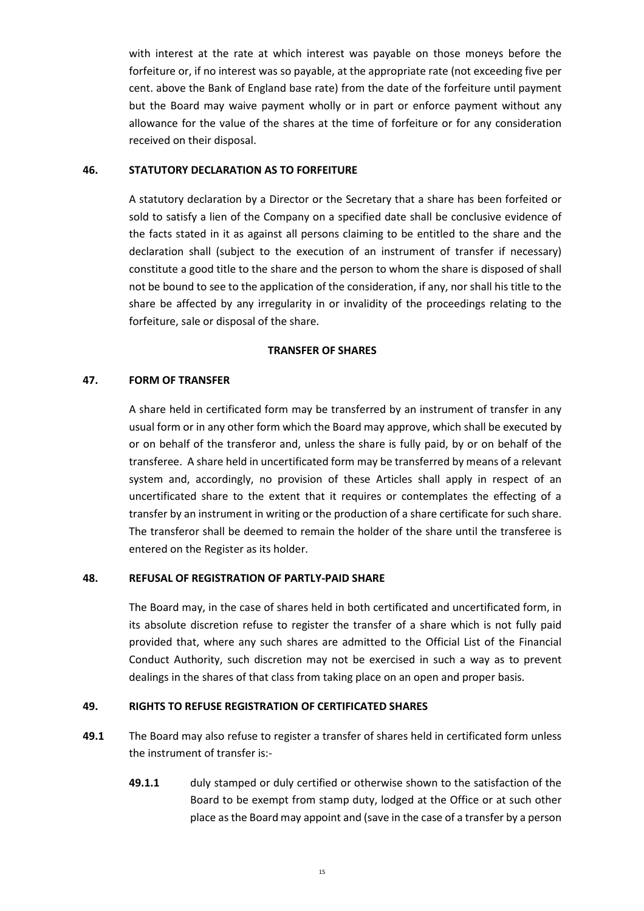with interest at the rate at which interest was payable on those moneys before the forfeiture or, if no interest was so payable, at the appropriate rate (not exceeding five per cent. above the Bank of England base rate) from the date of the forfeiture until payment but the Board may waive payment wholly or in part or enforce payment without any allowance for the value of the shares at the time of forfeiture or for any consideration received on their disposal.

**46. STATUTORY DECLARATION AS TO FORFEITURE**

A statutory declaration by a Director or the Secretary that a share has been forfeited or sold to satisfy a lien of the Company on a specified date shall be conclusive evidence of the facts stated in it as against all persons claiming to be entitled to the share and the declaration shall (subject to the execution of an instrument of transfer if necessary) constitute a good title to the share and the person to whom the share is disposed of shall not be bound to see to the application of the consideration, if any, nor shall his title to the share be affected by any irregularity in or invalidity of the proceedings relating to the forfeiture, sale or disposal of the share.

**TRANSFER OF SHARES**

**47. FORM OF TRANSFER**

A share held in certificated form may be transferred by an instrument of transfer in any usual form or in any other form which the Board may approve, which shall be executed by or on behalf of the transferor and, unless the share is fully paid, by or on behalf of the transferee. A share held in uncertificated form may be transferred by means of a relevant system and, accordingly, no provision of these Articles shall apply in respect of an uncertificated share to the extent that it requires or contemplates the effecting of a transfer by an instrument in writing or the production of a share certificate for such share. The transferor shall be deemed to remain the holder of the share until the transferee is entered on the Register as its holder.

**48. REFUSAL OF REGISTRATION OF PARTLY-PAID SHARE**

The Board may, in the case of shares held in both certificated and uncertificated form, in its absolute discretion refuse to register the transfer of a share which is not fully paid provided that, where any such shares are admitted to the Official List of the Financial Conduct Authority, such discretion may not be exercised in such a way as to prevent dealings in the shares of that class from taking place on an open and proper basis.

**49. RIGHTS TO REFUSE REGISTRATION OF CERTIFICATED SHARES**

**49.1** The Board may also refuse to register a transfer of shares held in certificated form unless the instrument of transfer is:-

**49.1.1** duly stamped or duly certified or otherwise shown to the satisfaction of the Board to be exempt from stamp duty, lodged at the Office or at such other place as the Board may appoint and (save in the case of a transfer by a person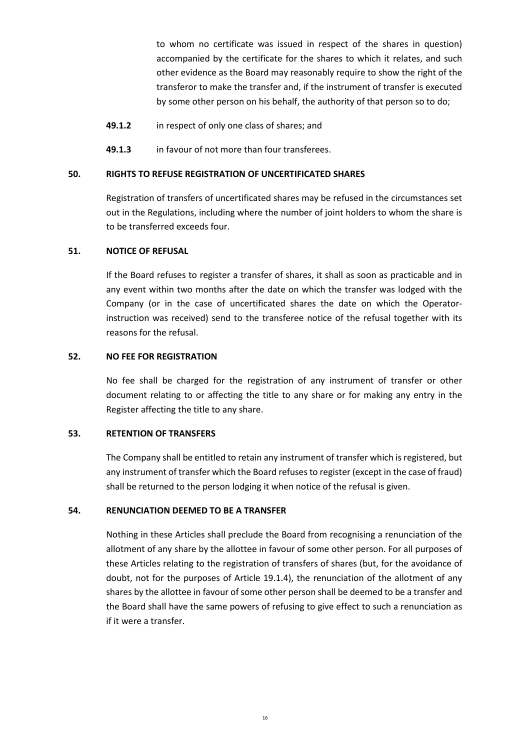to whom no certificate was issued in respect of the shares in question) accompanied by the certificate for the shares to which it relates, and such other evidence as the Board may reasonably require to show the right of the transferor to make the transfer and, if the instrument of transfer is executed by some other person on his behalf, the authority of that person so to do;

**49.1.2** in respect of only one class of shares; and

**49.1.3** in favour of not more than four transferees.

**50. RIGHTS TO REFUSE REGISTRATION OF UNCERTIFICATED SHARES**

Registration of transfers of uncertificated shares may be refused in the circumstances set out in the Regulations, including where the number of joint holders to whom the share is to be transferred exceeds four.

**51. NOTICE OF REFUSAL**

If the Board refuses to register a transfer of shares, it shall as soon as practicable and in any event within two months after the date on which the transfer was lodged with the Company (or in the case of uncertificated shares the date on which the Operator-instruction was received) send to the transferee notice of the refusal together with its reasons for the refusal.

**52. NO FEE FOR REGISTRATION**

No fee shall be charged for the registration of any instrument of transfer or other document relating to or affecting the title to any share or for making any entry in the Register affecting the title to any share.

**53. RETENTION OF TRANSFERS**

The Company shall be entitled to retain any instrument of transfer which is registered, but any instrument of transfer which the Board refuses to register (except in the case of fraud) shall be returned to the person lodging it when notice of the refusal is given.

**54. RENUNCIATION DEEMED TO BE A TRANSFER**

Nothing in these Articles shall preclude the Board from recognising a renunciation of the allotment of any share by the allottee in favour of some other person. For all purposes of these Articles relating to the registration of transfers of shares (but, for the avoidance of doubt, not for the purposes of Article 19.1.4), the renunciation of the allotment of any shares by the allottee in favour of some other person shall be deemed to be a transfer and the Board shall have the same powers of refusing to give effect to such a renunciation as if it were a transfer.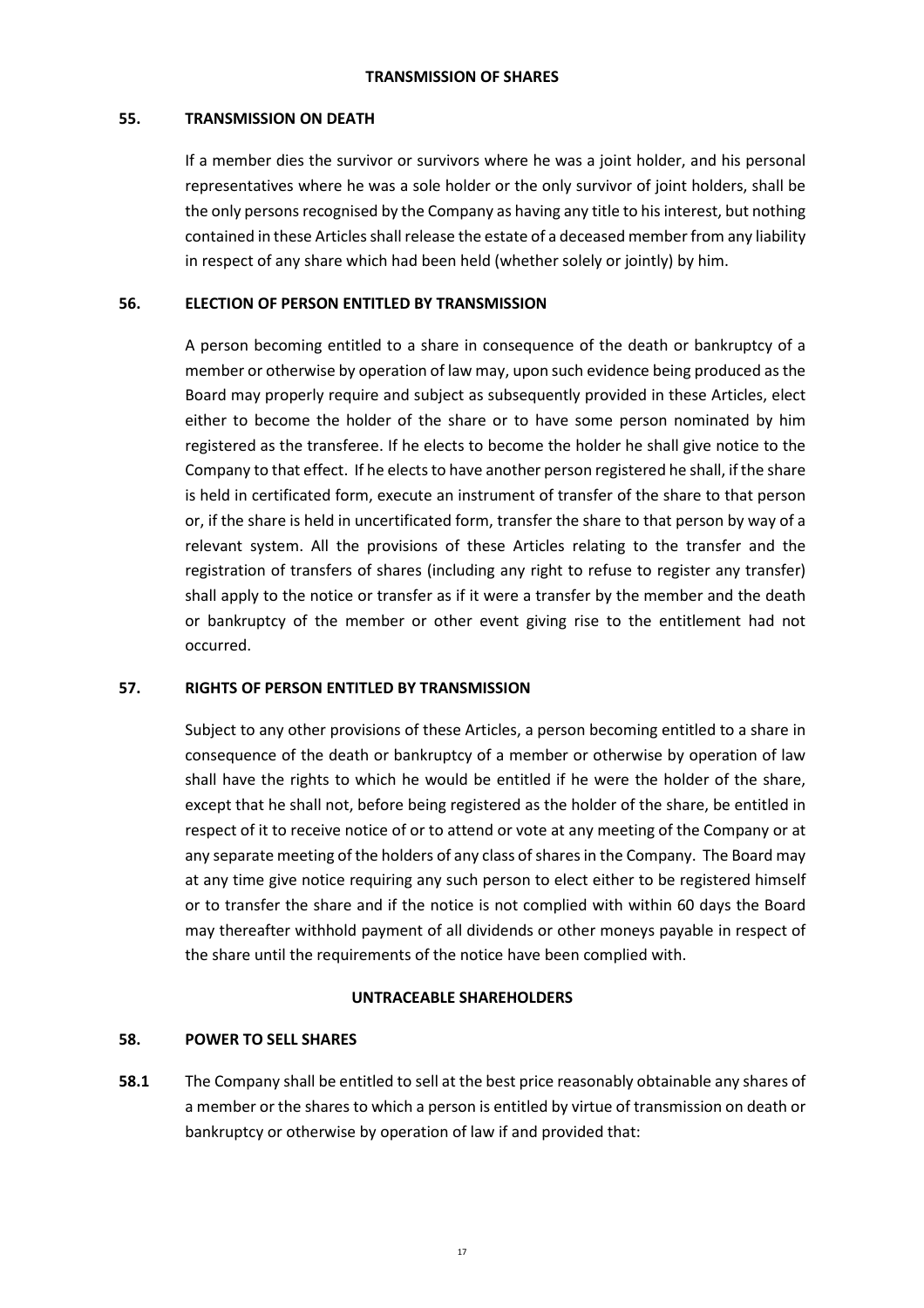## TRANSMISSION OF SHARES

### 55. TRANSMISSION ON DEATH

If a member dies the survivor or survivors where he was a joint holder, and his personal representatives where he was a sole holder or the only survivor of joint holders, shall be the only persons recognised by the Company as having any title to his interest, but nothing contained in these Articles shall release the estate of a deceased member from any liability in respect of any share which had been held (whether solely or jointly) by him.

### 56. ELECTION OF PERSON ENTITLED BY TRANSMISSION

A person becoming entitled to a share in consequence of the death or bankruptcy of a member or otherwise by operation of law may, upon such evidence being produced as the Board may properly require and subject as subsequently provided in these Articles, elect either to become the holder of the share or to have some person nominated by him registered as the transferee. If he elects to become the holder he shall give notice to the Company to that effect. If he elects to have another person registered he shall, if the share is held in certificated form, execute an instrument of transfer of the share to that person or, if the share is held in uncertificated form, transfer the share to that person by way of a relevant system. All the provisions of these Articles relating to the transfer and the registration of transfers of shares (including any right to refuse to register any transfer) shall apply to the notice or transfer as if it were a transfer by the member and the death or bankruptcy of the member or other event giving rise to the entitlement had not occurred.

### 57. RIGHTS OF PERSON ENTITLED BY TRANSMISSION

Subject to any other provisions of these Articles, a person becoming entitled to a share in consequence of the death or bankruptcy of a member or otherwise by operation of law shall have the rights to which he would be entitled if he were the holder of the share, except that he shall not, before being registered as the holder of the share, be entitled in respect of it to receive notice of or to attend or vote at any meeting of the Company or at any separate meeting of the holders of any class of shares in the Company. The Board may at any time give notice requiring any such person to elect either to be registered himself or to transfer the share and if the notice is not complied with within 60 days the Board may thereafter withhold payment of all dividends or other moneys payable in respect of the share until the requirements of the notice have been complied with.

## UNTRACEABLE SHAREHOLDERS

### 58. POWER TO SELL SHARES

**58.1** The Company shall be entitled to sell at the best price reasonably obtainable any shares of a member or the shares to which a person is entitled by virtue of transmission on death or bankruptcy or otherwise by operation of law if and provided that: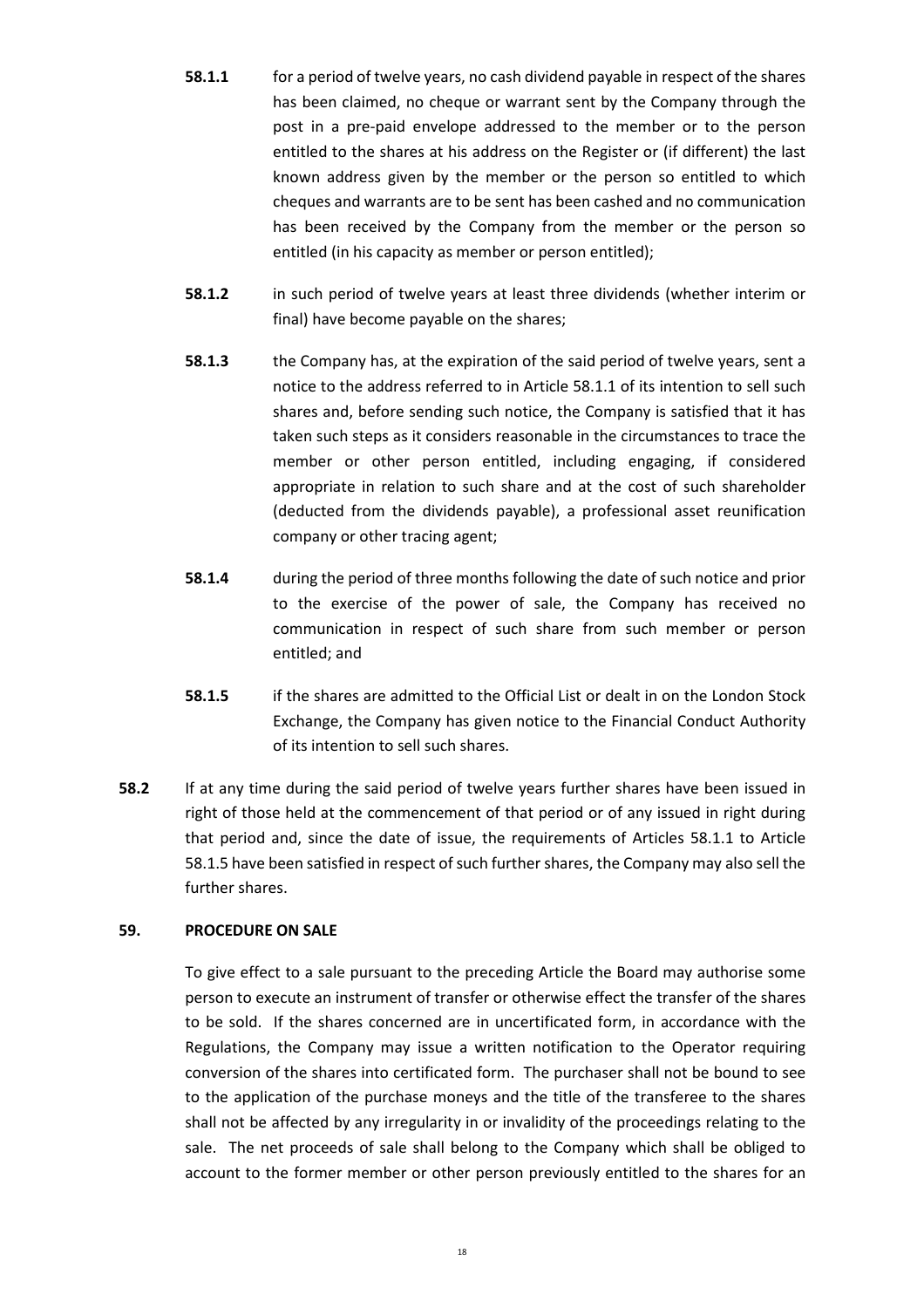**58.1.1** for a period of twelve years, no cash dividend payable in respect of the shares has been claimed, no cheque or warrant sent by the Company through the post in a pre-paid envelope addressed to the member or to the person entitled to the shares at his address on the Register or (if different) the last known address given by the member or the person so entitled to which cheques and warrants are to be sent has been cashed and no communication has been received by the Company from the member or the person so entitled (in his capacity as member or person entitled);

**58.1.2** in such period of twelve years at least three dividends (whether interim or final) have become payable on the shares;

**58.1.3** the Company has, at the expiration of the said period of twelve years, sent a notice to the address referred to in Article 58.1.1 of its intention to sell such shares and, before sending such notice, the Company is satisfied that it has taken such steps as it considers reasonable in the circumstances to trace the member or other person entitled, including engaging, if considered appropriate in relation to such share and at the cost of such shareholder (deducted from the dividends payable), a professional asset reunification company or other tracing agent;

**58.1.4** during the period of three months following the date of such notice and prior to the exercise of the power of sale, the Company has received no communication in respect of such share from such member or person entitled; and

**58.1.5** if the shares are admitted to the Official List or dealt in on the London Stock Exchange, the Company has given notice to the Financial Conduct Authority of its intention to sell such shares.

**58.2** If at any time during the said period of twelve years further shares have been issued in right of those held at the commencement of that period or of any issued in right during that period and, since the date of issue, the requirements of Articles 58.1.1 to Article 58.1.5 have been satisfied in respect of such further shares, the Company may also sell the further shares.

## 59. PROCEDURE ON SALE

To give effect to a sale pursuant to the preceding Article the Board may authorise some person to execute an instrument of transfer or otherwise effect the transfer of the shares to be sold. If the shares concerned are in uncertificated form, in accordance with the Regulations, the Company may issue a written notification to the Operator requiring conversion of the shares into certificated form. The purchaser shall not be bound to see to the application of the purchase moneys and the title of the transferee to the shares shall not be affected by any irregularity in or invalidity of the proceedings relating to the sale. The net proceeds of sale shall belong to the Company which shall be obliged to account to the former member or other person previously entitled to the shares for an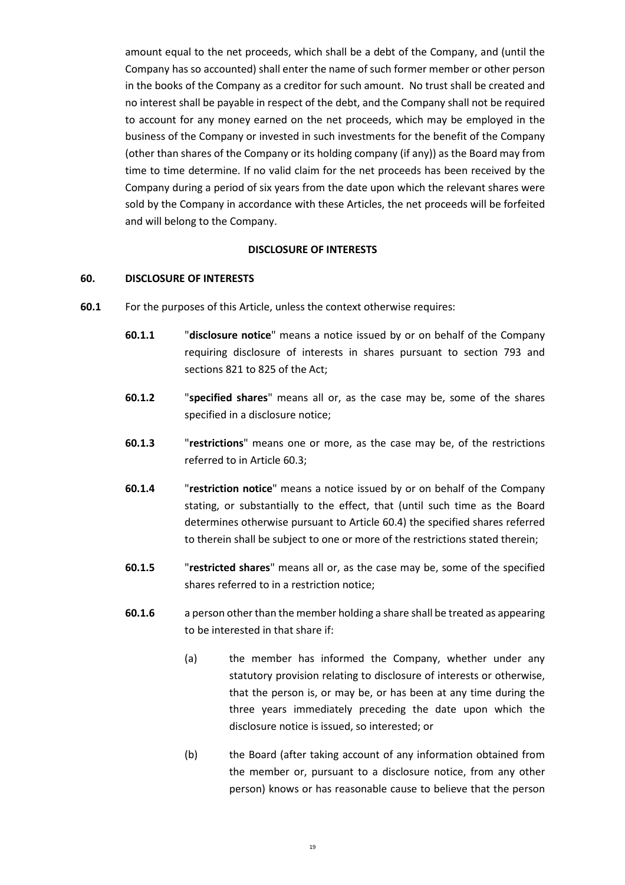amount equal to the net proceeds, which shall be a debt of the Company, and (until the Company has so accounted) shall enter the name of such former member or other person in the books of the Company as a creditor for such amount. No trust shall be created and no interest shall be payable in respect of the debt, and the Company shall not be required to account for any money earned on the net proceeds, which may be employed in the business of the Company or invested in such investments for the benefit of the Company (other than shares of the Company or its holding company (if any)) as the Board may from time to time determine. If no valid claim for the net proceeds has been received by the Company during a period of six years from the date upon which the relevant shares were sold by the Company in accordance with these Articles, the net proceeds will be forfeited and will belong to the Company.

**DISCLOSURE OF INTERESTS**

**60. DISCLOSURE OF INTERESTS**

**60.1** For the purposes of this Article, unless the context otherwise requires:

**60.1.1** "**disclosure notice**" means a notice issued by or on behalf of the Company requiring disclosure of interests in shares pursuant to section 793 and sections 821 to 825 of the Act;

**60.1.2** "**specified shares**" means all or, as the case may be, some of the shares specified in a disclosure notice;

**60.1.3** "**restrictions**" means one or more, as the case may be, of the restrictions referred to in Article 60.3;

**60.1.4** "**restriction notice**" means a notice issued by or on behalf of the Company stating, or substantially to the effect, that (until such time as the Board determines otherwise pursuant to Article 60.4) the specified shares referred to therein shall be subject to one or more of the restrictions stated therein;

**60.1.5** "**restricted shares**" means all or, as the case may be, some of the specified shares referred to in a restriction notice;

**60.1.6** a person other than the member holding a share shall be treated as appearing to be interested in that share if:

(a) the member has informed the Company, whether under any statutory provision relating to disclosure of interests or otherwise, that the person is, or may be, or has been at any time during the three years immediately preceding the date upon which the disclosure notice is issued, so interested; or

(b) the Board (after taking account of any information obtained from the member or, pursuant to a disclosure notice, from any other person) knows or has reasonable cause to believe that the person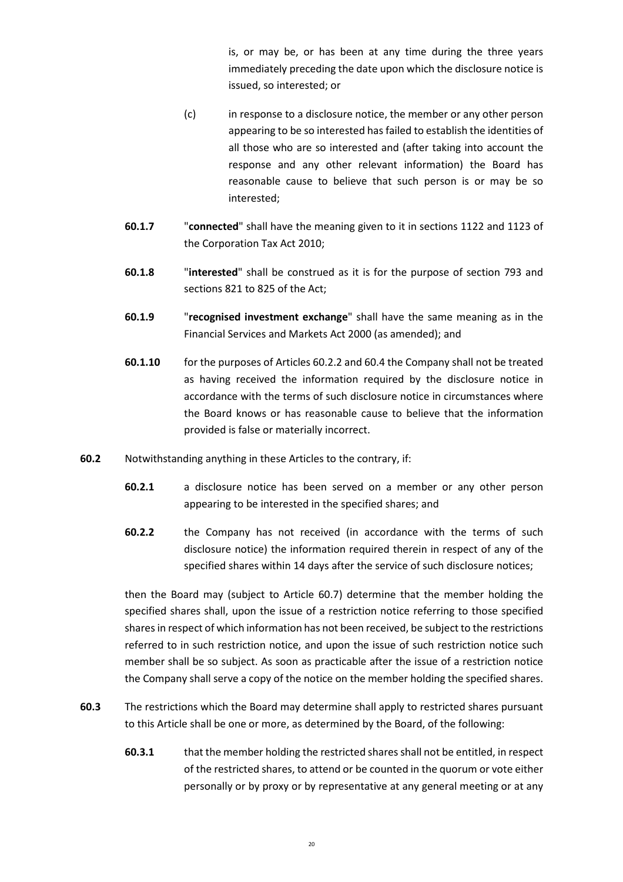is, or may be, or has been at any time during the three years immediately preceding the date upon which the disclosure notice is issued, so interested; or

(c) in response to a disclosure notice, the member or any other person appearing to be so interested has failed to establish the identities of all those who are so interested and (after taking into account the response and any other relevant information) the Board has reasonable cause to believe that such person is or may be so interested;

**60.1.7** "**connected**" shall have the meaning given to it in sections 1122 and 1123 of the Corporation Tax Act 2010;

**60.1.8** "**interested**" shall be construed as it is for the purpose of section 793 and sections 821 to 825 of the Act;

**60.1.9** "**recognised investment exchange**" shall have the same meaning as in the Financial Services and Markets Act 2000 (as amended); and

**60.1.10** for the purposes of Articles 60.2.2 and 60.4 the Company shall not be treated as having received the information required by the disclosure notice in accordance with the terms of such disclosure notice in circumstances where the Board knows or has reasonable cause to believe that the information provided is false or materially incorrect.

**60.2** Notwithstanding anything in these Articles to the contrary, if:

**60.2.1** a disclosure notice has been served on a member or any other person appearing to be interested in the specified shares; and

**60.2.2** the Company has not received (in accordance with the terms of such disclosure notice) the information required therein in respect of any of the specified shares within 14 days after the service of such disclosure notices;

then the Board may (subject to Article 60.7) determine that the member holding the specified shares shall, upon the issue of a restriction notice referring to those specified shares in respect of which information has not been received, be subject to the restrictions referred to in such restriction notice, and upon the issue of such restriction notice such member shall be so subject. As soon as practicable after the issue of a restriction notice the Company shall serve a copy of the notice on the member holding the specified shares.

**60.3** The restrictions which the Board may determine shall apply to restricted shares pursuant to this Article shall be one or more, as determined by the Board, of the following:

**60.3.1** that the member holding the restricted shares shall not be entitled, in respect of the restricted shares, to attend or be counted in the quorum or vote either personally or by proxy or by representative at any general meeting or at any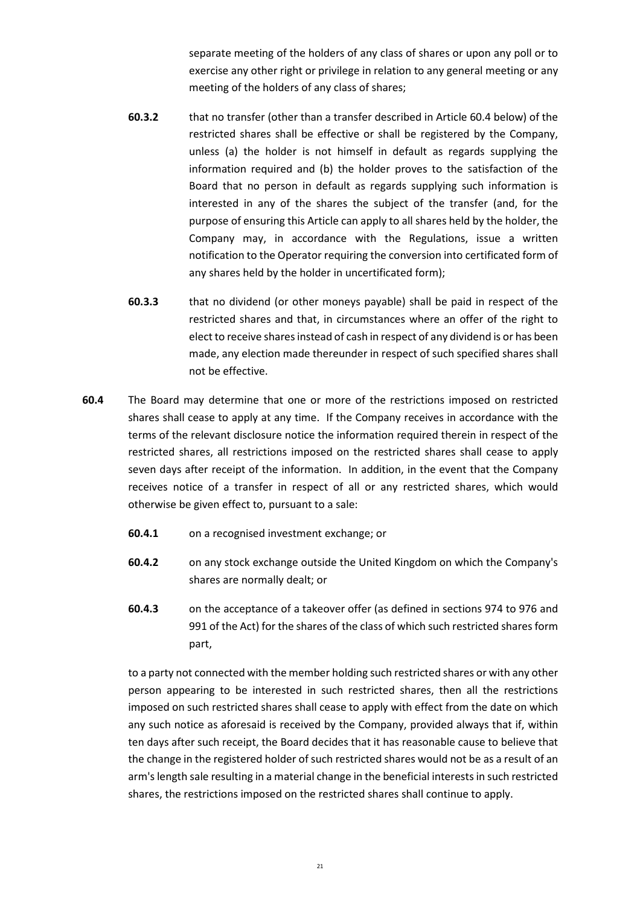separate meeting of the holders of any class of shares or upon any poll or to exercise any other right or privilege in relation to any general meeting or any meeting of the holders of any class of shares;

**60.3.2** that no transfer (other than a transfer described in Article 60.4 below) of the restricted shares shall be effective or shall be registered by the Company, unless (a) the holder is not himself in default as regards supplying the information required and (b) the holder proves to the satisfaction of the Board that no person in default as regards supplying such information is interested in any of the shares the subject of the transfer (and, for the purpose of ensuring this Article can apply to all shares held by the holder, the Company may, in accordance with the Regulations, issue a written notification to the Operator requiring the conversion into certificated form of any shares held by the holder in uncertificated form);

**60.3.3** that no dividend (or other moneys payable) shall be paid in respect of the restricted shares and that, in circumstances where an offer of the right to elect to receive shares instead of cash in respect of any dividend is or has been made, any election made thereunder in respect of such specified shares shall not be effective.

**60.4** The Board may determine that one or more of the restrictions imposed on restricted shares shall cease to apply at any time. If the Company receives in accordance with the terms of the relevant disclosure notice the information required therein in respect of the restricted shares, all restrictions imposed on the restricted shares shall cease to apply seven days after receipt of the information. In addition, in the event that the Company receives notice of a transfer in respect of all or any restricted shares, which would otherwise be given effect to, pursuant to a sale:

**60.4.1** on a recognised investment exchange; or

**60.4.2** on any stock exchange outside the United Kingdom on which the Company's shares are normally dealt; or

**60.4.3** on the acceptance of a takeover offer (as defined in sections 974 to 976 and 991 of the Act) for the shares of the class of which such restricted shares form part,

to a party not connected with the member holding such restricted shares or with any other person appearing to be interested in such restricted shares, then all the restrictions imposed on such restricted shares shall cease to apply with effect from the date on which any such notice as aforesaid is received by the Company, provided always that if, within ten days after such receipt, the Board decides that it has reasonable cause to believe that the change in the registered holder of such restricted shares would not be as a result of an arm's length sale resulting in a material change in the beneficial interests in such restricted shares, the restrictions imposed on the restricted shares shall continue to apply.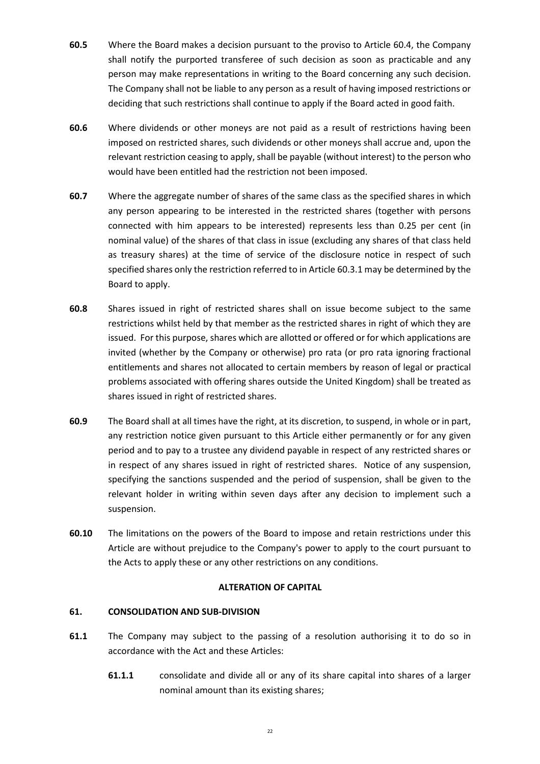**60.5** Where the Board makes a decision pursuant to the proviso to Article 60.4, the Company shall notify the purported transferee of such decision as soon as practicable and any person may make representations in writing to the Board concerning any such decision. The Company shall not be liable to any person as a result of having imposed restrictions or deciding that such restrictions shall continue to apply if the Board acted in good faith.

**60.6** Where dividends or other moneys are not paid as a result of restrictions having been imposed on restricted shares, such dividends or other moneys shall accrue and, upon the relevant restriction ceasing to apply, shall be payable (without interest) to the person who would have been entitled had the restriction not been imposed.

**60.7** Where the aggregate number of shares of the same class as the specified shares in which any person appearing to be interested in the restricted shares (together with persons connected with him appears to be interested) represents less than 0.25 per cent (in nominal value) of the shares of that class in issue (excluding any shares of that class held as treasury shares) at the time of service of the disclosure notice in respect of such specified shares only the restriction referred to in Article 60.3.1 may be determined by the Board to apply.

**60.8** Shares issued in right of restricted shares shall on issue become subject to the same restrictions whilst held by that member as the restricted shares in right of which they are issued. For this purpose, shares which are allotted or offered or for which applications are invited (whether by the Company or otherwise) pro rata (or pro rata ignoring fractional entitlements and shares not allocated to certain members by reason of legal or practical problems associated with offering shares outside the United Kingdom) shall be treated as shares issued in right of restricted shares.

**60.9** The Board shall at all times have the right, at its discretion, to suspend, in whole or in part, any restriction notice given pursuant to this Article either permanently or for any given period and to pay to a trustee any dividend payable in respect of any restricted shares or in respect of any shares issued in right of restricted shares. Notice of any suspension, specifying the sanctions suspended and the period of suspension, shall be given to the relevant holder in writing within seven days after any decision to implement such a suspension.

**60.10** The limitations on the powers of the Board to impose and retain restrictions under this Article are without prejudice to the Company's power to apply to the court pursuant to the Acts to apply these or any other restrictions on any conditions.

## ALTERATION OF CAPITAL

### 61. CONSOLIDATION AND SUB-DIVISION

**61.1** The Company may subject to the passing of a resolution authorising it to do so in accordance with the Act and these Articles:

**61.1.1** consolidate and divide all or any of its share capital into shares of a larger nominal amount than its existing shares;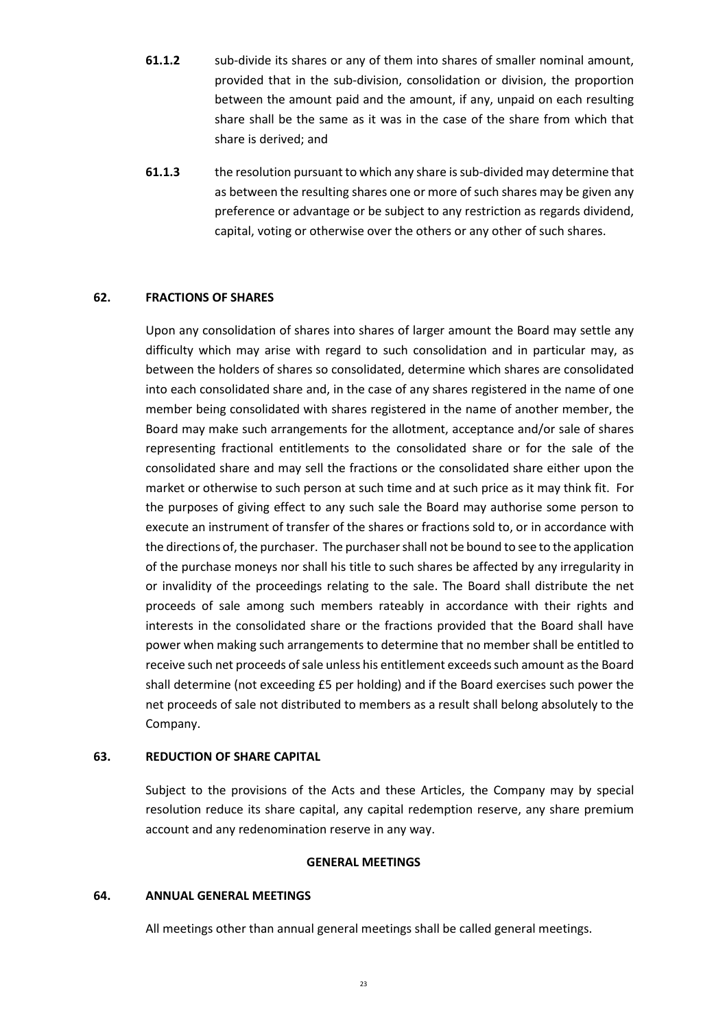**61.1.2** sub-divide its shares or any of them into shares of smaller nominal amount, provided that in the sub-division, consolidation or division, the proportion between the amount paid and the amount, if any, unpaid on each resulting share shall be the same as it was in the case of the share from which that share is derived; and

**61.1.3** the resolution pursuant to which any share is sub-divided may determine that as between the resulting shares one or more of such shares may be given any preference or advantage or be subject to any restriction as regards dividend, capital, voting or otherwise over the others or any other of such shares.

## 62. FRACTIONS OF SHARES

Upon any consolidation of shares into shares of larger amount the Board may settle any difficulty which may arise with regard to such consolidation and in particular may, as between the holders of shares so consolidated, determine which shares are consolidated into each consolidated share and, in the case of any shares registered in the name of one member being consolidated with shares registered in the name of another member, the Board may make such arrangements for the allotment, acceptance and/or sale of shares representing fractional entitlements to the consolidated share or for the sale of the consolidated share and may sell the fractions or the consolidated share either upon the market or otherwise to such person at such time and at such price as it may think fit. For the purposes of giving effect to any such sale the Board may authorise some person to execute an instrument of transfer of the shares or fractions sold to, or in accordance with the directions of, the purchaser. The purchaser shall not be bound to see to the application of the purchase moneys nor shall his title to such shares be affected by any irregularity in or invalidity of the proceedings relating to the sale. The Board shall distribute the net proceeds of sale among such members rateably in accordance with their rights and interests in the consolidated share or the fractions provided that the Board shall have power when making such arrangements to determine that no member shall be entitled to receive such net proceeds of sale unless his entitlement exceeds such amount as the Board shall determine (not exceeding £5 per holding) and if the Board exercises such power the net proceeds of sale not distributed to members as a result shall belong absolutely to the Company.

## 63. REDUCTION OF SHARE CAPITAL

Subject to the provisions of the Acts and these Articles, the Company may by special resolution reduce its share capital, any capital redemption reserve, any share premium account and any redenomination reserve in any way.

# GENERAL MEETINGS

## 64. ANNUAL GENERAL MEETINGS

All meetings other than annual general meetings shall be called general meetings.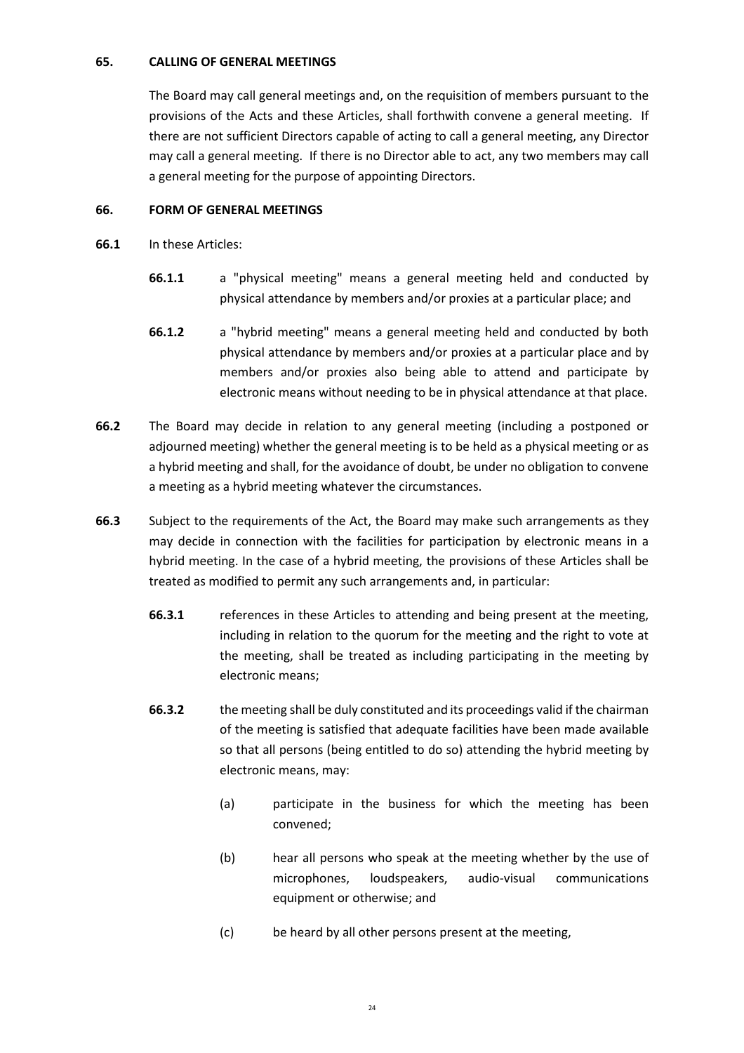## 65. CALLING OF GENERAL MEETINGS

The Board may call general meetings and, on the requisition of members pursuant to the provisions of the Acts and these Articles, shall forthwith convene a general meeting. If there are not sufficient Directors capable of acting to call a general meeting, any Director may call a general meeting. If there is no Director able to act, any two members may call a general meeting for the purpose of appointing Directors.

## 66. FORM OF GENERAL MEETINGS

**66.1** In these Articles:

**66.1.1** a "physical meeting" means a general meeting held and conducted by physical attendance by members and/or proxies at a particular place; and

**66.1.2** a "hybrid meeting" means a general meeting held and conducted by both physical attendance by members and/or proxies at a particular place and by members and/or proxies also being able to attend and participate by electronic means without needing to be in physical attendance at that place.

**66.2** The Board may decide in relation to any general meeting (including a postponed or adjourned meeting) whether the general meeting is to be held as a physical meeting or as a hybrid meeting and shall, for the avoidance of doubt, be under no obligation to convene a meeting as a hybrid meeting whatever the circumstances.

**66.3** Subject to the requirements of the Act, the Board may make such arrangements as they may decide in connection with the facilities for participation by electronic means in a hybrid meeting. In the case of a hybrid meeting, the provisions of these Articles shall be treated as modified to permit any such arrangements and, in particular:

**66.3.1** references in these Articles to attending and being present at the meeting, including in relation to the quorum for the meeting and the right to vote at the meeting, shall be treated as including participating in the meeting by electronic means;

**66.3.2** the meeting shall be duly constituted and its proceedings valid if the chairman of the meeting is satisfied that adequate facilities have been made available so that all persons (being entitled to do so) attending the hybrid meeting by electronic means, may:

(a) participate in the business for which the meeting has been convened;

(b) hear all persons who speak at the meeting whether by the use of microphones, loudspeakers, audio-visual communications equipment or otherwise; and

(c) be heard by all other persons present at the meeting,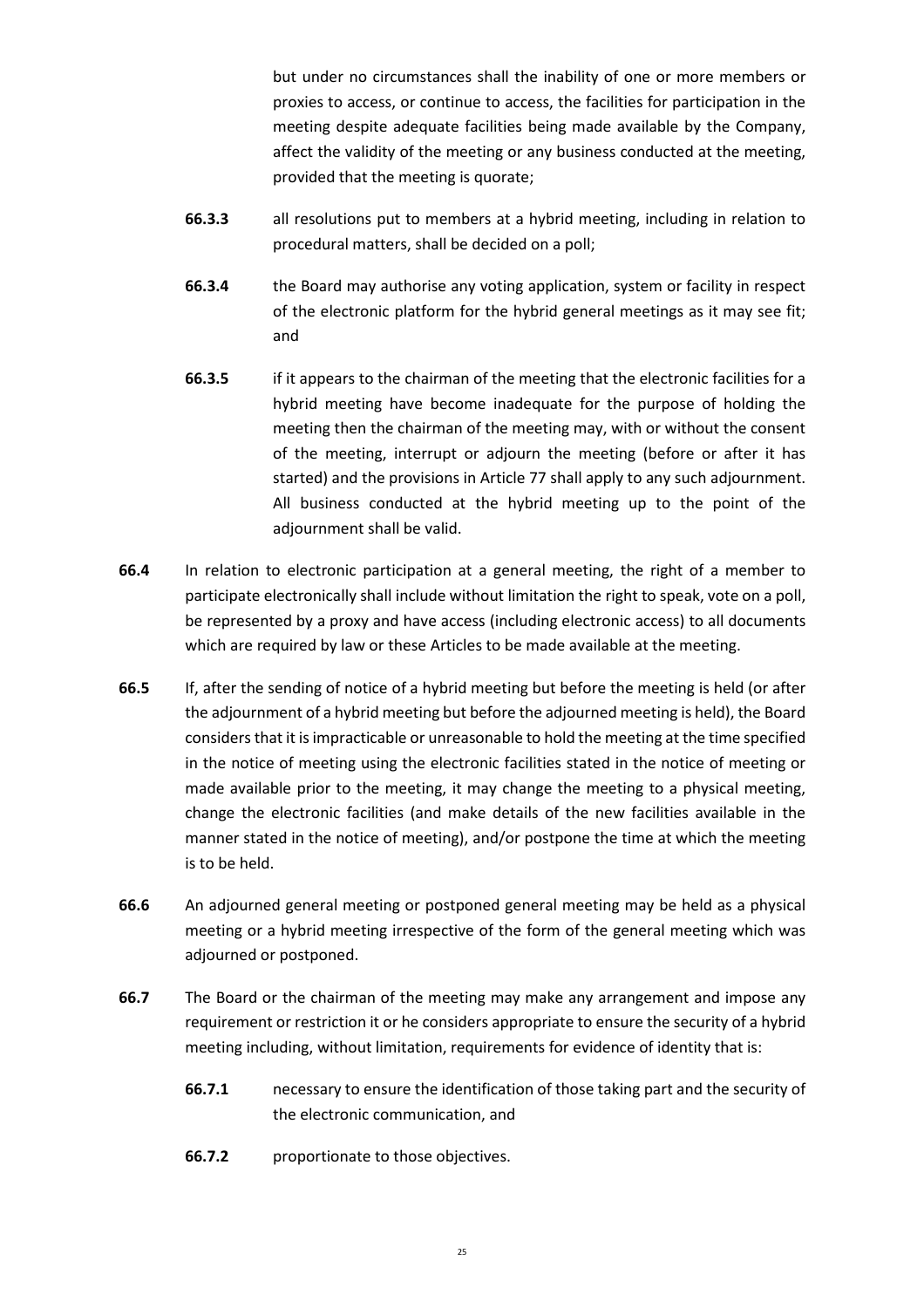but under no circumstances shall the inability of one or more members or proxies to access, or continue to access, the facilities for participation in the meeting despite adequate facilities being made available by the Company, affect the validity of the meeting or any business conducted at the meeting, provided that the meeting is quorate;

**66.3.3** all resolutions put to members at a hybrid meeting, including in relation to procedural matters, shall be decided on a poll;

**66.3.4** the Board may authorise any voting application, system or facility in respect of the electronic platform for the hybrid general meetings as it may see fit; and

**66.3.5** if it appears to the chairman of the meeting that the electronic facilities for a hybrid meeting have become inadequate for the purpose of holding the meeting then the chairman of the meeting may, with or without the consent of the meeting, interrupt or adjourn the meeting (before or after it has started) and the provisions in Article 77 shall apply to any such adjournment. All business conducted at the hybrid meeting up to the point of the adjournment shall be valid.

**66.4** In relation to electronic participation at a general meeting, the right of a member to participate electronically shall include without limitation the right to speak, vote on a poll, be represented by a proxy and have access (including electronic access) to all documents which are required by law or these Articles to be made available at the meeting.

**66.5** If, after the sending of notice of a hybrid meeting but before the meeting is held (or after the adjournment of a hybrid meeting but before the adjourned meeting is held), the Board considers that it is impracticable or unreasonable to hold the meeting at the time specified in the notice of meeting using the electronic facilities stated in the notice of meeting or made available prior to the meeting, it may change the meeting to a physical meeting, change the electronic facilities (and make details of the new facilities available in the manner stated in the notice of meeting), and/or postpone the time at which the meeting is to be held.

**66.6** An adjourned general meeting or postponed general meeting may be held as a physical meeting or a hybrid meeting irrespective of the form of the general meeting which was adjourned or postponed.

**66.7** The Board or the chairman of the meeting may make any arrangement and impose any requirement or restriction it or he considers appropriate to ensure the security of a hybrid meeting including, without limitation, requirements for evidence of identity that is:

**66.7.1** necessary to ensure the identification of those taking part and the security of the electronic communication, and

**66.7.2** proportionate to those objectives.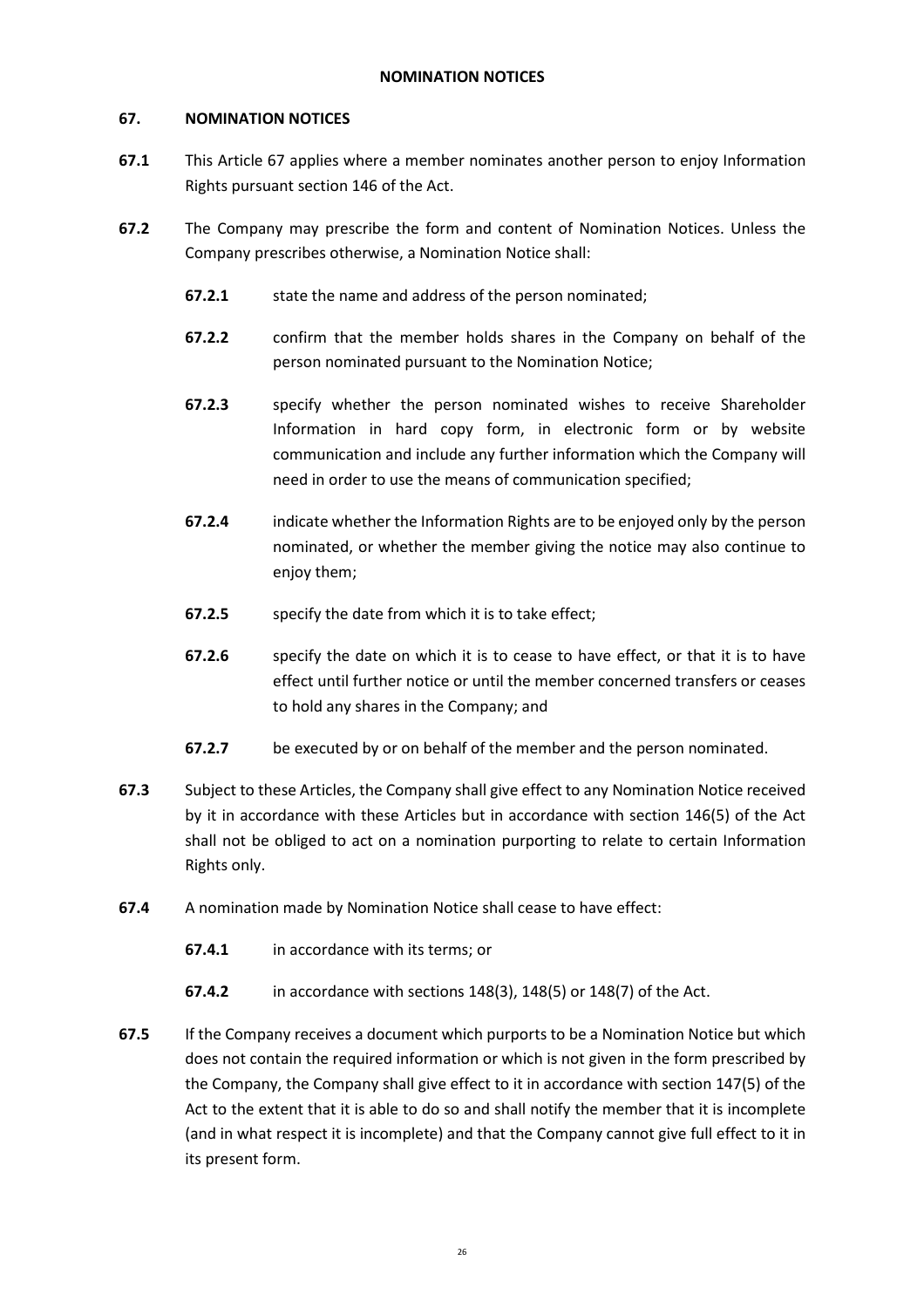## NOMINATION NOTICES

### 67. NOMINATION NOTICES

**67.1** This Article 67 applies where a member nominates another person to enjoy Information Rights pursuant section 146 of the Act.

**67.2** The Company may prescribe the form and content of Nomination Notices. Unless the Company prescribes otherwise, a Nomination Notice shall:

**67.2.1** state the name and address of the person nominated;

**67.2.2** confirm that the member holds shares in the Company on behalf of the person nominated pursuant to the Nomination Notice;

**67.2.3** specify whether the person nominated wishes to receive Shareholder Information in hard copy form, in electronic form or by website communication and include any further information which the Company will need in order to use the means of communication specified;

**67.2.4** indicate whether the Information Rights are to be enjoyed only by the person nominated, or whether the member giving the notice may also continue to enjoy them;

**67.2.5** specify the date from which it is to take effect;

**67.2.6** specify the date on which it is to cease to have effect, or that it is to have effect until further notice or until the member concerned transfers or ceases to hold any shares in the Company; and

**67.2.7** be executed by or on behalf of the member and the person nominated.

**67.3** Subject to these Articles, the Company shall give effect to any Nomination Notice received by it in accordance with these Articles but in accordance with section 146(5) of the Act shall not be obliged to act on a nomination purporting to relate to certain Information Rights only.

**67.4** A nomination made by Nomination Notice shall cease to have effect:

**67.4.1** in accordance with its terms; or

**67.4.2** in accordance with sections 148(3), 148(5) or 148(7) of the Act.

**67.5** If the Company receives a document which purports to be a Nomination Notice but which does not contain the required information or which is not given in the form prescribed by the Company, the Company shall give effect to it in accordance with section 147(5) of the Act to the extent that it is able to do so and shall notify the member that it is incomplete (and in what respect it is incomplete) and that the Company cannot give full effect to it in its present form.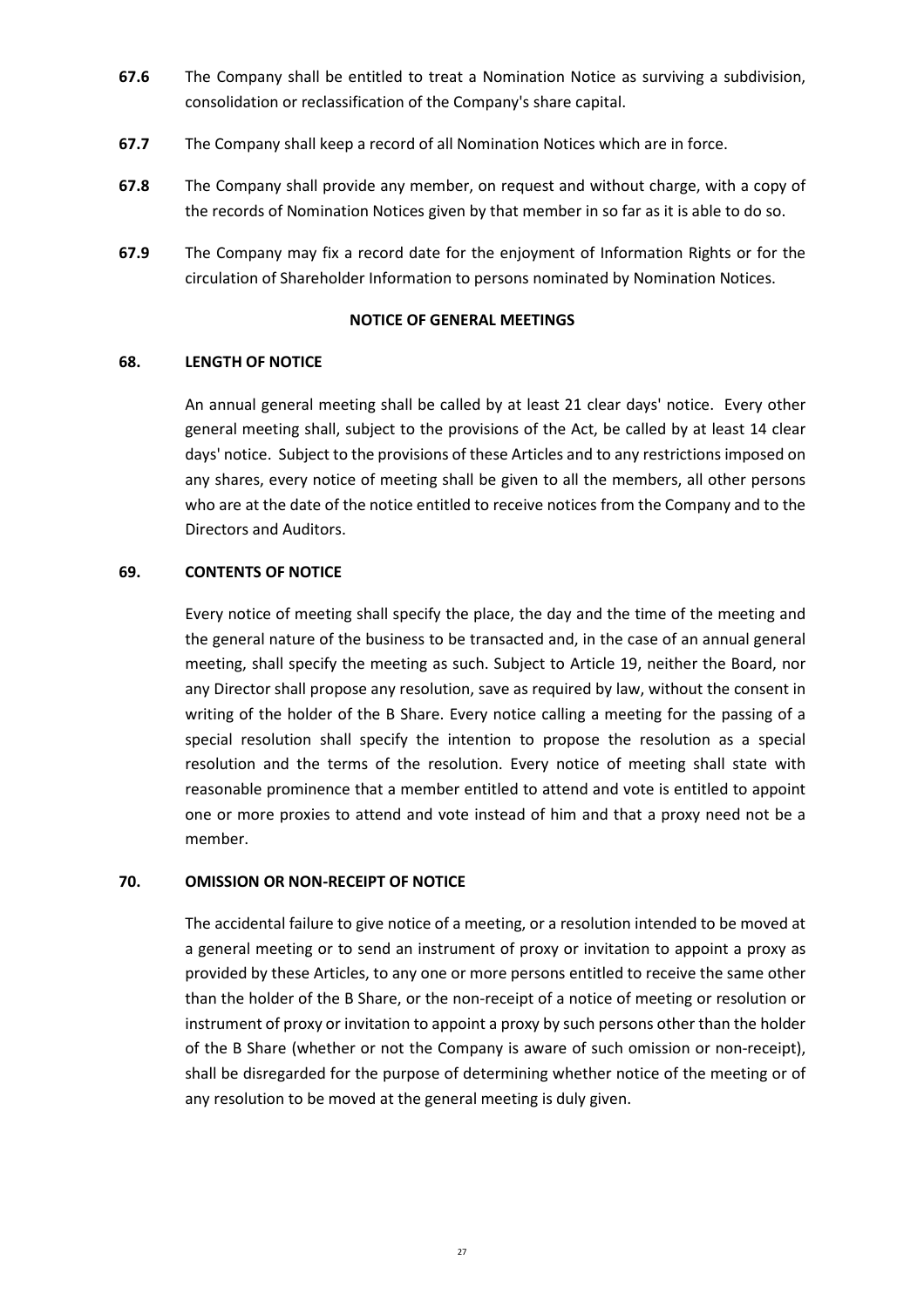**67.6** The Company shall be entitled to treat a Nomination Notice as surviving a subdivision, consolidation or reclassification of the Company's share capital.

**67.7** The Company shall keep a record of all Nomination Notices which are in force.

**67.8** The Company shall provide any member, on request and without charge, with a copy of the records of Nomination Notices given by that member in so far as it is able to do so.

**67.9** The Company may fix a record date for the enjoyment of Information Rights or for the circulation of Shareholder Information to persons nominated by Nomination Notices.

## NOTICE OF GENERAL MEETINGS

### 68. LENGTH OF NOTICE

An annual general meeting shall be called by at least 21 clear days' notice. Every other general meeting shall, subject to the provisions of the Act, be called by at least 14 clear days' notice. Subject to the provisions of these Articles and to any restrictions imposed on any shares, every notice of meeting shall be given to all the members, all other persons who are at the date of the notice entitled to receive notices from the Company and to the Directors and Auditors.

### 69. CONTENTS OF NOTICE

Every notice of meeting shall specify the place, the day and the time of the meeting and the general nature of the business to be transacted and, in the case of an annual general meeting, shall specify the meeting as such. Subject to Article 19, neither the Board, nor any Director shall propose any resolution, save as required by law, without the consent in writing of the holder of the B Share. Every notice calling a meeting for the passing of a special resolution shall specify the intention to propose the resolution as a special resolution and the terms of the resolution. Every notice of meeting shall state with reasonable prominence that a member entitled to attend and vote is entitled to appoint one or more proxies to attend and vote instead of him and that a proxy need not be a member.

### 70. OMISSION OR NON-RECEIPT OF NOTICE

The accidental failure to give notice of a meeting, or a resolution intended to be moved at a general meeting or to send an instrument of proxy or invitation to appoint a proxy as provided by these Articles, to any one or more persons entitled to receive the same other than the holder of the B Share, or the non-receipt of a notice of meeting or resolution or instrument of proxy or invitation to appoint a proxy by such persons other than the holder of the B Share (whether or not the Company is aware of such omission or non-receipt), shall be disregarded for the purpose of determining whether notice of the meeting or of any resolution to be moved at the general meeting is duly given.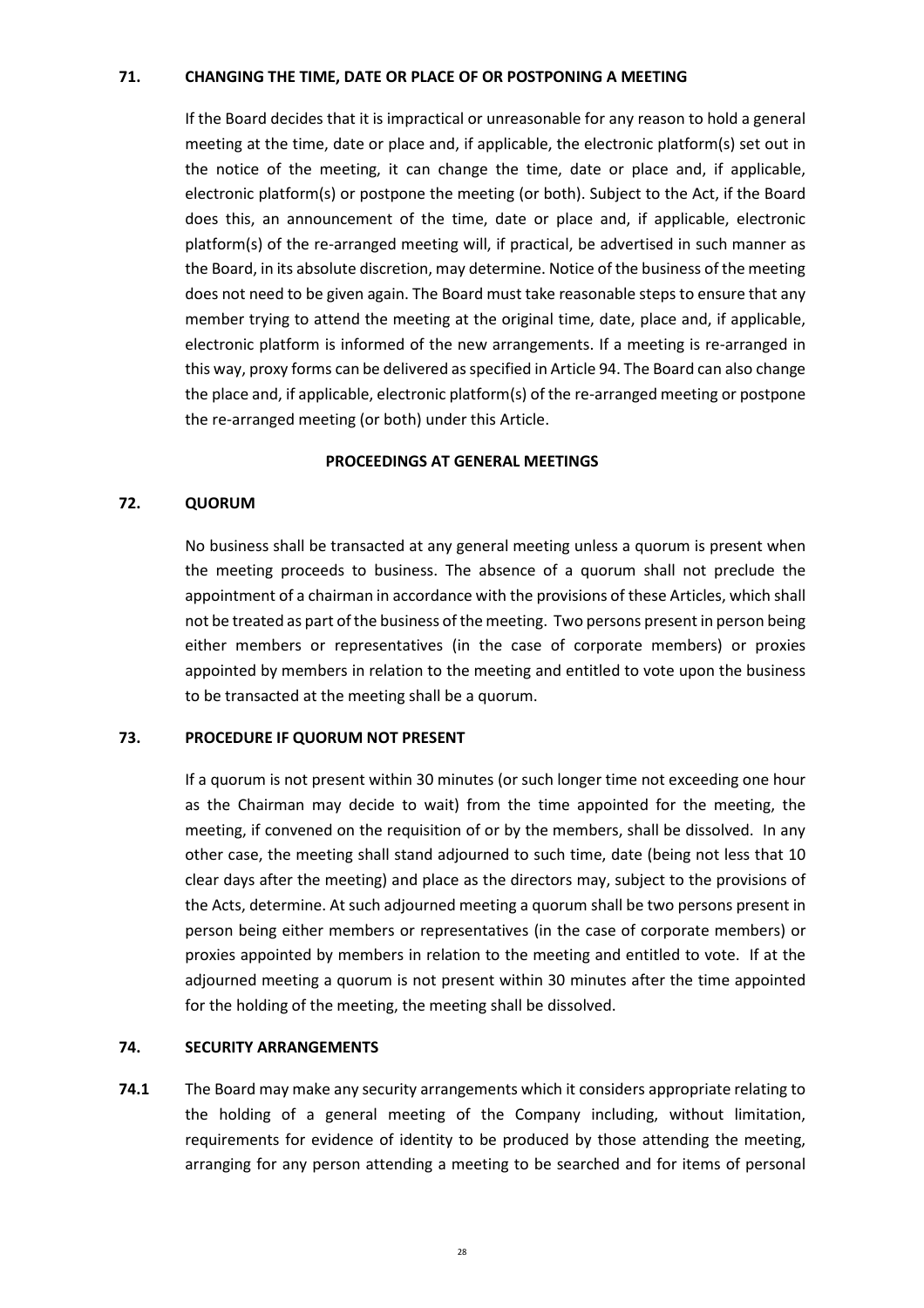**71. CHANGING THE TIME, DATE OR PLACE OF OR POSTPONING A MEETING**

If the Board decides that it is impractical or unreasonable for any reason to hold a general meeting at the time, date or place and, if applicable, the electronic platform(s) set out in the notice of the meeting, it can change the time, date or place and, if applicable, electronic platform(s) or postpone the meeting (or both). Subject to the Act, if the Board does this, an announcement of the time, date or place and, if applicable, electronic platform(s) of the re-arranged meeting will, if practical, be advertised in such manner as the Board, in its absolute discretion, may determine. Notice of the business of the meeting does not need to be given again. The Board must take reasonable steps to ensure that any member trying to attend the meeting at the original time, date, place and, if applicable, electronic platform is informed of the new arrangements. If a meeting is re-arranged in this way, proxy forms can be delivered as specified in Article 94. The Board can also change the place and, if applicable, electronic platform(s) of the re-arranged meeting or postpone the re-arranged meeting (or both) under this Article.

**PROCEEDINGS AT GENERAL MEETINGS**

**72. QUORUM**

No business shall be transacted at any general meeting unless a quorum is present when the meeting proceeds to business. The absence of a quorum shall not preclude the appointment of a chairman in accordance with the provisions of these Articles, which shall not be treated as part of the business of the meeting. Two persons present in person being either members or representatives (in the case of corporate members) or proxies appointed by members in relation to the meeting and entitled to vote upon the business to be transacted at the meeting shall be a quorum.

**73. PROCEDURE IF QUORUM NOT PRESENT**

If a quorum is not present within 30 minutes (or such longer time not exceeding one hour as the Chairman may decide to wait) from the time appointed for the meeting, the meeting, if convened on the requisition of or by the members, shall be dissolved. In any other case, the meeting shall stand adjourned to such time, date (being not less that 10 clear days after the meeting) and place as the directors may, subject to the provisions of the Acts, determine. At such adjourned meeting a quorum shall be two persons present in person being either members or representatives (in the case of corporate members) or proxies appointed by members in relation to the meeting and entitled to vote. If at the adjourned meeting a quorum is not present within 30 minutes after the time appointed for the holding of the meeting, the meeting shall be dissolved.

**74. SECURITY ARRANGEMENTS**

**74.1** The Board may make any security arrangements which it considers appropriate relating to the holding of a general meeting of the Company including, without limitation, requirements for evidence of identity to be produced by those attending the meeting, arranging for any person attending a meeting to be searched and for items of personal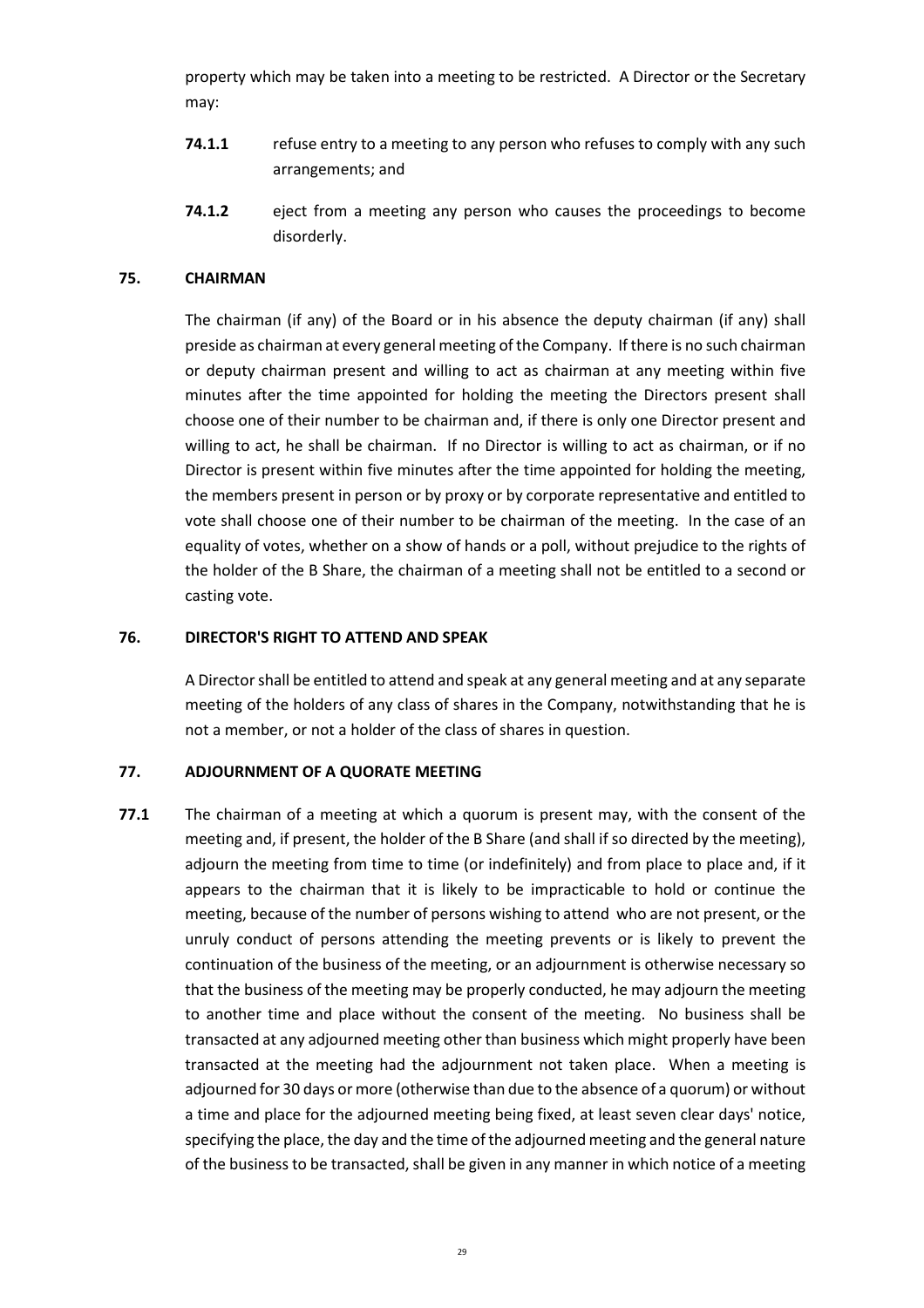property which may be taken into a meeting to be restricted. A Director or the Secretary may:

**74.1.1** refuse entry to a meeting to any person who refuses to comply with any such arrangements; and

**74.1.2** eject from a meeting any person who causes the proceedings to become disorderly.

## 75. CHAIRMAN

The chairman (if any) of the Board or in his absence the deputy chairman (if any) shall preside as chairman at every general meeting of the Company. If there is no such chairman or deputy chairman present and willing to act as chairman at any meeting within five minutes after the time appointed for holding the meeting the Directors present shall choose one of their number to be chairman and, if there is only one Director present and willing to act, he shall be chairman. If no Director is willing to act as chairman, or if no Director is present within five minutes after the time appointed for holding the meeting, the members present in person or by proxy or by corporate representative and entitled to vote shall choose one of their number to be chairman of the meeting. In the case of an equality of votes, whether on a show of hands or a poll, without prejudice to the rights of the holder of the B Share, the chairman of a meeting shall not be entitled to a second or casting vote.

## 76. DIRECTOR'S RIGHT TO ATTEND AND SPEAK

A Director shall be entitled to attend and speak at any general meeting and at any separate meeting of the holders of any class of shares in the Company, notwithstanding that he is not a member, or not a holder of the class of shares in question.

## 77. ADJOURNMENT OF A QUORATE MEETING

**77.1** The chairman of a meeting at which a quorum is present may, with the consent of the meeting and, if present, the holder of the B Share (and shall if so directed by the meeting), adjourn the meeting from time to time (or indefinitely) and from place to place and, if it appears to the chairman that it is likely to be impracticable to hold or continue the meeting, because of the number of persons wishing to attend who are not present, or the unruly conduct of persons attending the meeting prevents or is likely to prevent the continuation of the business of the meeting, or an adjournment is otherwise necessary so that the business of the meeting may be properly conducted, he may adjourn the meeting to another time and place without the consent of the meeting. No business shall be transacted at any adjourned meeting other than business which might properly have been transacted at the meeting had the adjournment not taken place. When a meeting is adjourned for 30 days or more (otherwise than due to the absence of a quorum) or without a time and place for the adjourned meeting being fixed, at least seven clear days' notice, specifying the place, the day and the time of the adjourned meeting and the general nature of the business to be transacted, shall be given in any manner in which notice of a meeting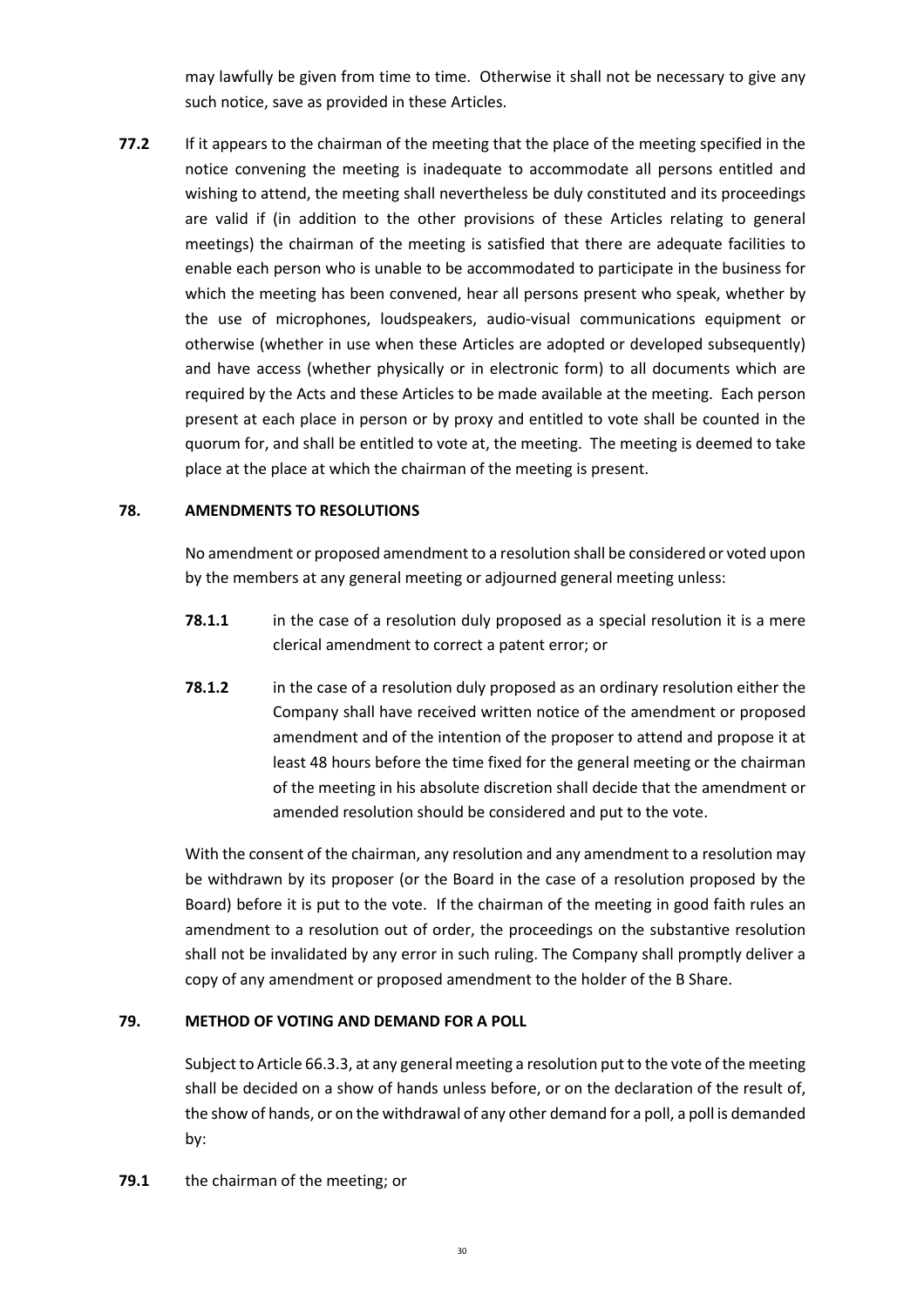may lawfully be given from time to time. Otherwise it shall not be necessary to give any such notice, save as provided in these Articles.

**77.2** If it appears to the chairman of the meeting that the place of the meeting specified in the notice convening the meeting is inadequate to accommodate all persons entitled and wishing to attend, the meeting shall nevertheless be duly constituted and its proceedings are valid if (in addition to the other provisions of these Articles relating to general meetings) the chairman of the meeting is satisfied that there are adequate facilities to enable each person who is unable to be accommodated to participate in the business for which the meeting has been convened, hear all persons present who speak, whether by the use of microphones, loudspeakers, audio-visual communications equipment or otherwise (whether in use when these Articles are adopted or developed subsequently) and have access (whether physically or in electronic form) to all documents which are required by the Acts and these Articles to be made available at the meeting. Each person present at each place in person or by proxy and entitled to vote shall be counted in the quorum for, and shall be entitled to vote at, the meeting. The meeting is deemed to take place at the place at which the chairman of the meeting is present.

## 78. AMENDMENTS TO RESOLUTIONS

No amendment or proposed amendment to a resolution shall be considered or voted upon by the members at any general meeting or adjourned general meeting unless:

**78.1.1** in the case of a resolution duly proposed as a special resolution it is a mere clerical amendment to correct a patent error; or

**78.1.2** in the case of a resolution duly proposed as an ordinary resolution either the Company shall have received written notice of the amendment or proposed amendment and of the intention of the proposer to attend and propose it at least 48 hours before the time fixed for the general meeting or the chairman of the meeting in his absolute discretion shall decide that the amendment or amended resolution should be considered and put to the vote.

With the consent of the chairman, any resolution and any amendment to a resolution may be withdrawn by its proposer (or the Board in the case of a resolution proposed by the Board) before it is put to the vote. If the chairman of the meeting in good faith rules an amendment to a resolution out of order, the proceedings on the substantive resolution shall not be invalidated by any error in such ruling. The Company shall promptly deliver a copy of any amendment or proposed amendment to the holder of the B Share.

## 79. METHOD OF VOTING AND DEMAND FOR A POLL

Subject to Article 66.3.3, at any general meeting a resolution put to the vote of the meeting shall be decided on a show of hands unless before, or on the declaration of the result of, the show of hands, or on the withdrawal of any other demand for a poll, a poll is demanded by:

**79.1** the chairman of the meeting; or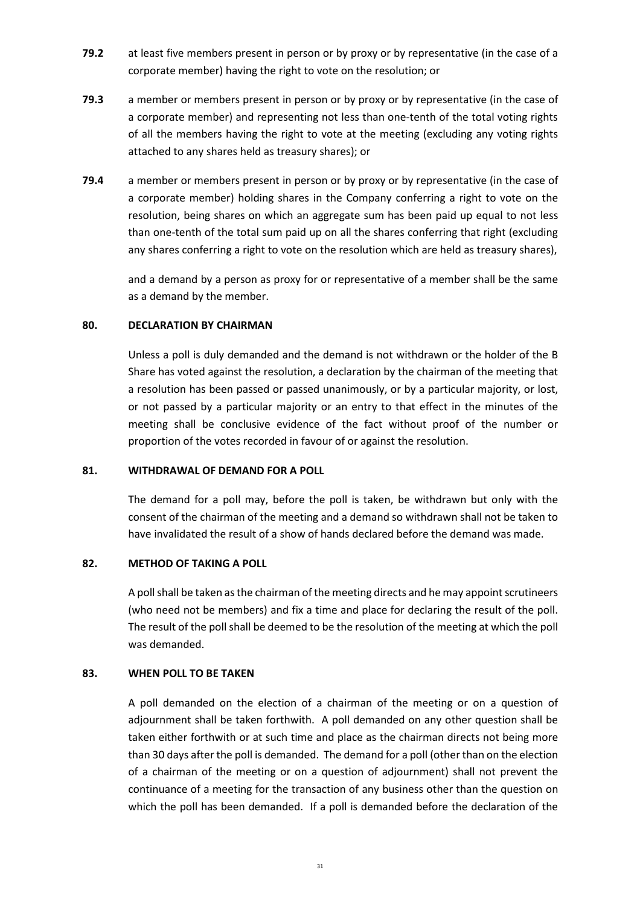**79.2** at least five members present in person or by proxy or by representative (in the case of a corporate member) having the right to vote on the resolution; or

**79.3** a member or members present in person or by proxy or by representative (in the case of a corporate member) and representing not less than one-tenth of the total voting rights of all the members having the right to vote at the meeting (excluding any voting rights attached to any shares held as treasury shares); or

**79.4** a member or members present in person or by proxy or by representative (in the case of a corporate member) holding shares in the Company conferring a right to vote on the resolution, being shares on which an aggregate sum has been paid up equal to not less than one-tenth of the total sum paid up on all the shares conferring that right (excluding any shares conferring a right to vote on the resolution which are held as treasury shares),

and a demand by a person as proxy for or representative of a member shall be the same as a demand by the member.

**80. DECLARATION BY CHAIRMAN**

Unless a poll is duly demanded and the demand is not withdrawn or the holder of the B Share has voted against the resolution, a declaration by the chairman of the meeting that a resolution has been passed or passed unanimously, or by a particular majority, or lost, or not passed by a particular majority or an entry to that effect in the minutes of the meeting shall be conclusive evidence of the fact without proof of the number or proportion of the votes recorded in favour of or against the resolution.

**81. WITHDRAWAL OF DEMAND FOR A POLL**

The demand for a poll may, before the poll is taken, be withdrawn but only with the consent of the chairman of the meeting and a demand so withdrawn shall not be taken to have invalidated the result of a show of hands declared before the demand was made.

**82. METHOD OF TAKING A POLL**

A poll shall be taken as the chairman of the meeting directs and he may appoint scrutineers (who need not be members) and fix a time and place for declaring the result of the poll. The result of the poll shall be deemed to be the resolution of the meeting at which the poll was demanded.

**83. WHEN POLL TO BE TAKEN**

A poll demanded on the election of a chairman of the meeting or on a question of adjournment shall be taken forthwith. A poll demanded on any other question shall be taken either forthwith or at such time and place as the chairman directs not being more than 30 days after the poll is demanded. The demand for a poll (other than on the election of a chairman of the meeting or on a question of adjournment) shall not prevent the continuance of a meeting for the transaction of any business other than the question on which the poll has been demanded. If a poll is demanded before the declaration of the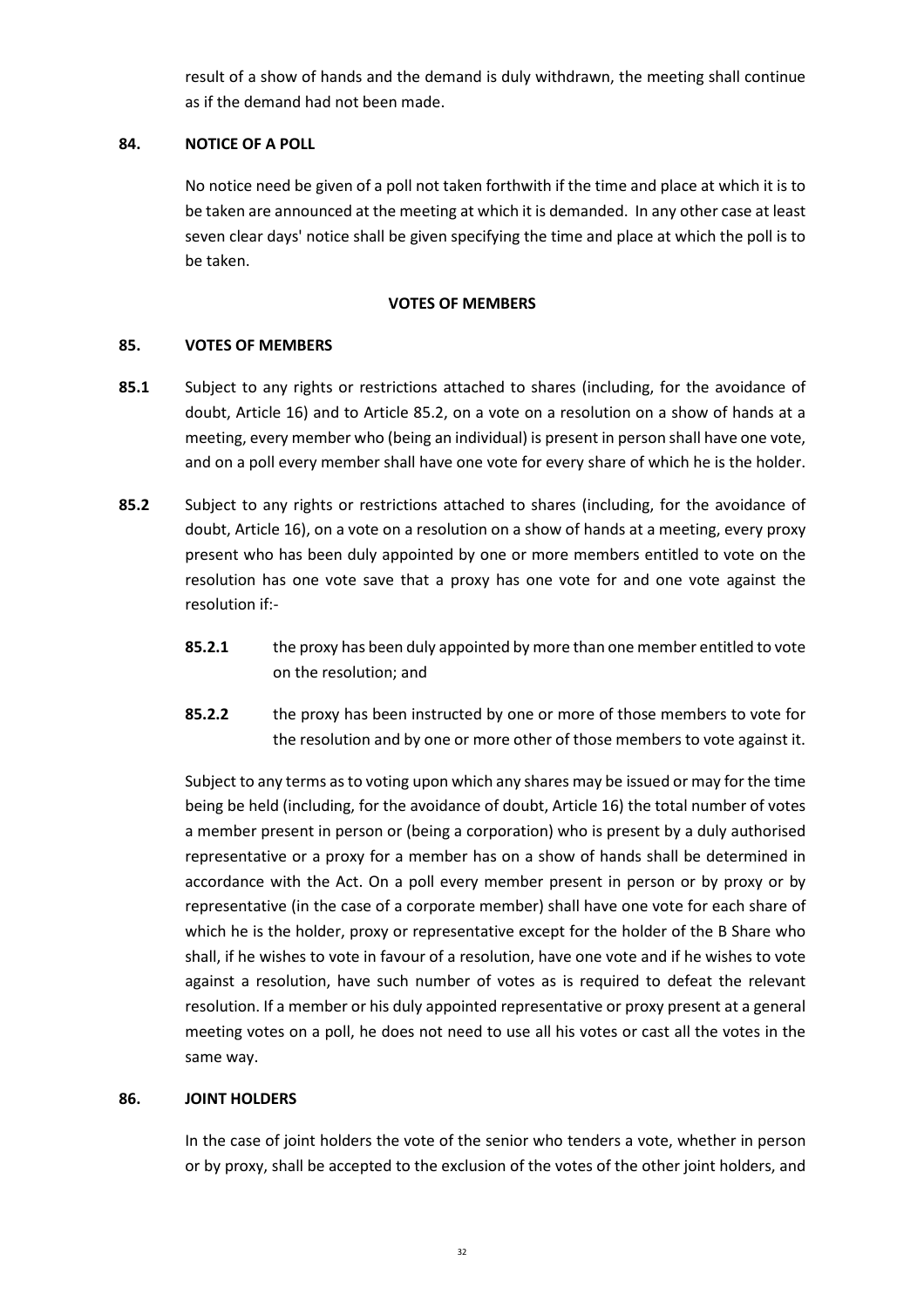result of a show of hands and the demand is duly withdrawn, the meeting shall continue as if the demand had not been made.

**84. NOTICE OF A POLL**

No notice need be given of a poll not taken forthwith if the time and place at which it is to be taken are announced at the meeting at which it is demanded. In any other case at least seven clear days' notice shall be given specifying the time and place at which the poll is to be taken.

**VOTES OF MEMBERS**

**85. VOTES OF MEMBERS**

**85.1** Subject to any rights or restrictions attached to shares (including, for the avoidance of doubt, Article 16) and to Article 85.2, on a vote on a resolution on a show of hands at a meeting, every member who (being an individual) is present in person shall have one vote, and on a poll every member shall have one vote for every share of which he is the holder.

**85.2** Subject to any rights or restrictions attached to shares (including, for the avoidance of doubt, Article 16), on a vote on a resolution on a show of hands at a meeting, every proxy present who has been duly appointed by one or more members entitled to vote on the resolution has one vote save that a proxy has one vote for and one vote against the resolution if:-

**85.2.1** the proxy has been duly appointed by more than one member entitled to vote on the resolution; and

**85.2.2** the proxy has been instructed by one or more of those members to vote for the resolution and by one or more other of those members to vote against it.

Subject to any terms as to voting upon which any shares may be issued or may for the time being be held (including, for the avoidance of doubt, Article 16) the total number of votes a member present in person or (being a corporation) who is present by a duly authorised representative or a proxy for a member has on a show of hands shall be determined in accordance with the Act. On a poll every member present in person or by proxy or by representative (in the case of a corporate member) shall have one vote for each share of which he is the holder, proxy or representative except for the holder of the B Share who shall, if he wishes to vote in favour of a resolution, have one vote and if he wishes to vote against a resolution, have such number of votes as is required to defeat the relevant resolution. If a member or his duly appointed representative or proxy present at a general meeting votes on a poll, he does not need to use all his votes or cast all the votes in the same way.

**86. JOINT HOLDERS**

In the case of joint holders the vote of the senior who tenders a vote, whether in person or by proxy, shall be accepted to the exclusion of the votes of the other joint holders, and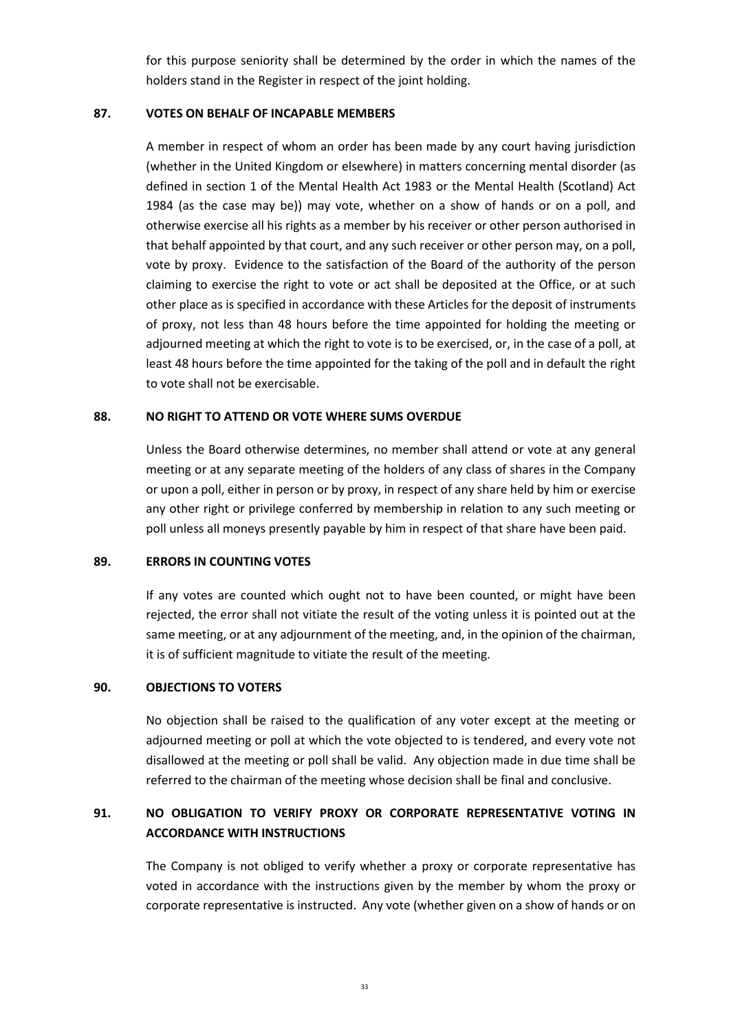for this purpose seniority shall be determined by the order in which the names of the holders stand in the Register in respect of the joint holding.

### 87. VOTES ON BEHALF OF INCAPABLE MEMBERS

A member in respect of whom an order has been made by any court having jurisdiction (whether in the United Kingdom or elsewhere) in matters concerning mental disorder (as defined in section 1 of the Mental Health Act 1983 or the Mental Health (Scotland) Act 1984 (as the case may be)) may vote, whether on a show of hands or on a poll, and otherwise exercise all his rights as a member by his receiver or other person authorised in that behalf appointed by that court, and any such receiver or other person may, on a poll, vote by proxy. Evidence to the satisfaction of the Board of the authority of the person claiming to exercise the right to vote or act shall be deposited at the Office, or at such other place as is specified in accordance with these Articles for the deposit of instruments of proxy, not less than 48 hours before the time appointed for holding the meeting or adjourned meeting at which the right to vote is to be exercised, or, in the case of a poll, at least 48 hours before the time appointed for the taking of the poll and in default the right to vote shall not be exercisable.

### 88. NO RIGHT TO ATTEND OR VOTE WHERE SUMS OVERDUE

Unless the Board otherwise determines, no member shall attend or vote at any general meeting or at any separate meeting of the holders of any class of shares in the Company or upon a poll, either in person or by proxy, in respect of any share held by him or exercise any other right or privilege conferred by membership in relation to any such meeting or poll unless all moneys presently payable by him in respect of that share have been paid.

### 89. ERRORS IN COUNTING VOTES

If any votes are counted which ought not to have been counted, or might have been rejected, the error shall not vitiate the result of the voting unless it is pointed out at the same meeting, or at any adjournment of the meeting, and, in the opinion of the chairman, it is of sufficient magnitude to vitiate the result of the meeting.

### 90. OBJECTIONS TO VOTERS

No objection shall be raised to the qualification of any voter except at the meeting or adjourned meeting or poll at which the vote objected to is tendered, and every vote not disallowed at the meeting or poll shall be valid. Any objection made in due time shall be referred to the chairman of the meeting whose decision shall be final and conclusive.

### 91. NO OBLIGATION TO VERIFY PROXY OR CORPORATE REPRESENTATIVE VOTING IN ACCORDANCE WITH INSTRUCTIONS

The Company is not obliged to verify whether a proxy or corporate representative has voted in accordance with the instructions given by the member by whom the proxy or corporate representative is instructed. Any vote (whether given on a show of hands or on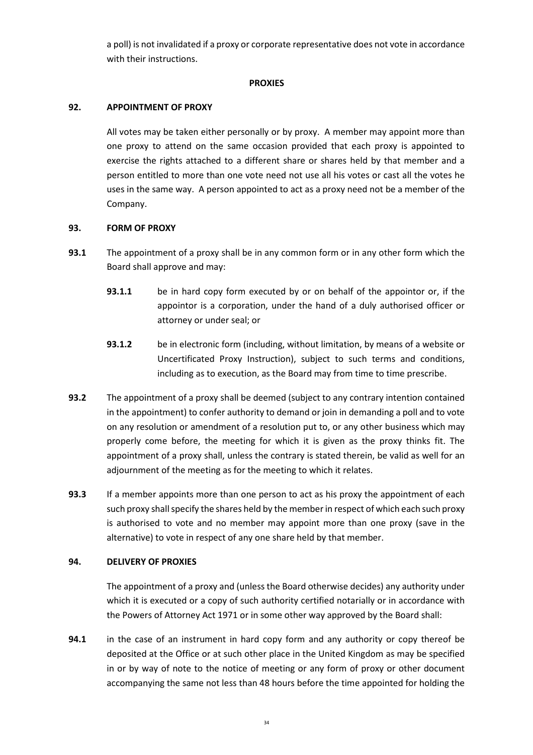a poll) is not invalidated if a proxy or corporate representative does not vote in accordance with their instructions.

## PROXIES

### 92. APPOINTMENT OF PROXY

All votes may be taken either personally or by proxy. A member may appoint more than one proxy to attend on the same occasion provided that each proxy is appointed to exercise the rights attached to a different share or shares held by that member and a person entitled to more than one vote need not use all his votes or cast all the votes he uses in the same way. A person appointed to act as a proxy need not be a member of the Company.

### 93. FORM OF PROXY

**93.1** The appointment of a proxy shall be in any common form or in any other form which the Board shall approve and may:

**93.1.1** be in hard copy form executed by or on behalf of the appointor or, if the appointor is a corporation, under the hand of a duly authorised officer or attorney or under seal; or

**93.1.2** be in electronic form (including, without limitation, by means of a website or Uncertificated Proxy Instruction), subject to such terms and conditions, including as to execution, as the Board may from time to time prescribe.

**93.2** The appointment of a proxy shall be deemed (subject to any contrary intention contained in the appointment) to confer authority to demand or join in demanding a poll and to vote on any resolution or amendment of a resolution put to, or any other business which may properly come before, the meeting for which it is given as the proxy thinks fit. The appointment of a proxy shall, unless the contrary is stated therein, be valid as well for an adjournment of the meeting as for the meeting to which it relates.

**93.3** If a member appoints more than one person to act as his proxy the appointment of each such proxy shall specify the shares held by the member in respect of which each such proxy is authorised to vote and no member may appoint more than one proxy (save in the alternative) to vote in respect of any one share held by that member.

### 94. DELIVERY OF PROXIES

The appointment of a proxy and (unless the Board otherwise decides) any authority under which it is executed or a copy of such authority certified notarially or in accordance with the Powers of Attorney Act 1971 or in some other way approved by the Board shall:

**94.1** in the case of an instrument in hard copy form and any authority or copy thereof be deposited at the Office or at such other place in the United Kingdom as may be specified in or by way of note to the notice of meeting or any form of proxy or other document accompanying the same not less than 48 hours before the time appointed for holding the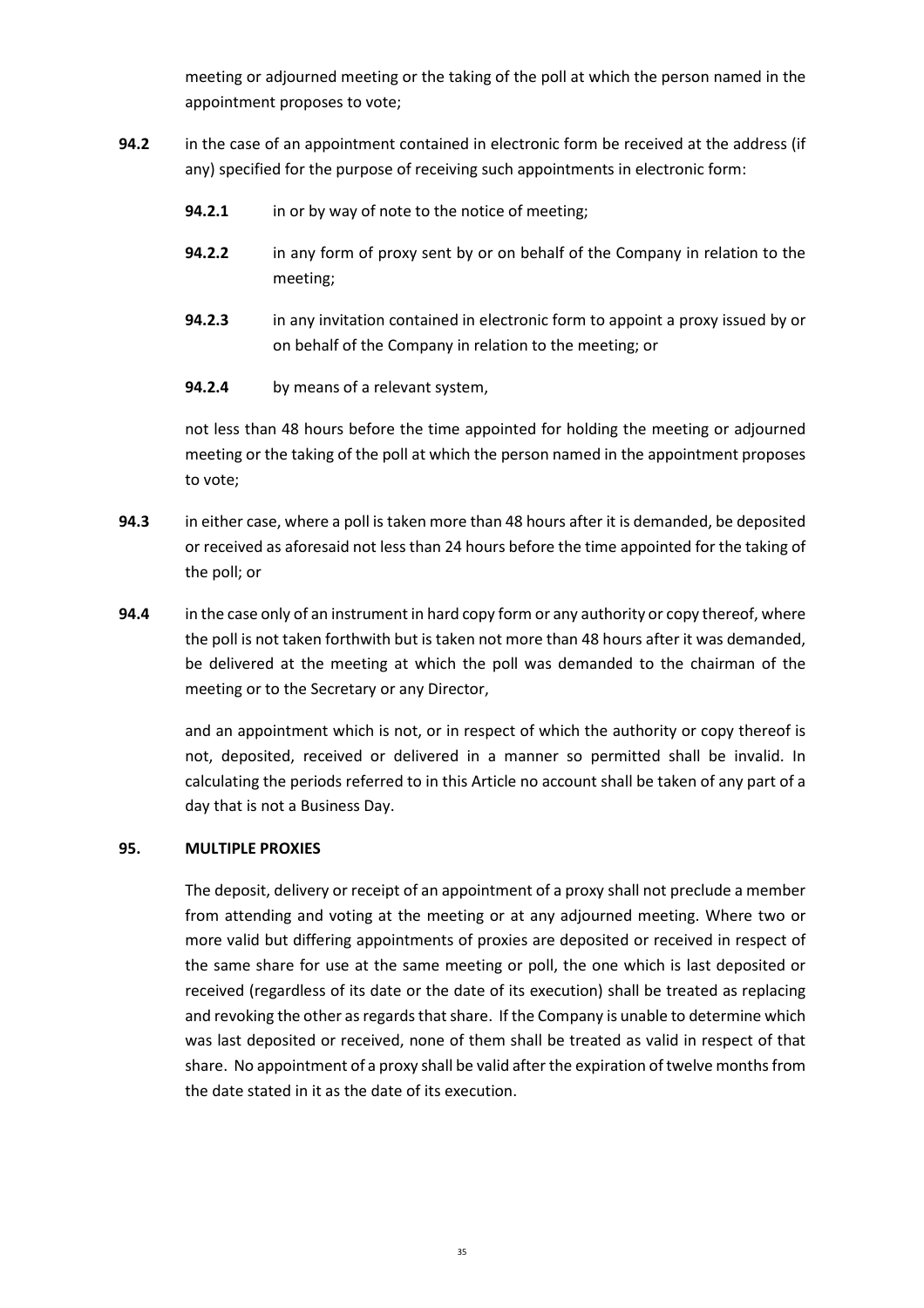meeting or adjourned meeting or the taking of the poll at which the person named in the appointment proposes to vote;

**94.2** in the case of an appointment contained in electronic form be received at the address (if any) specified for the purpose of receiving such appointments in electronic form:

**94.2.1** in or by way of note to the notice of meeting;

**94.2.2** in any form of proxy sent by or on behalf of the Company in relation to the meeting;

**94.2.3** in any invitation contained in electronic form to appoint a proxy issued by or on behalf of the Company in relation to the meeting; or

**94.2.4** by means of a relevant system,

not less than 48 hours before the time appointed for holding the meeting or adjourned meeting or the taking of the poll at which the person named in the appointment proposes to vote;

**94.3** in either case, where a poll is taken more than 48 hours after it is demanded, be deposited or received as aforesaid not less than 24 hours before the time appointed for the taking of the poll; or

**94.4** in the case only of an instrument in hard copy form or any authority or copy thereof, where the poll is not taken forthwith but is taken not more than 48 hours after it was demanded, be delivered at the meeting at which the poll was demanded to the chairman of the meeting or to the Secretary or any Director,

and an appointment which is not, or in respect of which the authority or copy thereof is not, deposited, received or delivered in a manner so permitted shall be invalid. In calculating the periods referred to in this Article no account shall be taken of any part of a day that is not a Business Day.

### 95. MULTIPLE PROXIES

The deposit, delivery or receipt of an appointment of a proxy shall not preclude a member from attending and voting at the meeting or at any adjourned meeting. Where two or more valid but differing appointments of proxies are deposited or received in respect of the same share for use at the same meeting or poll, the one which is last deposited or received (regardless of its date or the date of its execution) shall be treated as replacing and revoking the other as regards that share. If the Company is unable to determine which was last deposited or received, none of them shall be treated as valid in respect of that share. No appointment of a proxy shall be valid after the expiration of twelve months from the date stated in it as the date of its execution.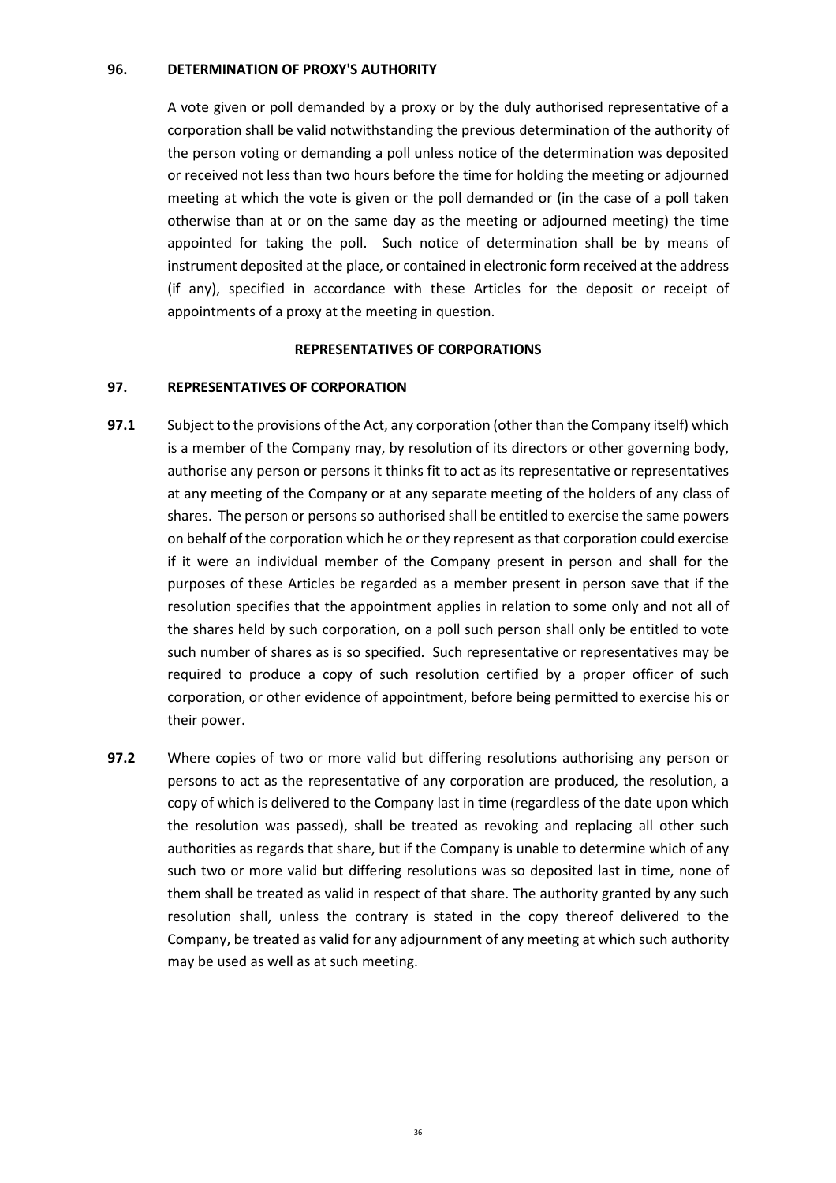**96. DETERMINATION OF PROXY'S AUTHORITY**

A vote given or poll demanded by a proxy or by the duly authorised representative of a corporation shall be valid notwithstanding the previous determination of the authority of the person voting or demanding a poll unless notice of the determination was deposited or received not less than two hours before the time for holding the meeting or adjourned meeting at which the vote is given or the poll demanded or (in the case of a poll taken otherwise than at or on the same day as the meeting or adjourned meeting) the time appointed for taking the poll. Such notice of determination shall be by means of instrument deposited at the place, or contained in electronic form received at the address (if any), specified in accordance with these Articles for the deposit or receipt of appointments of a proxy at the meeting in question.

**REPRESENTATIVES OF CORPORATIONS**

**97. REPRESENTATIVES OF CORPORATION**

**97.1** Subject to the provisions of the Act, any corporation (other than the Company itself) which is a member of the Company may, by resolution of its directors or other governing body, authorise any person or persons it thinks fit to act as its representative or representatives at any meeting of the Company or at any separate meeting of the holders of any class of shares. The person or persons so authorised shall be entitled to exercise the same powers on behalf of the corporation which he or they represent as that corporation could exercise if it were an individual member of the Company present in person and shall for the purposes of these Articles be regarded as a member present in person save that if the resolution specifies that the appointment applies in relation to some only and not all of the shares held by such corporation, on a poll such person shall only be entitled to vote such number of shares as is so specified. Such representative or representatives may be required to produce a copy of such resolution certified by a proper officer of such corporation, or other evidence of appointment, before being permitted to exercise his or their power.

**97.2** Where copies of two or more valid but differing resolutions authorising any person or persons to act as the representative of any corporation are produced, the resolution, a copy of which is delivered to the Company last in time (regardless of the date upon which the resolution was passed), shall be treated as revoking and replacing all other such authorities as regards that share, but if the Company is unable to determine which of any such two or more valid but differing resolutions was so deposited last in time, none of them shall be treated as valid in respect of that share. The authority granted by any such resolution shall, unless the contrary is stated in the copy thereof delivered to the Company, be treated as valid for any adjournment of any meeting at which such authority may be used as well as at such meeting.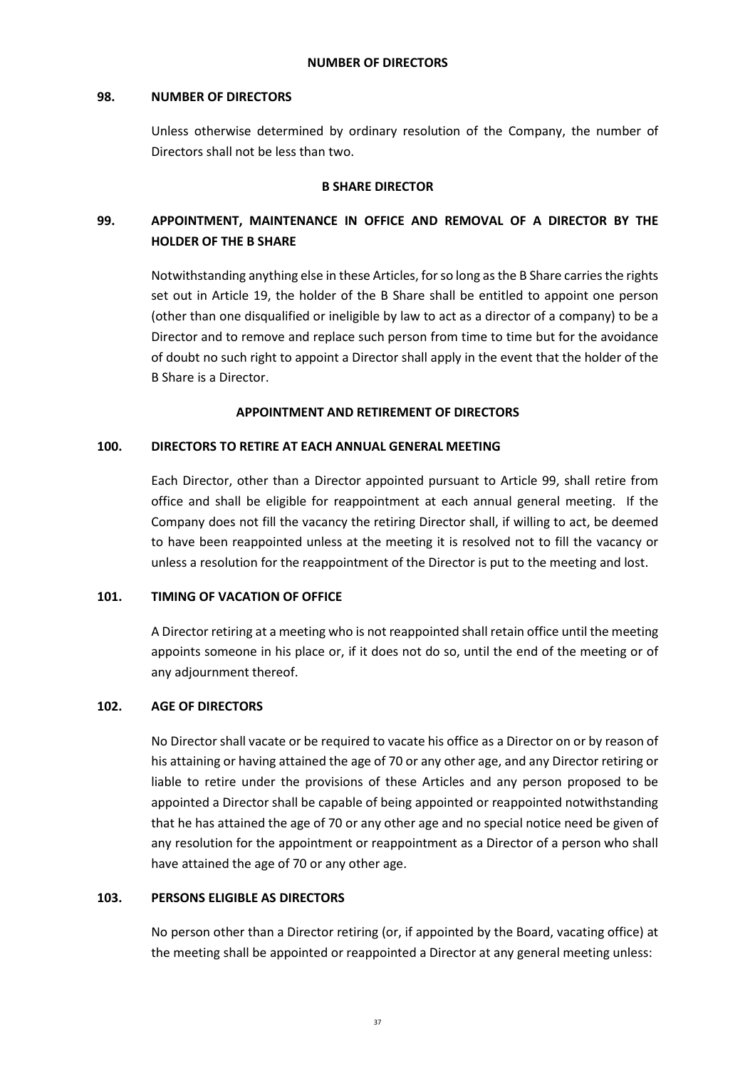## NUMBER OF DIRECTORS

### 98. NUMBER OF DIRECTORS

Unless otherwise determined by ordinary resolution of the Company, the number of Directors shall not be less than two.

## B SHARE DIRECTOR

### 99. APPOINTMENT, MAINTENANCE IN OFFICE AND REMOVAL OF A DIRECTOR BY THE HOLDER OF THE B SHARE

Notwithstanding anything else in these Articles, for so long as the B Share carries the rights set out in Article 19, the holder of the B Share shall be entitled to appoint one person (other than one disqualified or ineligible by law to act as a director of a company) to be a Director and to remove and replace such person from time to time but for the avoidance of doubt no such right to appoint a Director shall apply in the event that the holder of the B Share is a Director.

## APPOINTMENT AND RETIREMENT OF DIRECTORS

### 100. DIRECTORS TO RETIRE AT EACH ANNUAL GENERAL MEETING

Each Director, other than a Director appointed pursuant to Article 99, shall retire from office and shall be eligible for reappointment at each annual general meeting. If the Company does not fill the vacancy the retiring Director shall, if willing to act, be deemed to have been reappointed unless at the meeting it is resolved not to fill the vacancy or unless a resolution for the reappointment of the Director is put to the meeting and lost.

### 101. TIMING OF VACATION OF OFFICE

A Director retiring at a meeting who is not reappointed shall retain office until the meeting appoints someone in his place or, if it does not do so, until the end of the meeting or of any adjournment thereof.

### 102. AGE OF DIRECTORS

No Director shall vacate or be required to vacate his office as a Director on or by reason of his attaining or having attained the age of 70 or any other age, and any Director retiring or liable to retire under the provisions of these Articles and any person proposed to be appointed a Director shall be capable of being appointed or reappointed notwithstanding that he has attained the age of 70 or any other age and no special notice need be given of any resolution for the appointment or reappointment as a Director of a person who shall have attained the age of 70 or any other age.

### 103. PERSONS ELIGIBLE AS DIRECTORS

No person other than a Director retiring (or, if appointed by the Board, vacating office) at the meeting shall be appointed or reappointed a Director at any general meeting unless: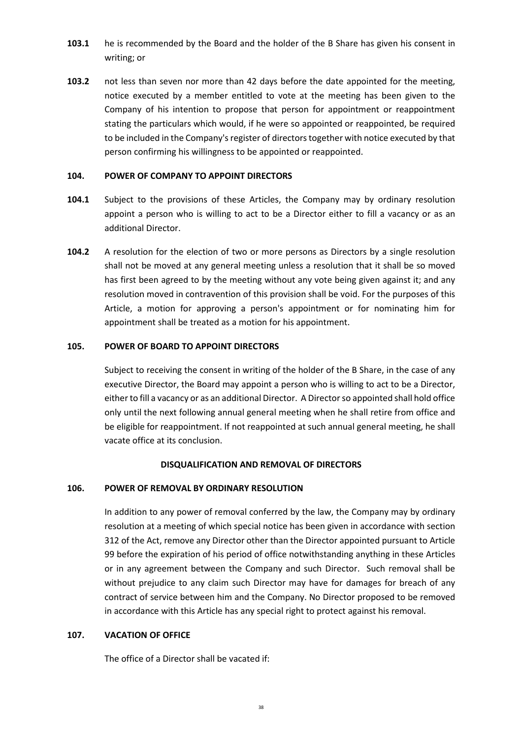**103.1** he is recommended by the Board and the holder of the B Share has given his consent in writing; or

**103.2** not less than seven nor more than 42 days before the date appointed for the meeting, notice executed by a member entitled to vote at the meeting has been given to the Company of his intention to propose that person for appointment or reappointment stating the particulars which would, if he were so appointed or reappointed, be required to be included in the Company's register of directors together with notice executed by that person confirming his willingness to be appointed or reappointed.

**104. POWER OF COMPANY TO APPOINT DIRECTORS**

**104.1** Subject to the provisions of these Articles, the Company may by ordinary resolution appoint a person who is willing to act to be a Director either to fill a vacancy or as an additional Director.

**104.2** A resolution for the election of two or more persons as Directors by a single resolution shall not be moved at any general meeting unless a resolution that it shall be so moved has first been agreed to by the meeting without any vote being given against it; and any resolution moved in contravention of this provision shall be void. For the purposes of this Article, a motion for approving a person's appointment or for nominating him for appointment shall be treated as a motion for his appointment.

**105. POWER OF BOARD TO APPOINT DIRECTORS**

Subject to receiving the consent in writing of the holder of the B Share, in the case of any executive Director, the Board may appoint a person who is willing to act to be a Director, either to fill a vacancy or as an additional Director. A Director so appointed shall hold office only until the next following annual general meeting when he shall retire from office and be eligible for reappointment. If not reappointed at such annual general meeting, he shall vacate office at its conclusion.

**DISQUALIFICATION AND REMOVAL OF DIRECTORS**

**106. POWER OF REMOVAL BY ORDINARY RESOLUTION**

In addition to any power of removal conferred by the law, the Company may by ordinary resolution at a meeting of which special notice has been given in accordance with section 312 of the Act, remove any Director other than the Director appointed pursuant to Article 99 before the expiration of his period of office notwithstanding anything in these Articles or in any agreement between the Company and such Director. Such removal shall be without prejudice to any claim such Director may have for damages for breach of any contract of service between him and the Company. No Director proposed to be removed in accordance with this Article has any special right to protect against his removal.

**107. VACATION OF OFFICE**

The office of a Director shall be vacated if: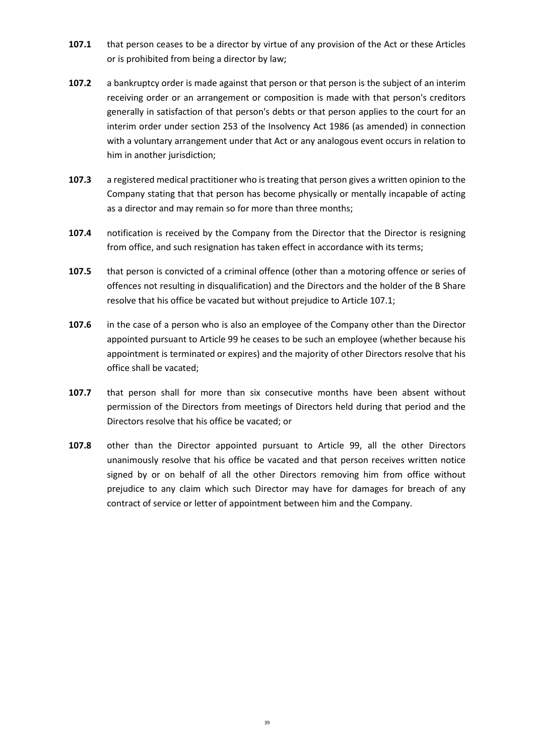**107.1** that person ceases to be a director by virtue of any provision of the Act or these Articles or is prohibited from being a director by law;

**107.2** a bankruptcy order is made against that person or that person is the subject of an interim receiving order or an arrangement or composition is made with that person's creditors generally in satisfaction of that person's debts or that person applies to the court for an interim order under section 253 of the Insolvency Act 1986 (as amended) in connection with a voluntary arrangement under that Act or any analogous event occurs in relation to him in another jurisdiction;

**107.3** a registered medical practitioner who is treating that person gives a written opinion to the Company stating that that person has become physically or mentally incapable of acting as a director and may remain so for more than three months;

**107.4** notification is received by the Company from the Director that the Director is resigning from office, and such resignation has taken effect in accordance with its terms;

**107.5** that person is convicted of a criminal offence (other than a motoring offence or series of offences not resulting in disqualification) and the Directors and the holder of the B Share resolve that his office be vacated but without prejudice to Article 107.1;

**107.6** in the case of a person who is also an employee of the Company other than the Director appointed pursuant to Article 99 he ceases to be such an employee (whether because his appointment is terminated or expires) and the majority of other Directors resolve that his office shall be vacated;

**107.7** that person shall for more than six consecutive months have been absent without permission of the Directors from meetings of Directors held during that period and the Directors resolve that his office be vacated; or

**107.8** other than the Director appointed pursuant to Article 99, all the other Directors unanimously resolve that his office be vacated and that person receives written notice signed by or on behalf of all the other Directors removing him from office without prejudice to any claim which such Director may have for damages for breach of any contract of service or letter of appointment between him and the Company.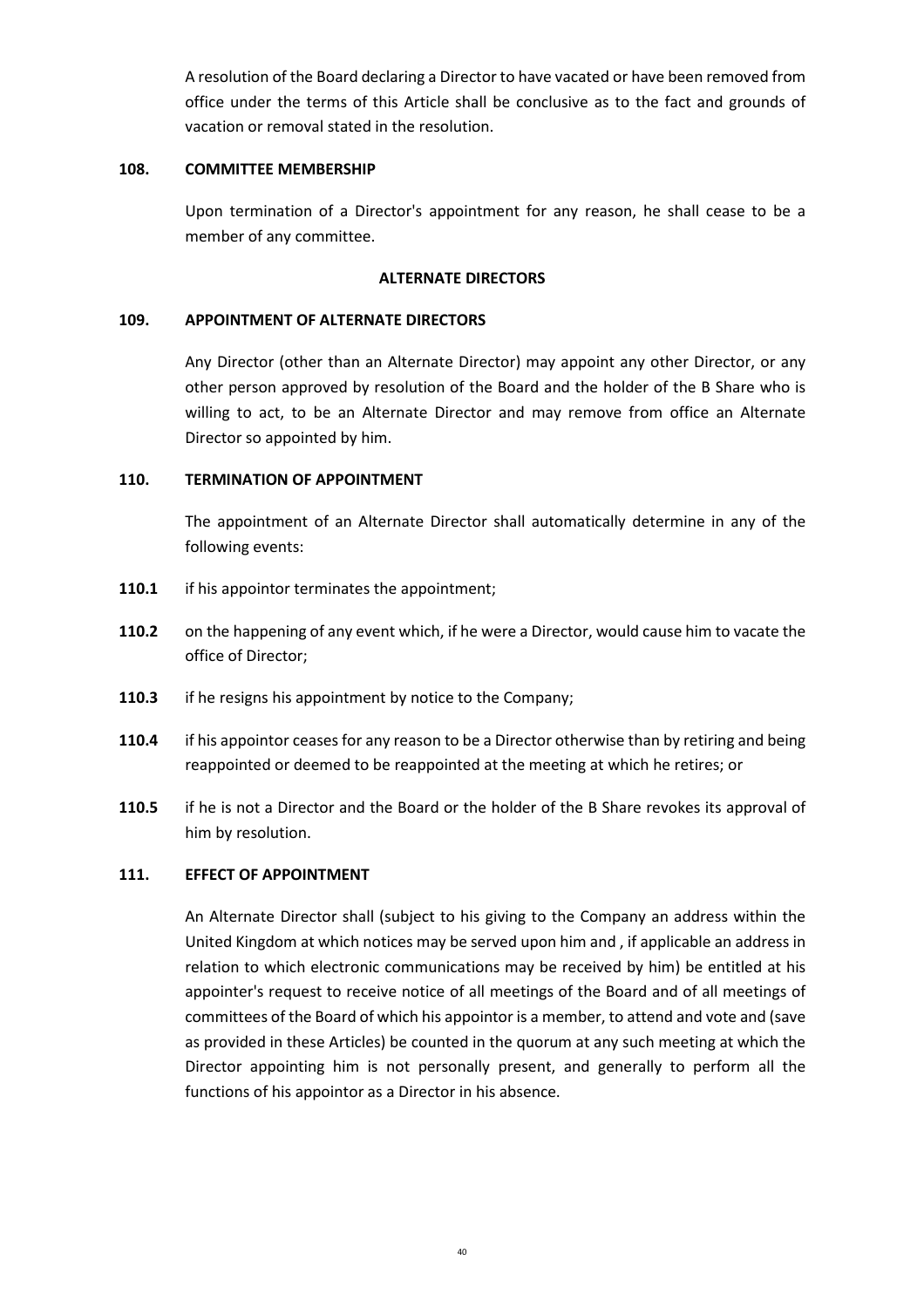A resolution of the Board declaring a Director to have vacated or have been removed from office under the terms of this Article shall be conclusive as to the fact and grounds of vacation or removal stated in the resolution.

**108. COMMITTEE MEMBERSHIP**

Upon termination of a Director's appointment for any reason, he shall cease to be a member of any committee.

**ALTERNATE DIRECTORS**

**109. APPOINTMENT OF ALTERNATE DIRECTORS**

Any Director (other than an Alternate Director) may appoint any other Director, or any other person approved by resolution of the Board and the holder of the B Share who is willing to act, to be an Alternate Director and may remove from office an Alternate Director so appointed by him.

**110. TERMINATION OF APPOINTMENT**

The appointment of an Alternate Director shall automatically determine in any of the following events:

**110.1** if his appointor terminates the appointment;

**110.2** on the happening of any event which, if he were a Director, would cause him to vacate the office of Director;

**110.3** if he resigns his appointment by notice to the Company;

**110.4** if his appointor ceases for any reason to be a Director otherwise than by retiring and being reappointed or deemed to be reappointed at the meeting at which he retires; or

**110.5** if he is not a Director and the Board or the holder of the B Share revokes its approval of him by resolution.

**111. EFFECT OF APPOINTMENT**

An Alternate Director shall (subject to his giving to the Company an address within the United Kingdom at which notices may be served upon him and , if applicable an address in relation to which electronic communications may be received by him) be entitled at his appointer's request to receive notice of all meetings of the Board and of all meetings of committees of the Board of which his appointor is a member, to attend and vote and (save as provided in these Articles) be counted in the quorum at any such meeting at which the Director appointing him is not personally present, and generally to perform all the functions of his appointor as a Director in his absence.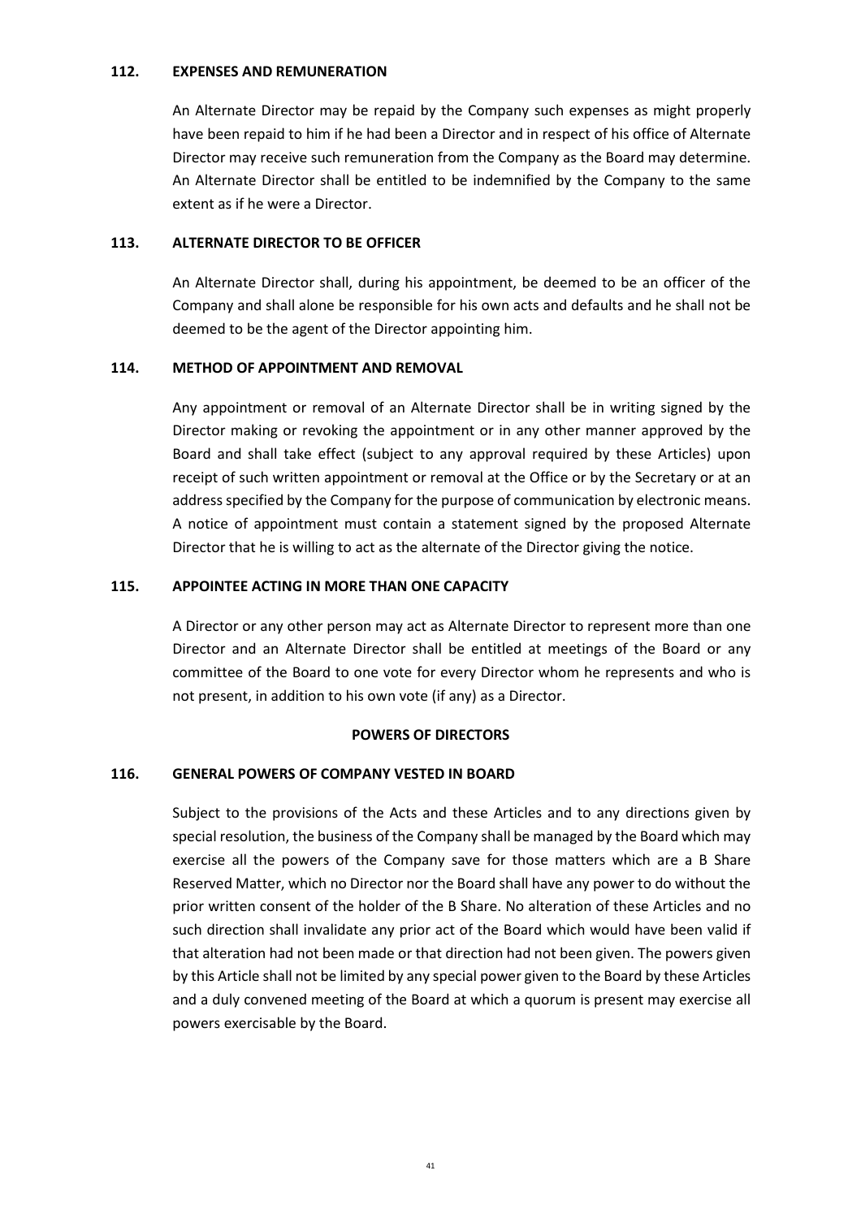### 112. EXPENSES AND REMUNERATION

An Alternate Director may be repaid by the Company such expenses as might properly have been repaid to him if he had been a Director and in respect of his office of Alternate Director may receive such remuneration from the Company as the Board may determine. An Alternate Director shall be entitled to be indemnified by the Company to the same extent as if he were a Director.

### 113. ALTERNATE DIRECTOR TO BE OFFICER

An Alternate Director shall, during his appointment, be deemed to be an officer of the Company and shall alone be responsible for his own acts and defaults and he shall not be deemed to be the agent of the Director appointing him.

### 114. METHOD OF APPOINTMENT AND REMOVAL

Any appointment or removal of an Alternate Director shall be in writing signed by the Director making or revoking the appointment or in any other manner approved by the Board and shall take effect (subject to any approval required by these Articles) upon receipt of such written appointment or removal at the Office or by the Secretary or at an address specified by the Company for the purpose of communication by electronic means. A notice of appointment must contain a statement signed by the proposed Alternate Director that he is willing to act as the alternate of the Director giving the notice.

### 115. APPOINTEE ACTING IN MORE THAN ONE CAPACITY

A Director or any other person may act as Alternate Director to represent more than one Director and an Alternate Director shall be entitled at meetings of the Board or any committee of the Board to one vote for every Director whom he represents and who is not present, in addition to his own vote (if any) as a Director.

## POWERS OF DIRECTORS

### 116. GENERAL POWERS OF COMPANY VESTED IN BOARD

Subject to the provisions of the Acts and these Articles and to any directions given by special resolution, the business of the Company shall be managed by the Board which may exercise all the powers of the Company save for those matters which are a B Share Reserved Matter, which no Director nor the Board shall have any power to do without the prior written consent of the holder of the B Share. No alteration of these Articles and no such direction shall invalidate any prior act of the Board which would have been valid if that alteration had not been made or that direction had not been given. The powers given by this Article shall not be limited by any special power given to the Board by these Articles and a duly convened meeting of the Board at which a quorum is present may exercise all powers exercisable by the Board.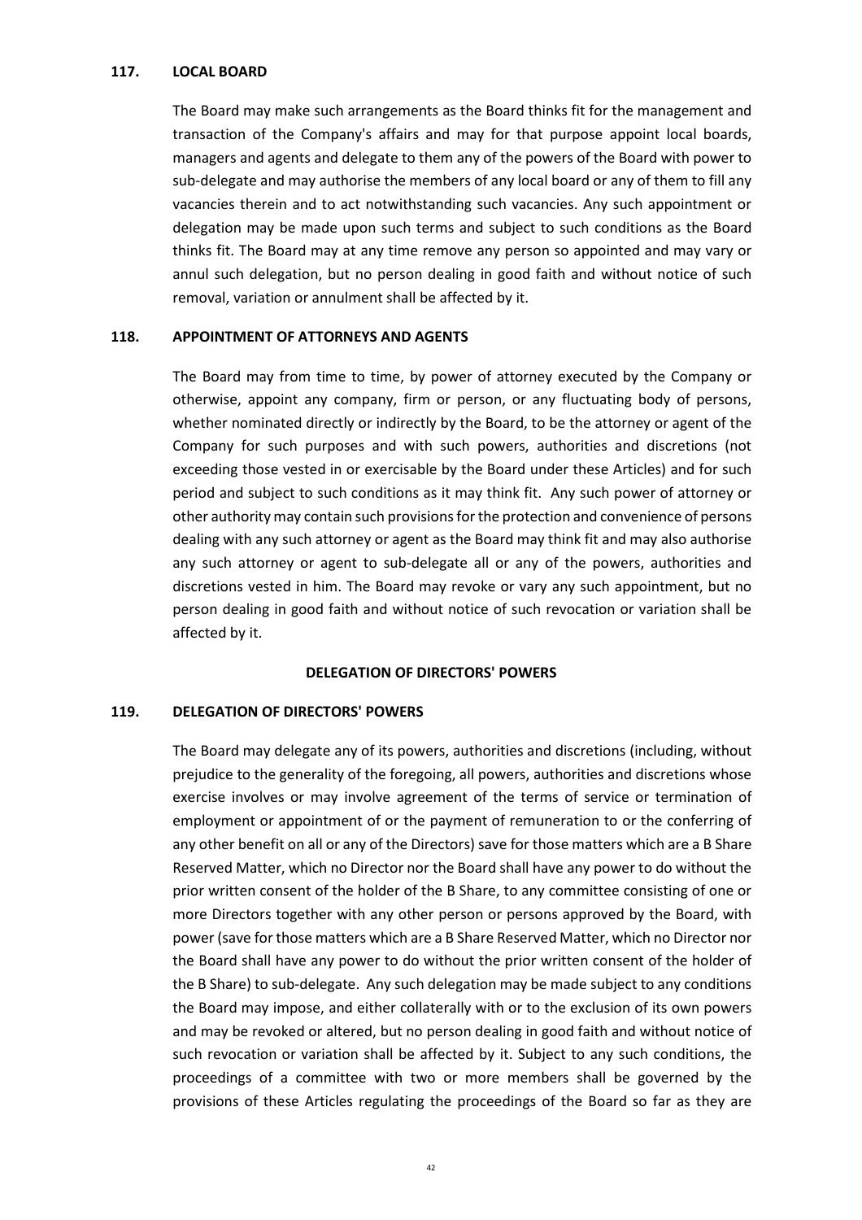### 117. LOCAL BOARD

The Board may make such arrangements as the Board thinks fit for the management and transaction of the Company's affairs and may for that purpose appoint local boards, managers and agents and delegate to them any of the powers of the Board with power to sub-delegate and may authorise the members of any local board or any of them to fill any vacancies therein and to act notwithstanding such vacancies. Any such appointment or delegation may be made upon such terms and subject to such conditions as the Board thinks fit. The Board may at any time remove any person so appointed and may vary or annul such delegation, but no person dealing in good faith and without notice of such removal, variation or annulment shall be affected by it.

### 118. APPOINTMENT OF ATTORNEYS AND AGENTS

The Board may from time to time, by power of attorney executed by the Company or otherwise, appoint any company, firm or person, or any fluctuating body of persons, whether nominated directly or indirectly by the Board, to be the attorney or agent of the Company for such purposes and with such powers, authorities and discretions (not exceeding those vested in or exercisable by the Board under these Articles) and for such period and subject to such conditions as it may think fit. Any such power of attorney or other authority may contain such provisions for the protection and convenience of persons dealing with any such attorney or agent as the Board may think fit and may also authorise any such attorney or agent to sub-delegate all or any of the powers, authorities and discretions vested in him. The Board may revoke or vary any such appointment, but no person dealing in good faith and without notice of such revocation or variation shall be affected by it.

## DELEGATION OF DIRECTORS' POWERS

### 119. DELEGATION OF DIRECTORS' POWERS

The Board may delegate any of its powers, authorities and discretions (including, without prejudice to the generality of the foregoing, all powers, authorities and discretions whose exercise involves or may involve agreement of the terms of service or termination of employment or appointment of or the payment of remuneration to or the conferring of any other benefit on all or any of the Directors) save for those matters which are a B Share Reserved Matter, which no Director nor the Board shall have any power to do without the prior written consent of the holder of the B Share, to any committee consisting of one or more Directors together with any other person or persons approved by the Board, with power (save for those matters which are a B Share Reserved Matter, which no Director nor the Board shall have any power to do without the prior written consent of the holder of the B Share) to sub-delegate. Any such delegation may be made subject to any conditions the Board may impose, and either collaterally with or to the exclusion of its own powers and may be revoked or altered, but no person dealing in good faith and without notice of such revocation or variation shall be affected by it. Subject to any such conditions, the proceedings of a committee with two or more members shall be governed by the provisions of these Articles regulating the proceedings of the Board so far as they are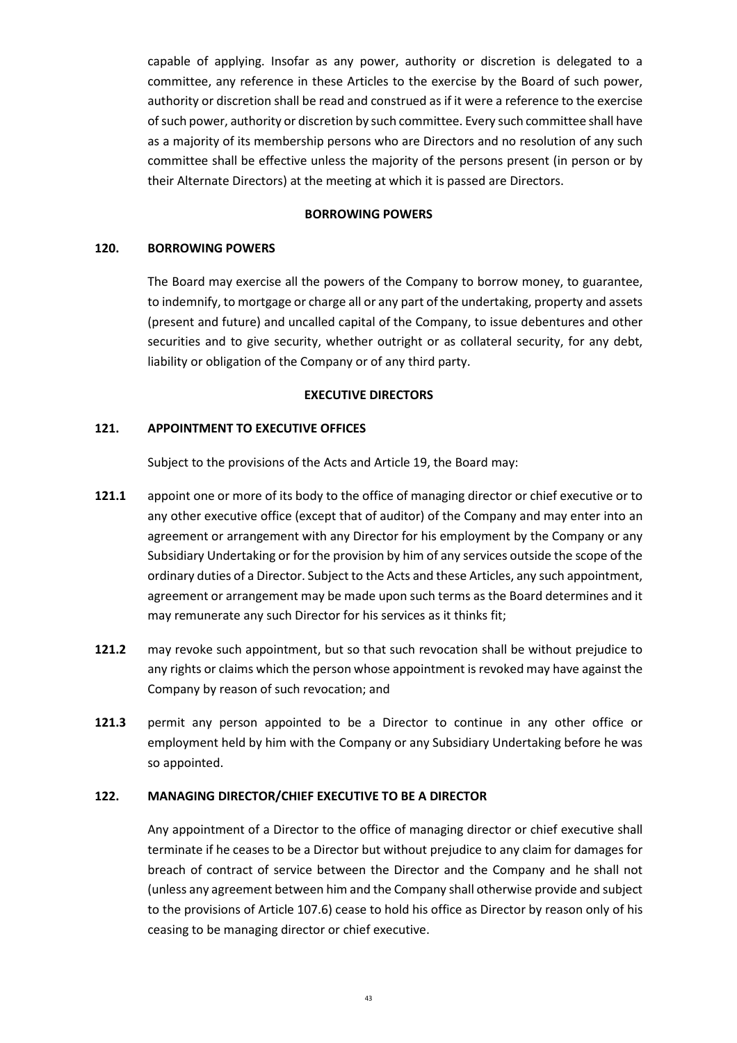capable of applying. Insofar as any power, authority or discretion is delegated to a committee, any reference in these Articles to the exercise by the Board of such power, authority or discretion shall be read and construed as if it were a reference to the exercise of such power, authority or discretion by such committee. Every such committee shall have as a majority of its membership persons who are Directors and no resolution of any such committee shall be effective unless the majority of the persons present (in person or by their Alternate Directors) at the meeting at which it is passed are Directors.

## BORROWING POWERS

### 120. BORROWING POWERS

The Board may exercise all the powers of the Company to borrow money, to guarantee, to indemnify, to mortgage or charge all or any part of the undertaking, property and assets (present and future) and uncalled capital of the Company, to issue debentures and other securities and to give security, whether outright or as collateral security, for any debt, liability or obligation of the Company or of any third party.

## EXECUTIVE DIRECTORS

### 121. APPOINTMENT TO EXECUTIVE OFFICES

Subject to the provisions of the Acts and Article 19, the Board may:

**121.1** appoint one or more of its body to the office of managing director or chief executive or to any other executive office (except that of auditor) of the Company and may enter into an agreement or arrangement with any Director for his employment by the Company or any Subsidiary Undertaking or for the provision by him of any services outside the scope of the ordinary duties of a Director. Subject to the Acts and these Articles, any such appointment, agreement or arrangement may be made upon such terms as the Board determines and it may remunerate any such Director for his services as it thinks fit;

**121.2** may revoke such appointment, but so that such revocation shall be without prejudice to any rights or claims which the person whose appointment is revoked may have against the Company by reason of such revocation; and

**121.3** permit any person appointed to be a Director to continue in any other office or employment held by him with the Company or any Subsidiary Undertaking before he was so appointed.

### 122. MANAGING DIRECTOR/CHIEF EXECUTIVE TO BE A DIRECTOR

Any appointment of a Director to the office of managing director or chief executive shall terminate if he ceases to be a Director but without prejudice to any claim for damages for breach of contract of service between the Director and the Company and he shall not (unless any agreement between him and the Company shall otherwise provide and subject to the provisions of Article 107.6) cease to hold his office as Director by reason only of his ceasing to be managing director or chief executive.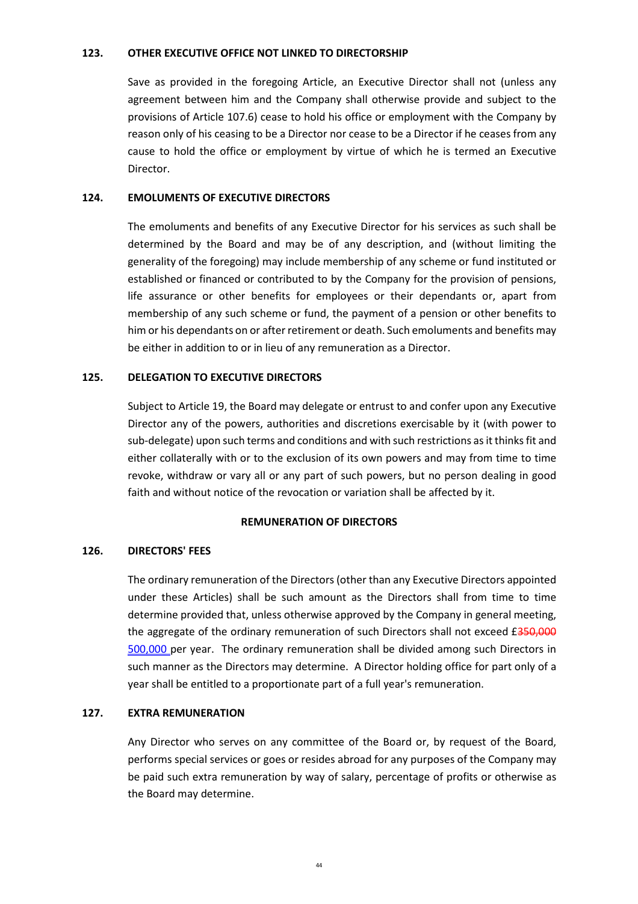**123. OTHER EXECUTIVE OFFICE NOT LINKED TO DIRECTORSHIP**

Save as provided in the foregoing Article, an Executive Director shall not (unless any agreement between him and the Company shall otherwise provide and subject to the provisions of Article 107.6) cease to hold his office or employment with the Company by reason only of his ceasing to be a Director nor cease to be a Director if he ceases from any cause to hold the office or employment by virtue of which he is termed an Executive Director.

**124. EMOLUMENTS OF EXECUTIVE DIRECTORS**

The emoluments and benefits of any Executive Director for his services as such shall be determined by the Board and may be of any description, and (without limiting the generality of the foregoing) may include membership of any scheme or fund instituted or established or financed or contributed to by the Company for the provision of pensions, life assurance or other benefits for employees or their dependants or, apart from membership of any such scheme or fund, the payment of a pension or other benefits to him or his dependants on or after retirement or death. Such emoluments and benefits may be either in addition to or in lieu of any remuneration as a Director.

**125. DELEGATION TO EXECUTIVE DIRECTORS**

Subject to Article 19, the Board may delegate or entrust to and confer upon any Executive Director any of the powers, authorities and discretions exercisable by it (with power to sub-delegate) upon such terms and conditions and with such restrictions as it thinks fit and either collaterally with or to the exclusion of its own powers and may from time to time revoke, withdraw or vary all or any part of such powers, but no person dealing in good faith and without notice of the revocation or variation shall be affected by it.

**REMUNERATION OF DIRECTORS**

**126. DIRECTORS' FEES**

The ordinary remuneration of the Directors (other than any Executive Directors appointed under these Articles) shall be such amount as the Directors shall from time to time determine provided that, unless otherwise approved by the Company in general meeting, the aggregate of the ordinary remuneration of such Directors shall not exceed £~~350,000~~ 500,000 per year. The ordinary remuneration shall be divided among such Directors in such manner as the Directors may determine. A Director holding office for part only of a year shall be entitled to a proportionate part of a full year's remuneration.

**127. EXTRA REMUNERATION**

Any Director who serves on any committee of the Board or, by request of the Board, performs special services or goes or resides abroad for any purposes of the Company may be paid such extra remuneration by way of salary, percentage of profits or otherwise as the Board may determine.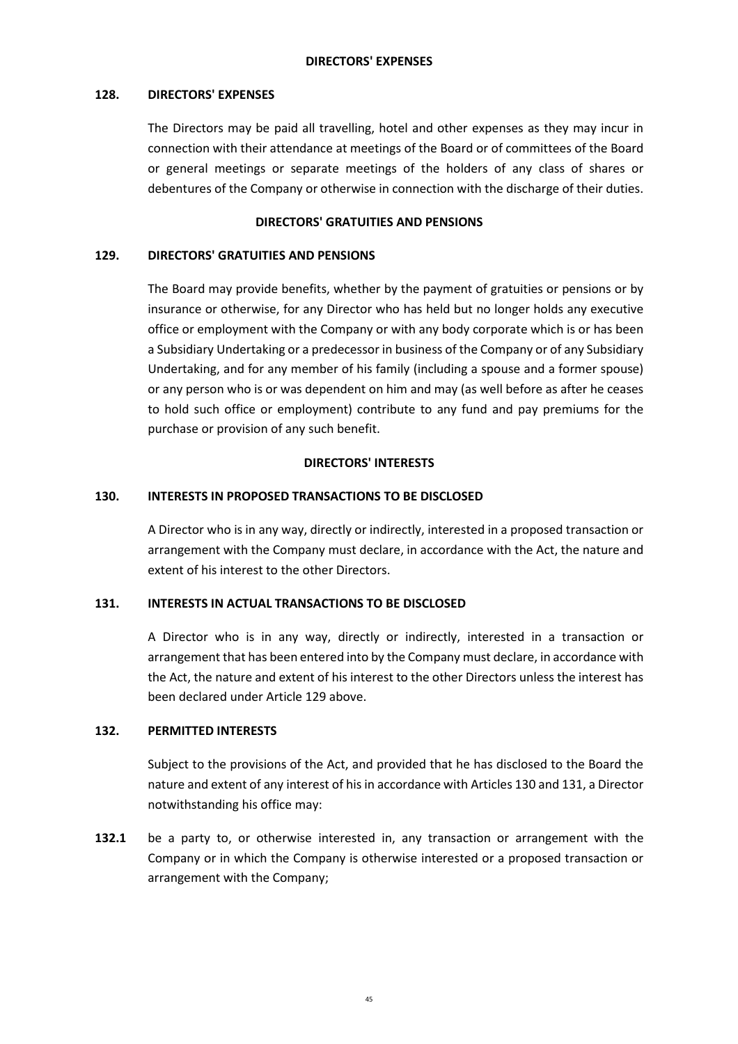## DIRECTORS' EXPENSES

### 128. DIRECTORS' EXPENSES

The Directors may be paid all travelling, hotel and other expenses as they may incur in connection with their attendance at meetings of the Board or of committees of the Board or general meetings or separate meetings of the holders of any class of shares or debentures of the Company or otherwise in connection with the discharge of their duties.

## DIRECTORS' GRATUITIES AND PENSIONS

### 129. DIRECTORS' GRATUITIES AND PENSIONS

The Board may provide benefits, whether by the payment of gratuities or pensions or by insurance or otherwise, for any Director who has held but no longer holds any executive office or employment with the Company or with any body corporate which is or has been a Subsidiary Undertaking or a predecessor in business of the Company or of any Subsidiary Undertaking, and for any member of his family (including a spouse and a former spouse) or any person who is or was dependent on him and may (as well before as after he ceases to hold such office or employment) contribute to any fund and pay premiums for the purchase or provision of any such benefit.

## DIRECTORS' INTERESTS

### 130. INTERESTS IN PROPOSED TRANSACTIONS TO BE DISCLOSED

A Director who is in any way, directly or indirectly, interested in a proposed transaction or arrangement with the Company must declare, in accordance with the Act, the nature and extent of his interest to the other Directors.

### 131. INTERESTS IN ACTUAL TRANSACTIONS TO BE DISCLOSED

A Director who is in any way, directly or indirectly, interested in a transaction or arrangement that has been entered into by the Company must declare, in accordance with the Act, the nature and extent of his interest to the other Directors unless the interest has been declared under Article 129 above.

### 132. PERMITTED INTERESTS

Subject to the provisions of the Act, and provided that he has disclosed to the Board the nature and extent of any interest of his in accordance with Articles 130 and 131, a Director notwithstanding his office may:

**132.1** be a party to, or otherwise interested in, any transaction or arrangement with the Company or in which the Company is otherwise interested or a proposed transaction or arrangement with the Company;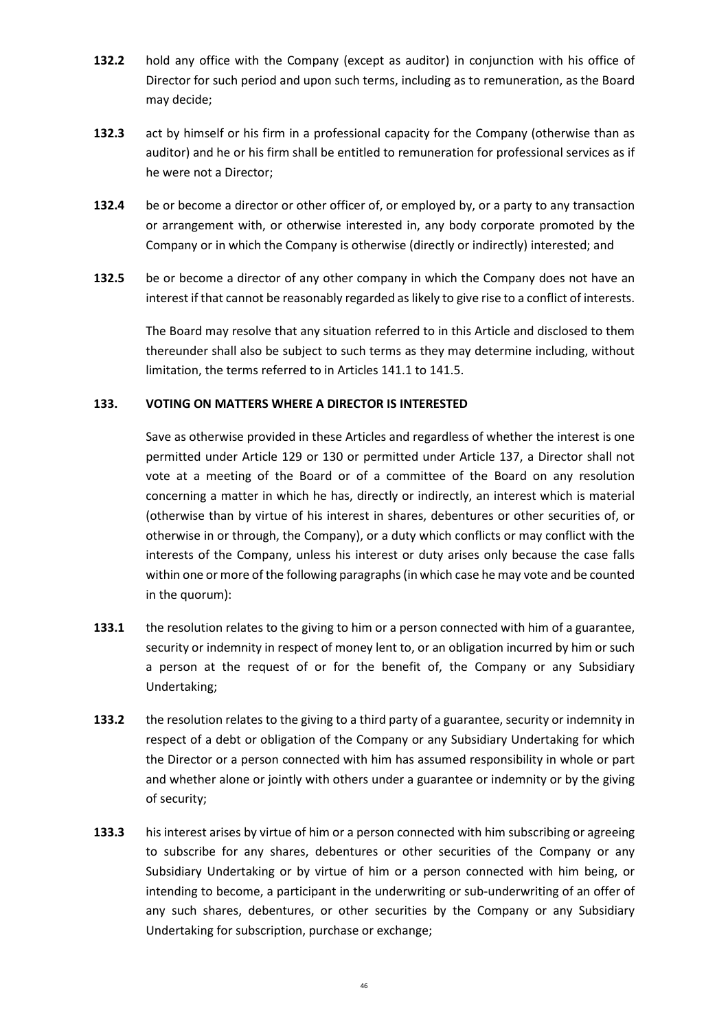**132.2** hold any office with the Company (except as auditor) in conjunction with his office of Director for such period and upon such terms, including as to remuneration, as the Board may decide;

**132.3** act by himself or his firm in a professional capacity for the Company (otherwise than as auditor) and he or his firm shall be entitled to remuneration for professional services as if he were not a Director;

**132.4** be or become a director or other officer of, or employed by, or a party to any transaction or arrangement with, or otherwise interested in, any body corporate promoted by the Company or in which the Company is otherwise (directly or indirectly) interested; and

**132.5** be or become a director of any other company in which the Company does not have an interest if that cannot be reasonably regarded as likely to give rise to a conflict of interests.

The Board may resolve that any situation referred to in this Article and disclosed to them thereunder shall also be subject to such terms as they may determine including, without limitation, the terms referred to in Articles 141.1 to 141.5.

## 133. VOTING ON MATTERS WHERE A DIRECTOR IS INTERESTED

Save as otherwise provided in these Articles and regardless of whether the interest is one permitted under Article 129 or 130 or permitted under Article 137, a Director shall not vote at a meeting of the Board or of a committee of the Board on any resolution concerning a matter in which he has, directly or indirectly, an interest which is material (otherwise than by virtue of his interest in shares, debentures or other securities of, or otherwise in or through, the Company), or a duty which conflicts or may conflict with the interests of the Company, unless his interest or duty arises only because the case falls within one or more of the following paragraphs (in which case he may vote and be counted in the quorum):

**133.1** the resolution relates to the giving to him or a person connected with him of a guarantee, security or indemnity in respect of money lent to, or an obligation incurred by him or such a person at the request of or for the benefit of, the Company or any Subsidiary Undertaking;

**133.2** the resolution relates to the giving to a third party of a guarantee, security or indemnity in respect of a debt or obligation of the Company or any Subsidiary Undertaking for which the Director or a person connected with him has assumed responsibility in whole or part and whether alone or jointly with others under a guarantee or indemnity or by the giving of security;

**133.3** his interest arises by virtue of him or a person connected with him subscribing or agreeing to subscribe for any shares, debentures or other securities of the Company or any Subsidiary Undertaking or by virtue of him or a person connected with him being, or intending to become, a participant in the underwriting or sub-underwriting of an offer of any such shares, debentures, or other securities by the Company or any Subsidiary Undertaking for subscription, purchase or exchange;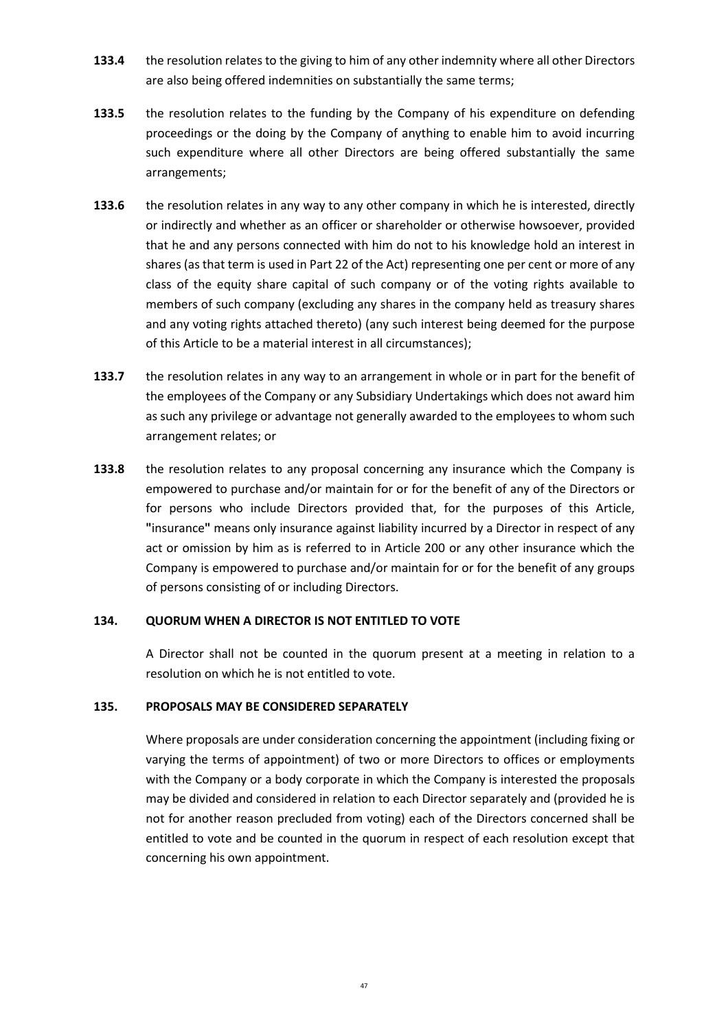**133.4** the resolution relates to the giving to him of any other indemnity where all other Directors are also being offered indemnities on substantially the same terms;

**133.5** the resolution relates to the funding by the Company of his expenditure on defending proceedings or the doing by the Company of anything to enable him to avoid incurring such expenditure where all other Directors are being offered substantially the same arrangements;

**133.6** the resolution relates in any way to any other company in which he is interested, directly or indirectly and whether as an officer or shareholder or otherwise howsoever, provided that he and any persons connected with him do not to his knowledge hold an interest in shares (as that term is used in Part 22 of the Act) representing one per cent or more of any class of the equity share capital of such company or of the voting rights available to members of such company (excluding any shares in the company held as treasury shares and any voting rights attached thereto) (any such interest being deemed for the purpose of this Article to be a material interest in all circumstances);

**133.7** the resolution relates in any way to an arrangement in whole or in part for the benefit of the employees of the Company or any Subsidiary Undertakings which does not award him as such any privilege or advantage not generally awarded to the employees to whom such arrangement relates; or

**133.8** the resolution relates to any proposal concerning any insurance which the Company is empowered to purchase and/or maintain for or for the benefit of any of the Directors or for persons who include Directors provided that, for the purposes of this Article, **"**insurance**"** means only insurance against liability incurred by a Director in respect of any act or omission by him as is referred to in Article 200 or any other insurance which the Company is empowered to purchase and/or maintain for or for the benefit of any groups of persons consisting of or including Directors.

### 134. QUORUM WHEN A DIRECTOR IS NOT ENTITLED TO VOTE

A Director shall not be counted in the quorum present at a meeting in relation to a resolution on which he is not entitled to vote.

### 135. PROPOSALS MAY BE CONSIDERED SEPARATELY

Where proposals are under consideration concerning the appointment (including fixing or varying the terms of appointment) of two or more Directors to offices or employments with the Company or a body corporate in which the Company is interested the proposals may be divided and considered in relation to each Director separately and (provided he is not for another reason precluded from voting) each of the Directors concerned shall be entitled to vote and be counted in the quorum in respect of each resolution except that concerning his own appointment.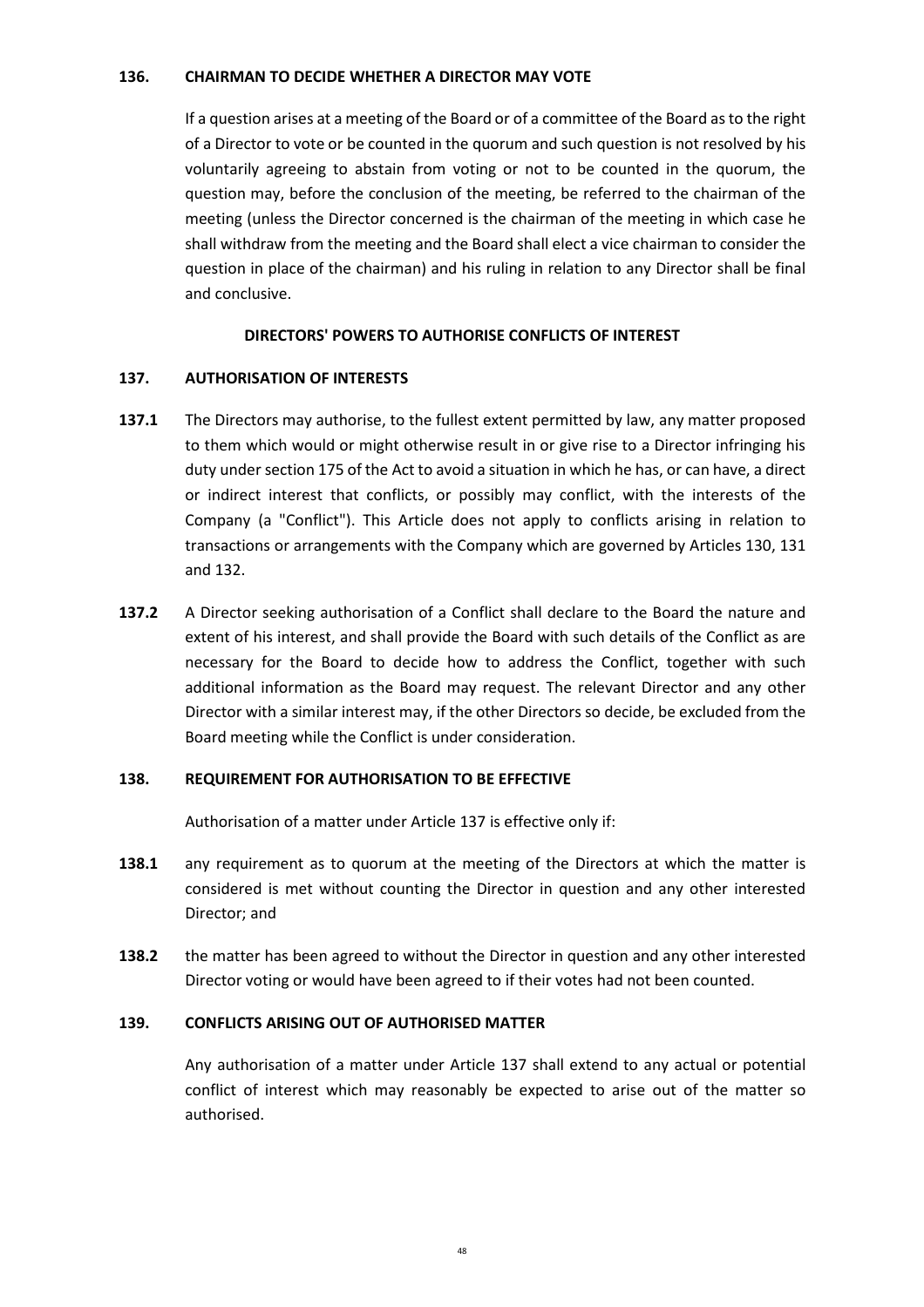**136. CHAIRMAN TO DECIDE WHETHER A DIRECTOR MAY VOTE**

If a question arises at a meeting of the Board or of a committee of the Board as to the right of a Director to vote or be counted in the quorum and such question is not resolved by his voluntarily agreeing to abstain from voting or not to be counted in the quorum, the question may, before the conclusion of the meeting, be referred to the chairman of the meeting (unless the Director concerned is the chairman of the meeting in which case he shall withdraw from the meeting and the Board shall elect a vice chairman to consider the question in place of the chairman) and his ruling in relation to any Director shall be final and conclusive.

**DIRECTORS' POWERS TO AUTHORISE CONFLICTS OF INTEREST**

**137. AUTHORISATION OF INTERESTS**

**137.1** The Directors may authorise, to the fullest extent permitted by law, any matter proposed to them which would or might otherwise result in or give rise to a Director infringing his duty under section 175 of the Act to avoid a situation in which he has, or can have, a direct or indirect interest that conflicts, or possibly may conflict, with the interests of the Company (a "Conflict"). This Article does not apply to conflicts arising in relation to transactions or arrangements with the Company which are governed by Articles 130, 131 and 132.

**137.2** A Director seeking authorisation of a Conflict shall declare to the Board the nature and extent of his interest, and shall provide the Board with such details of the Conflict as are necessary for the Board to decide how to address the Conflict, together with such additional information as the Board may request. The relevant Director and any other Director with a similar interest may, if the other Directors so decide, be excluded from the Board meeting while the Conflict is under consideration.

**138. REQUIREMENT FOR AUTHORISATION TO BE EFFECTIVE**

Authorisation of a matter under Article 137 is effective only if:

**138.1** any requirement as to quorum at the meeting of the Directors at which the matter is considered is met without counting the Director in question and any other interested Director; and

**138.2** the matter has been agreed to without the Director in question and any other interested Director voting or would have been agreed to if their votes had not been counted.

**139. CONFLICTS ARISING OUT OF AUTHORISED MATTER**

Any authorisation of a matter under Article 137 shall extend to any actual or potential conflict of interest which may reasonably be expected to arise out of the matter so authorised.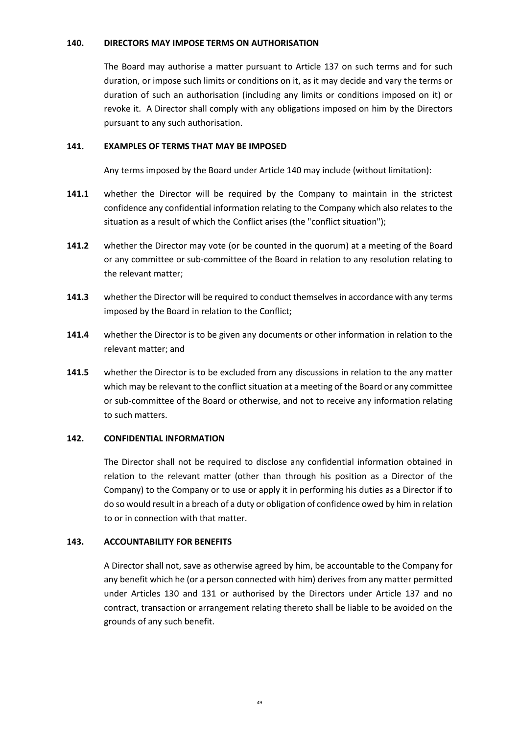### 140. DIRECTORS MAY IMPOSE TERMS ON AUTHORISATION

The Board may authorise a matter pursuant to Article 137 on such terms and for such duration, or impose such limits or conditions on it, as it may decide and vary the terms or duration of such an authorisation (including any limits or conditions imposed on it) or revoke it. A Director shall comply with any obligations imposed on him by the Directors pursuant to any such authorisation.

### 141. EXAMPLES OF TERMS THAT MAY BE IMPOSED

Any terms imposed by the Board under Article 140 may include (without limitation):

**141.1** whether the Director will be required by the Company to maintain in the strictest confidence any confidential information relating to the Company which also relates to the situation as a result of which the Conflict arises (the "conflict situation");

**141.2** whether the Director may vote (or be counted in the quorum) at a meeting of the Board or any committee or sub-committee of the Board in relation to any resolution relating to the relevant matter;

**141.3** whether the Director will be required to conduct themselves in accordance with any terms imposed by the Board in relation to the Conflict;

**141.4** whether the Director is to be given any documents or other information in relation to the relevant matter; and

**141.5** whether the Director is to be excluded from any discussions in relation to the any matter which may be relevant to the conflict situation at a meeting of the Board or any committee or sub-committee of the Board or otherwise, and not to receive any information relating to such matters.

### 142. CONFIDENTIAL INFORMATION

The Director shall not be required to disclose any confidential information obtained in relation to the relevant matter (other than through his position as a Director of the Company) to the Company or to use or apply it in performing his duties as a Director if to do so would result in a breach of a duty or obligation of confidence owed by him in relation to or in connection with that matter.

### 143. ACCOUNTABILITY FOR BENEFITS

A Director shall not, save as otherwise agreed by him, be accountable to the Company for any benefit which he (or a person connected with him) derives from any matter permitted under Articles 130 and 131 or authorised by the Directors under Article 137 and no contract, transaction or arrangement relating thereto shall be liable to be avoided on the grounds of any such benefit.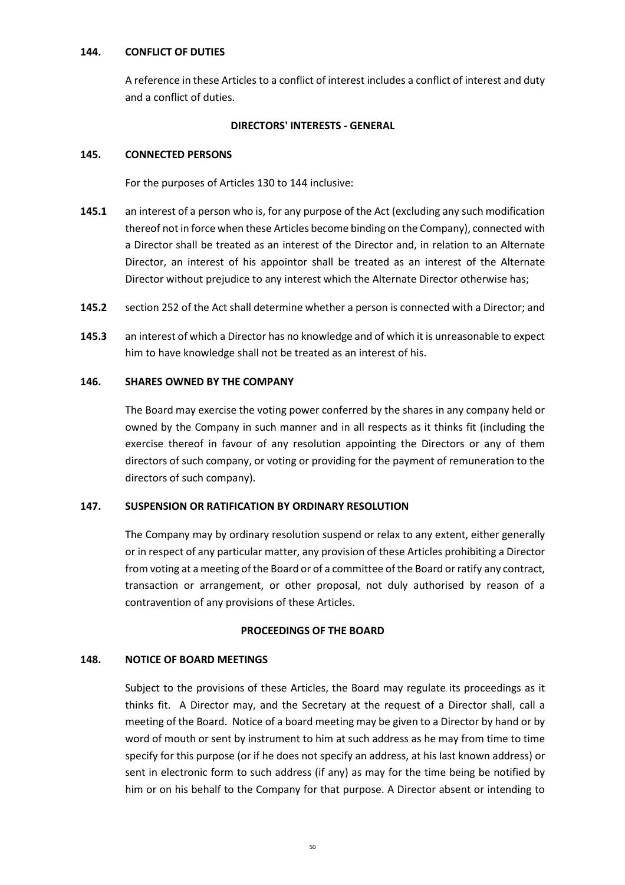**144. CONFLICT OF DUTIES**

A reference in these Articles to a conflict of interest includes a conflict of interest and duty and a conflict of duties.

**DIRECTORS' INTERESTS - GENERAL**

**145. CONNECTED PERSONS**

For the purposes of Articles 130 to 144 inclusive:

**145.1** an interest of a person who is, for any purpose of the Act (excluding any such modification thereof not in force when these Articles become binding on the Company), connected with a Director shall be treated as an interest of the Director and, in relation to an Alternate Director, an interest of his appointor shall be treated as an interest of the Alternate Director without prejudice to any interest which the Alternate Director otherwise has;

**145.2** section 252 of the Act shall determine whether a person is connected with a Director; and

**145.3** an interest of which a Director has no knowledge and of which it is unreasonable to expect him to have knowledge shall not be treated as an interest of his.

**146. SHARES OWNED BY THE COMPANY**

The Board may exercise the voting power conferred by the shares in any company held or owned by the Company in such manner and in all respects as it thinks fit (including the exercise thereof in favour of any resolution appointing the Directors or any of them directors of such company, or voting or providing for the payment of remuneration to the directors of such company).

**147. SUSPENSION OR RATIFICATION BY ORDINARY RESOLUTION**

The Company may by ordinary resolution suspend or relax to any extent, either generally or in respect of any particular matter, any provision of these Articles prohibiting a Director from voting at a meeting of the Board or of a committee of the Board or ratify any contract, transaction or arrangement, or other proposal, not duly authorised by reason of a contravention of any provisions of these Articles.

**PROCEEDINGS OF THE BOARD**

**148. NOTICE OF BOARD MEETINGS**

Subject to the provisions of these Articles, the Board may regulate its proceedings as it thinks fit. A Director may, and the Secretary at the request of a Director shall, call a meeting of the Board. Notice of a board meeting may be given to a Director by hand or by word of mouth or sent by instrument to him at such address as he may from time to time specify for this purpose (or if he does not specify an address, at his last known address) or sent in electronic form to such address (if any) as may for the time being be notified by him or on his behalf to the Company for that purpose. A Director absent or intending to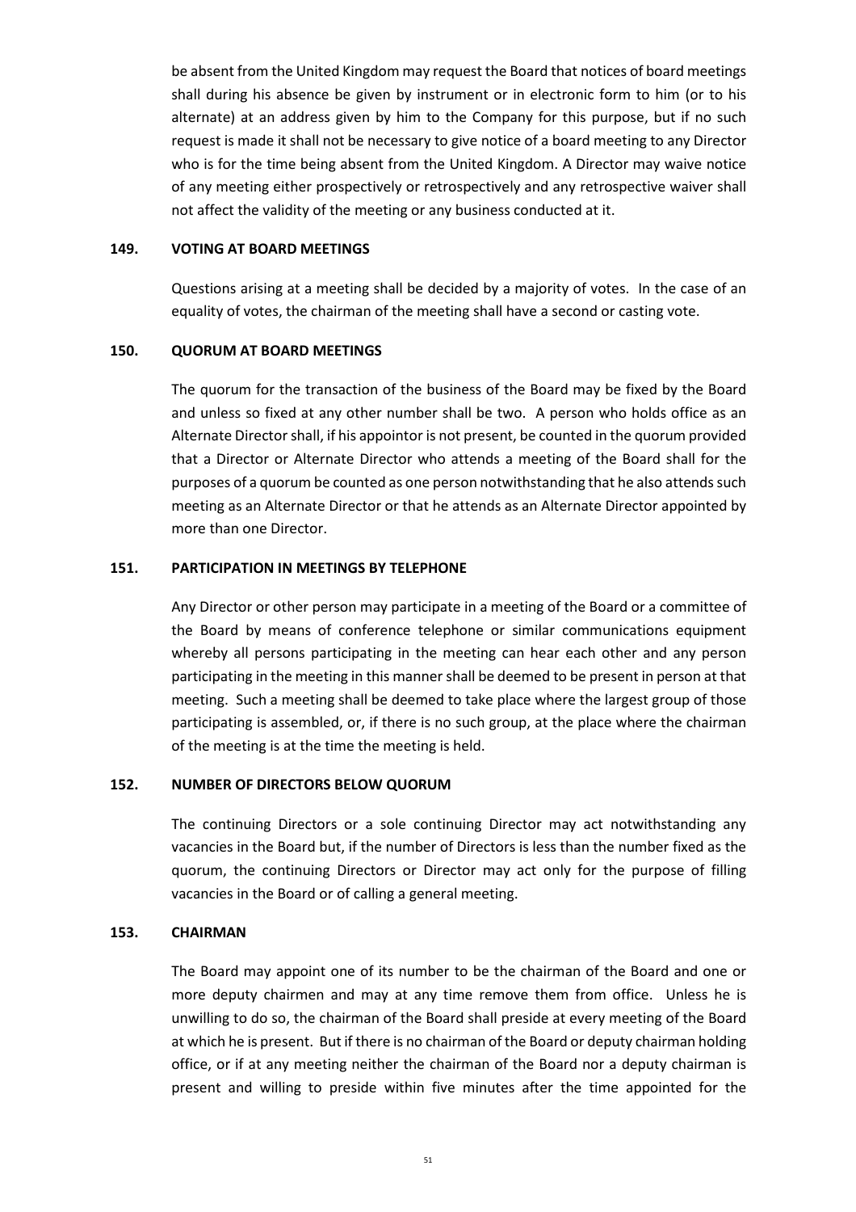be absent from the United Kingdom may request the Board that notices of board meetings shall during his absence be given by instrument or in electronic form to him (or to his alternate) at an address given by him to the Company for this purpose, but if no such request is made it shall not be necessary to give notice of a board meeting to any Director who is for the time being absent from the United Kingdom. A Director may waive notice of any meeting either prospectively or retrospectively and any retrospective waiver shall not affect the validity of the meeting or any business conducted at it.

### 149. VOTING AT BOARD MEETINGS

Questions arising at a meeting shall be decided by a majority of votes. In the case of an equality of votes, the chairman of the meeting shall have a second or casting vote.

### 150. QUORUM AT BOARD MEETINGS

The quorum for the transaction of the business of the Board may be fixed by the Board and unless so fixed at any other number shall be two. A person who holds office as an Alternate Director shall, if his appointor is not present, be counted in the quorum provided that a Director or Alternate Director who attends a meeting of the Board shall for the purposes of a quorum be counted as one person notwithstanding that he also attends such meeting as an Alternate Director or that he attends as an Alternate Director appointed by more than one Director.

### 151. PARTICIPATION IN MEETINGS BY TELEPHONE

Any Director or other person may participate in a meeting of the Board or a committee of the Board by means of conference telephone or similar communications equipment whereby all persons participating in the meeting can hear each other and any person participating in the meeting in this manner shall be deemed to be present in person at that meeting. Such a meeting shall be deemed to take place where the largest group of those participating is assembled, or, if there is no such group, at the place where the chairman of the meeting is at the time the meeting is held.

### 152. NUMBER OF DIRECTORS BELOW QUORUM

The continuing Directors or a sole continuing Director may act notwithstanding any vacancies in the Board but, if the number of Directors is less than the number fixed as the quorum, the continuing Directors or Director may act only for the purpose of filling vacancies in the Board or of calling a general meeting.

### 153. CHAIRMAN

The Board may appoint one of its number to be the chairman of the Board and one or more deputy chairmen and may at any time remove them from office. Unless he is unwilling to do so, the chairman of the Board shall preside at every meeting of the Board at which he is present. But if there is no chairman of the Board or deputy chairman holding office, or if at any meeting neither the chairman of the Board nor a deputy chairman is present and willing to preside within five minutes after the time appointed for the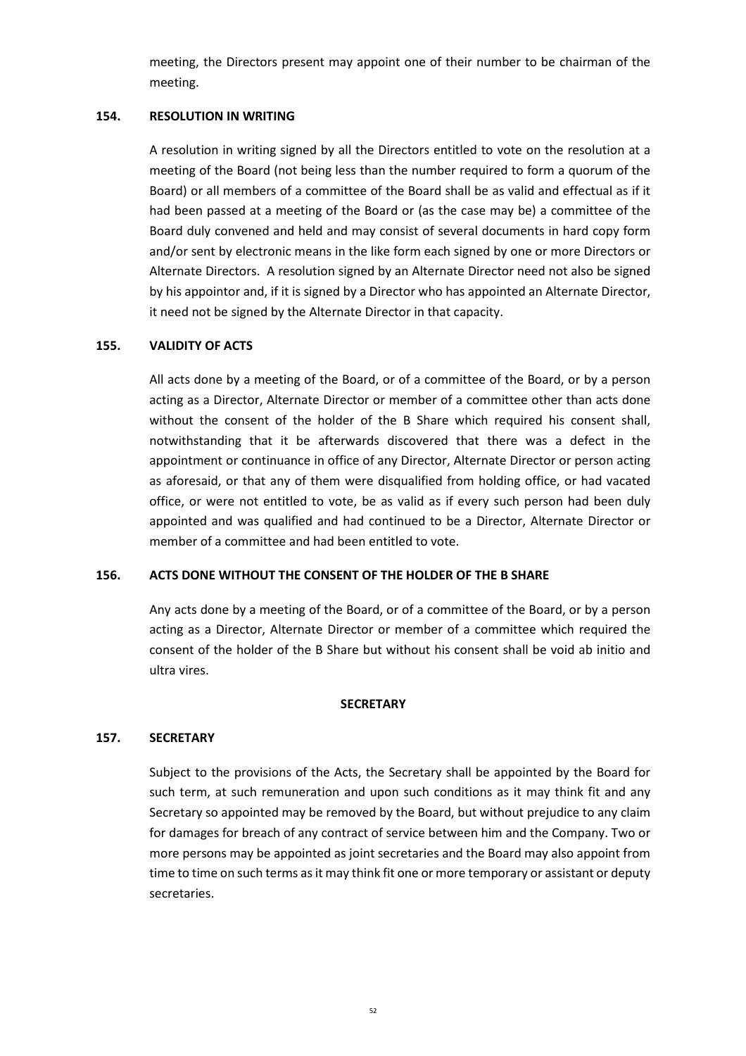meeting, the Directors present may appoint one of their number to be chairman of the meeting.

### 154. RESOLUTION IN WRITING

A resolution in writing signed by all the Directors entitled to vote on the resolution at a meeting of the Board (not being less than the number required to form a quorum of the Board) or all members of a committee of the Board shall be as valid and effectual as if it had been passed at a meeting of the Board or (as the case may be) a committee of the Board duly convened and held and may consist of several documents in hard copy form and/or sent by electronic means in the like form each signed by one or more Directors or Alternate Directors. A resolution signed by an Alternate Director need not also be signed by his appointor and, if it is signed by a Director who has appointed an Alternate Director, it need not be signed by the Alternate Director in that capacity.

### 155. VALIDITY OF ACTS

All acts done by a meeting of the Board, or of a committee of the Board, or by a person acting as a Director, Alternate Director or member of a committee other than acts done without the consent of the holder of the B Share which required his consent shall, notwithstanding that it be afterwards discovered that there was a defect in the appointment or continuance in office of any Director, Alternate Director or person acting as aforesaid, or that any of them were disqualified from holding office, or had vacated office, or were not entitled to vote, be as valid as if every such person had been duly appointed and was qualified and had continued to be a Director, Alternate Director or member of a committee and had been entitled to vote.

### 156. ACTS DONE WITHOUT THE CONSENT OF THE HOLDER OF THE B SHARE

Any acts done by a meeting of the Board, or of a committee of the Board, or by a person acting as a Director, Alternate Director or member of a committee which required the consent of the holder of the B Share but without his consent shall be void ab initio and ultra vires.

## SECRETARY

### 157. SECRETARY

Subject to the provisions of the Acts, the Secretary shall be appointed by the Board for such term, at such remuneration and upon such conditions as it may think fit and any Secretary so appointed may be removed by the Board, but without prejudice to any claim for damages for breach of any contract of service between him and the Company. Two or more persons may be appointed as joint secretaries and the Board may also appoint from time to time on such terms as it may think fit one or more temporary or assistant or deputy secretaries.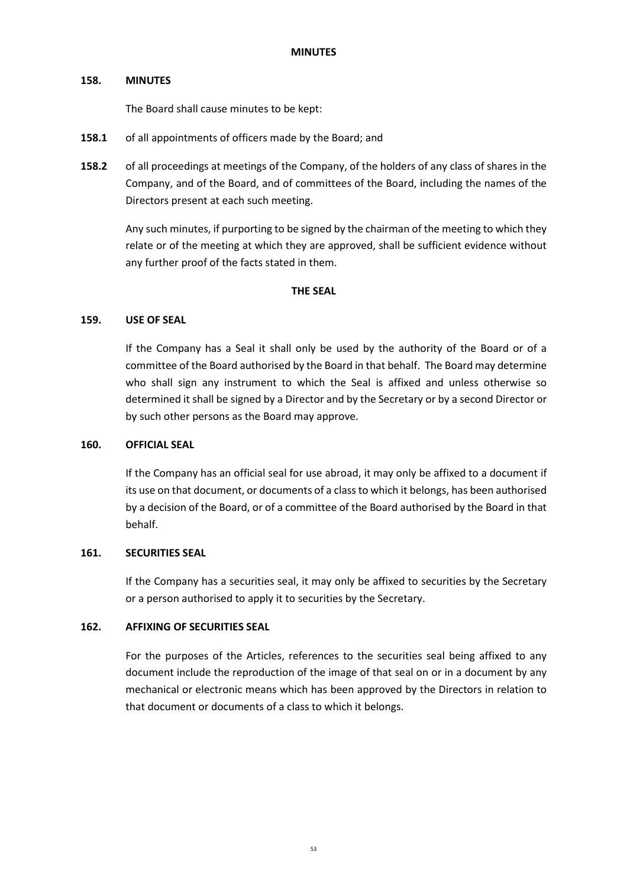## MINUTES

### 158. MINUTES

The Board shall cause minutes to be kept:

**158.1** of all appointments of officers made by the Board; and

**158.2** of all proceedings at meetings of the Company, of the holders of any class of shares in the Company, and of the Board, and of committees of the Board, including the names of the Directors present at each such meeting.

Any such minutes, if purporting to be signed by the chairman of the meeting to which they relate or of the meeting at which they are approved, shall be sufficient evidence without any further proof of the facts stated in them.

## THE SEAL

### 159. USE OF SEAL

If the Company has a Seal it shall only be used by the authority of the Board or of a committee of the Board authorised by the Board in that behalf. The Board may determine who shall sign any instrument to which the Seal is affixed and unless otherwise so determined it shall be signed by a Director and by the Secretary or by a second Director or by such other persons as the Board may approve.

### 160. OFFICIAL SEAL

If the Company has an official seal for use abroad, it may only be affixed to a document if its use on that document, or documents of a class to which it belongs, has been authorised by a decision of the Board, or of a committee of the Board authorised by the Board in that behalf.

### 161. SECURITIES SEAL

If the Company has a securities seal, it may only be affixed to securities by the Secretary or a person authorised to apply it to securities by the Secretary.

### 162. AFFIXING OF SECURITIES SEAL

For the purposes of the Articles, references to the securities seal being affixed to any document include the reproduction of the image of that seal on or in a document by any mechanical or electronic means which has been approved by the Directors in relation to that document or documents of a class to which it belongs.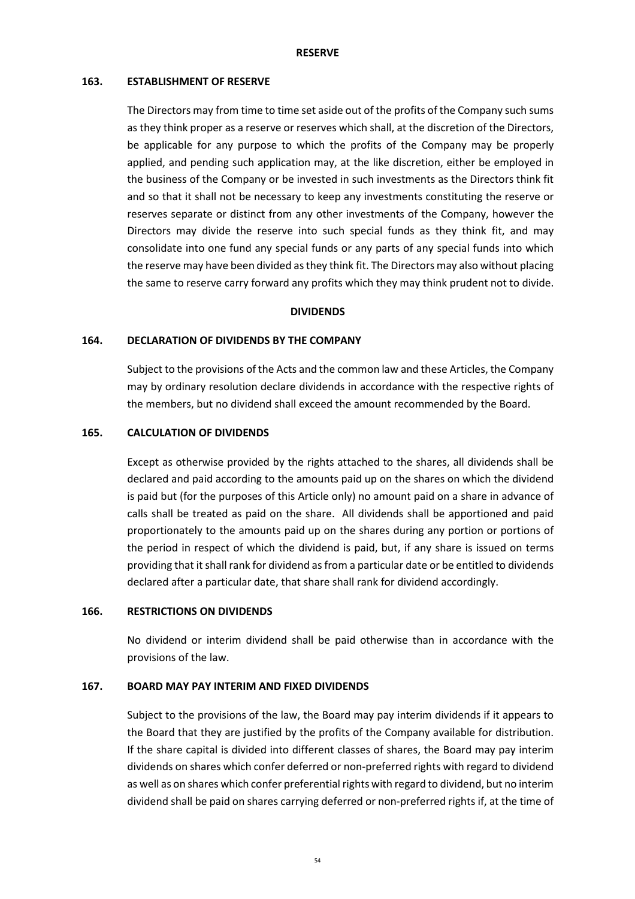## RESERVE

### 163. ESTABLISHMENT OF RESERVE

The Directors may from time to time set aside out of the profits of the Company such sums as they think proper as a reserve or reserves which shall, at the discretion of the Directors, be applicable for any purpose to which the profits of the Company may be properly applied, and pending such application may, at the like discretion, either be employed in the business of the Company or be invested in such investments as the Directors think fit and so that it shall not be necessary to keep any investments constituting the reserve or reserves separate or distinct from any other investments of the Company, however the Directors may divide the reserve into such special funds as they think fit, and may consolidate into one fund any special funds or any parts of any special funds into which the reserve may have been divided as they think fit. The Directors may also without placing the same to reserve carry forward any profits which they may think prudent not to divide.

## DIVIDENDS

### 164. DECLARATION OF DIVIDENDS BY THE COMPANY

Subject to the provisions of the Acts and the common law and these Articles, the Company may by ordinary resolution declare dividends in accordance with the respective rights of the members, but no dividend shall exceed the amount recommended by the Board.

### 165. CALCULATION OF DIVIDENDS

Except as otherwise provided by the rights attached to the shares, all dividends shall be declared and paid according to the amounts paid up on the shares on which the dividend is paid but (for the purposes of this Article only) no amount paid on a share in advance of calls shall be treated as paid on the share. All dividends shall be apportioned and paid proportionately to the amounts paid up on the shares during any portion or portions of the period in respect of which the dividend is paid, but, if any share is issued on terms providing that it shall rank for dividend as from a particular date or be entitled to dividends declared after a particular date, that share shall rank for dividend accordingly.

### 166. RESTRICTIONS ON DIVIDENDS

No dividend or interim dividend shall be paid otherwise than in accordance with the provisions of the law.

### 167. BOARD MAY PAY INTERIM AND FIXED DIVIDENDS

Subject to the provisions of the law, the Board may pay interim dividends if it appears to the Board that they are justified by the profits of the Company available for distribution. If the share capital is divided into different classes of shares, the Board may pay interim dividends on shares which confer deferred or non-preferred rights with regard to dividend as well as on shares which confer preferential rights with regard to dividend, but no interim dividend shall be paid on shares carrying deferred or non-preferred rights if, at the time of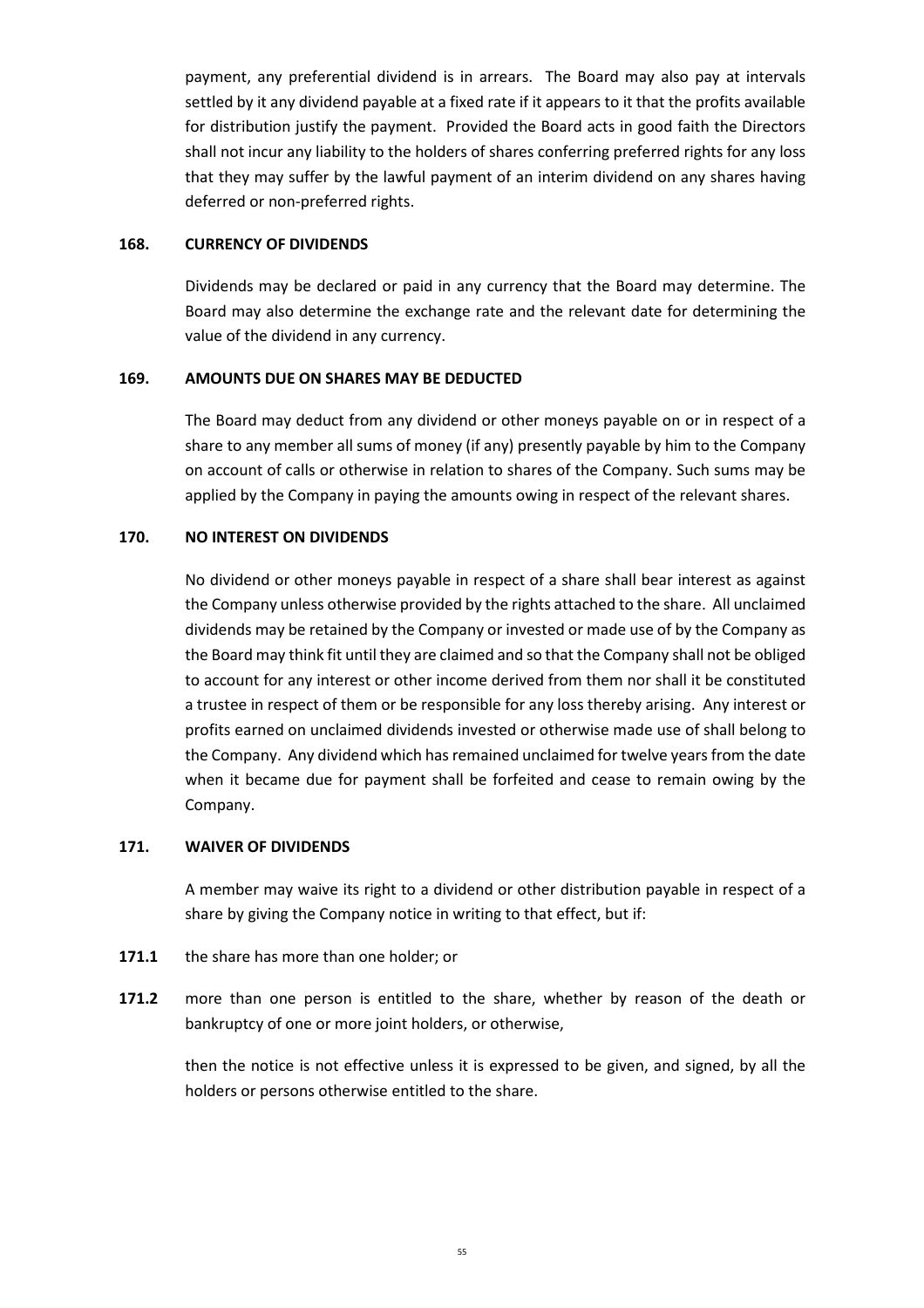payment, any preferential dividend is in arrears. The Board may also pay at intervals settled by it any dividend payable at a fixed rate if it appears to it that the profits available for distribution justify the payment. Provided the Board acts in good faith the Directors shall not incur any liability to the holders of shares conferring preferred rights for any loss that they may suffer by the lawful payment of an interim dividend on any shares having deferred or non-preferred rights.

**168. CURRENCY OF DIVIDENDS**

Dividends may be declared or paid in any currency that the Board may determine. The Board may also determine the exchange rate and the relevant date for determining the value of the dividend in any currency.

**169. AMOUNTS DUE ON SHARES MAY BE DEDUCTED**

The Board may deduct from any dividend or other moneys payable on or in respect of a share to any member all sums of money (if any) presently payable by him to the Company on account of calls or otherwise in relation to shares of the Company. Such sums may be applied by the Company in paying the amounts owing in respect of the relevant shares.

**170. NO INTEREST ON DIVIDENDS**

No dividend or other moneys payable in respect of a share shall bear interest as against the Company unless otherwise provided by the rights attached to the share. All unclaimed dividends may be retained by the Company or invested or made use of by the Company as the Board may think fit until they are claimed and so that the Company shall not be obliged to account for any interest or other income derived from them nor shall it be constituted a trustee in respect of them or be responsible for any loss thereby arising. Any interest or profits earned on unclaimed dividends invested or otherwise made use of shall belong to the Company. Any dividend which has remained unclaimed for twelve years from the date when it became due for payment shall be forfeited and cease to remain owing by the Company.

**171. WAIVER OF DIVIDENDS**

A member may waive its right to a dividend or other distribution payable in respect of a share by giving the Company notice in writing to that effect, but if:

**171.1** the share has more than one holder; or

**171.2** more than one person is entitled to the share, whether by reason of the death or bankruptcy of one or more joint holders, or otherwise,

then the notice is not effective unless it is expressed to be given, and signed, by all the holders or persons otherwise entitled to the share.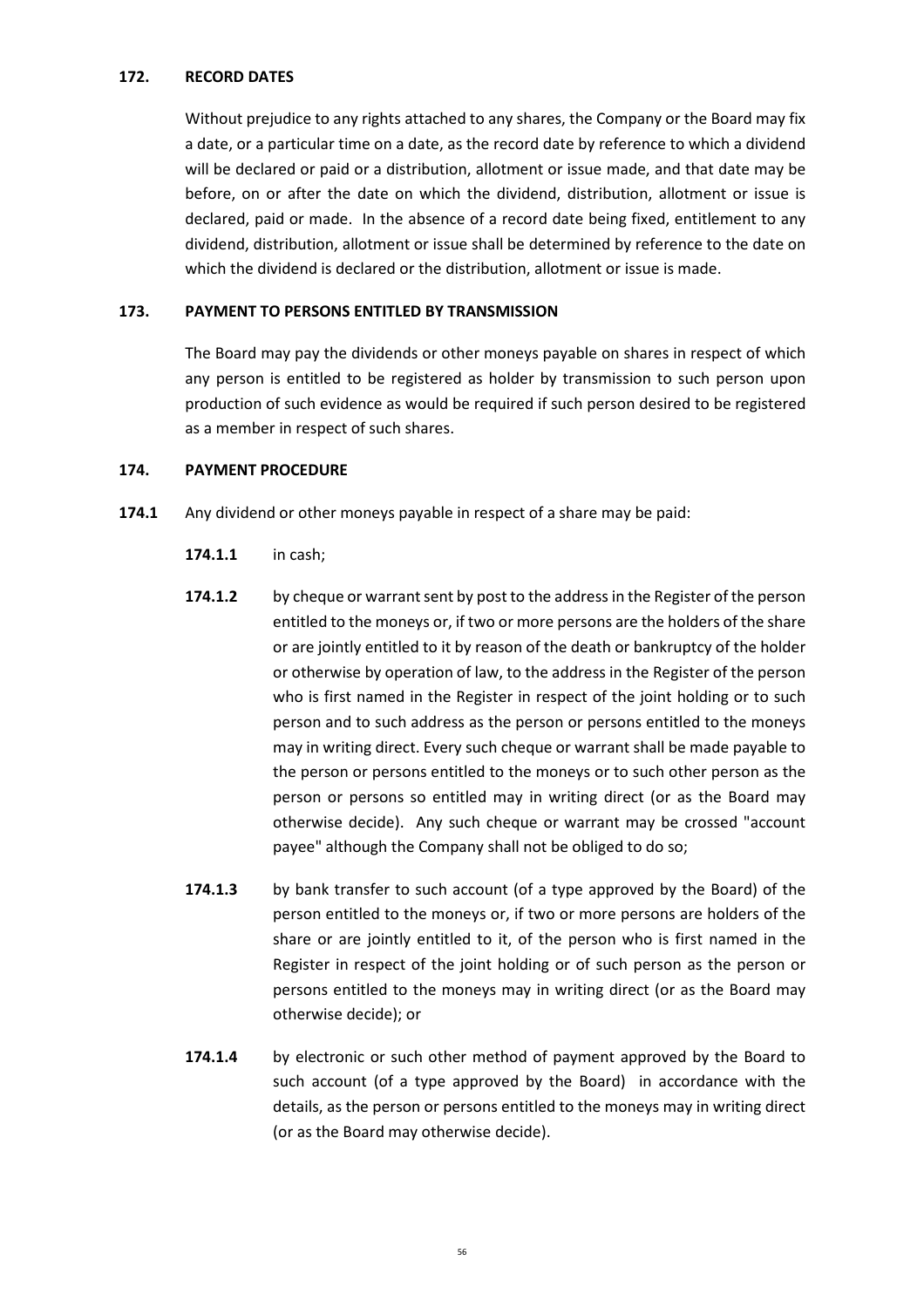**172. RECORD DATES**

Without prejudice to any rights attached to any shares, the Company or the Board may fix a date, or a particular time on a date, as the record date by reference to which a dividend will be declared or paid or a distribution, allotment or issue made, and that date may be before, on or after the date on which the dividend, distribution, allotment or issue is declared, paid or made. In the absence of a record date being fixed, entitlement to any dividend, distribution, allotment or issue shall be determined by reference to the date on which the dividend is declared or the distribution, allotment or issue is made.

**173. PAYMENT TO PERSONS ENTITLED BY TRANSMISSION**

The Board may pay the dividends or other moneys payable on shares in respect of which any person is entitled to be registered as holder by transmission to such person upon production of such evidence as would be required if such person desired to be registered as a member in respect of such shares.

**174. PAYMENT PROCEDURE**

**174.1** Any dividend or other moneys payable in respect of a share may be paid:

**174.1.1** in cash;

**174.1.2** by cheque or warrant sent by post to the address in the Register of the person entitled to the moneys or, if two or more persons are the holders of the share or are jointly entitled to it by reason of the death or bankruptcy of the holder or otherwise by operation of law, to the address in the Register of the person who is first named in the Register in respect of the joint holding or to such person and to such address as the person or persons entitled to the moneys may in writing direct. Every such cheque or warrant shall be made payable to the person or persons entitled to the moneys or to such other person as the person or persons so entitled may in writing direct (or as the Board may otherwise decide). Any such cheque or warrant may be crossed "account payee" although the Company shall not be obliged to do so;

**174.1.3** by bank transfer to such account (of a type approved by the Board) of the person entitled to the moneys or, if two or more persons are holders of the share or are jointly entitled to it, of the person who is first named in the Register in respect of the joint holding or of such person as the person or persons entitled to the moneys may in writing direct (or as the Board may otherwise decide); or

**174.1.4** by electronic or such other method of payment approved by the Board to such account (of a type approved by the Board) in accordance with the details, as the person or persons entitled to the moneys may in writing direct (or as the Board may otherwise decide).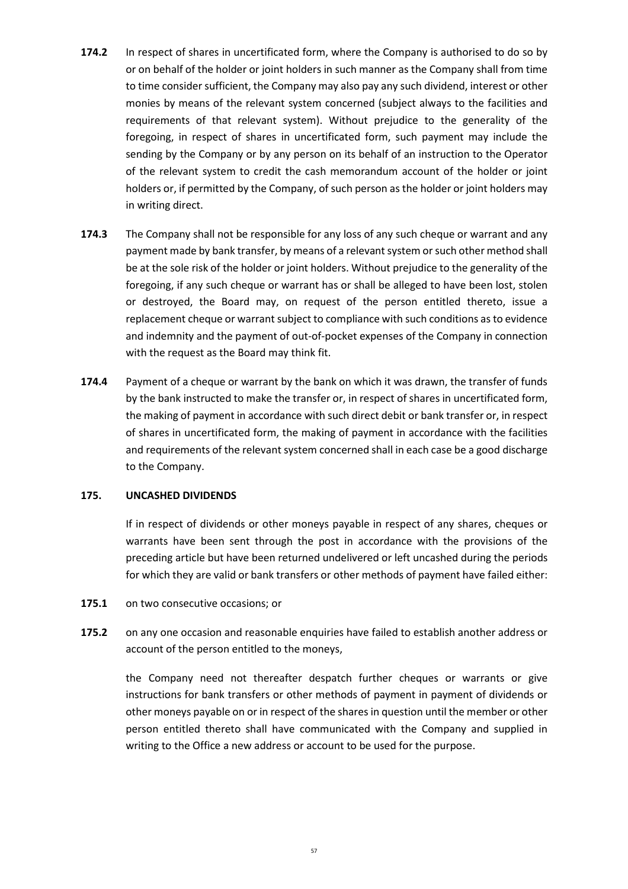**174.2** In respect of shares in uncertificated form, where the Company is authorised to do so by or on behalf of the holder or joint holders in such manner as the Company shall from time to time consider sufficient, the Company may also pay any such dividend, interest or other monies by means of the relevant system concerned (subject always to the facilities and requirements of that relevant system). Without prejudice to the generality of the foregoing, in respect of shares in uncertificated form, such payment may include the sending by the Company or by any person on its behalf of an instruction to the Operator of the relevant system to credit the cash memorandum account of the holder or joint holders or, if permitted by the Company, of such person as the holder or joint holders may in writing direct.

**174.3** The Company shall not be responsible for any loss of any such cheque or warrant and any payment made by bank transfer, by means of a relevant system or such other method shall be at the sole risk of the holder or joint holders. Without prejudice to the generality of the foregoing, if any such cheque or warrant has or shall be alleged to have been lost, stolen or destroyed, the Board may, on request of the person entitled thereto, issue a replacement cheque or warrant subject to compliance with such conditions as to evidence and indemnity and the payment of out-of-pocket expenses of the Company in connection with the request as the Board may think fit.

**174.4** Payment of a cheque or warrant by the bank on which it was drawn, the transfer of funds by the bank instructed to make the transfer or, in respect of shares in uncertificated form, the making of payment in accordance with such direct debit or bank transfer or, in respect of shares in uncertificated form, the making of payment in accordance with the facilities and requirements of the relevant system concerned shall in each case be a good discharge to the Company.

**175. UNCASHED DIVIDENDS**

If in respect of dividends or other moneys payable in respect of any shares, cheques or warrants have been sent through the post in accordance with the provisions of the preceding article but have been returned undelivered or left uncashed during the periods for which they are valid or bank transfers or other methods of payment have failed either:

**175.1** on two consecutive occasions; or

**175.2** on any one occasion and reasonable enquiries have failed to establish another address or account of the person entitled to the moneys,

the Company need not thereafter despatch further cheques or warrants or give instructions for bank transfers or other methods of payment in payment of dividends or other moneys payable on or in respect of the shares in question until the member or other person entitled thereto shall have communicated with the Company and supplied in writing to the Office a new address or account to be used for the purpose.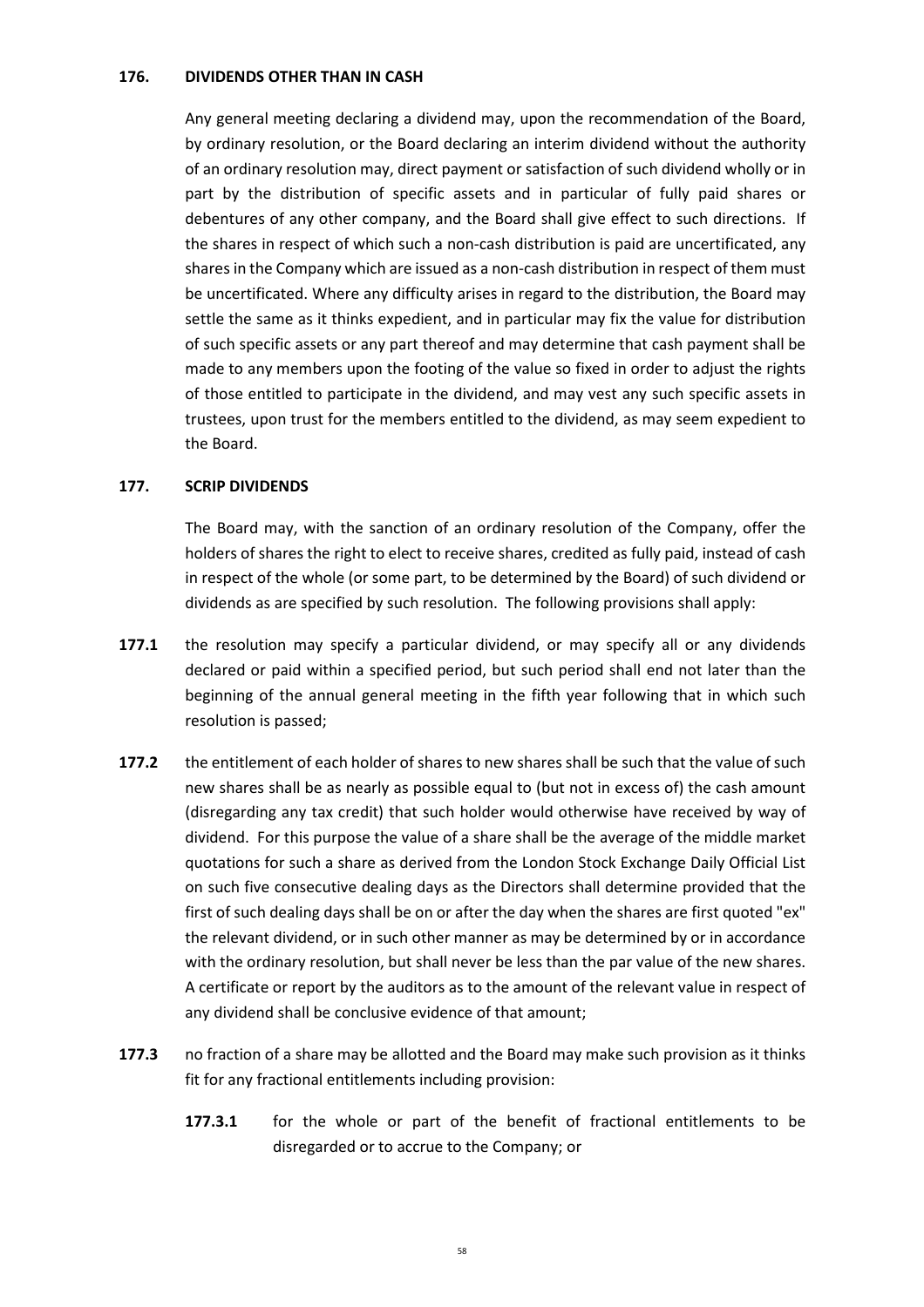### 176. DIVIDENDS OTHER THAN IN CASH

Any general meeting declaring a dividend may, upon the recommendation of the Board, by ordinary resolution, or the Board declaring an interim dividend without the authority of an ordinary resolution may, direct payment or satisfaction of such dividend wholly or in part by the distribution of specific assets and in particular of fully paid shares or debentures of any other company, and the Board shall give effect to such directions. If the shares in respect of which such a non-cash distribution is paid are uncertificated, any shares in the Company which are issued as a non-cash distribution in respect of them must be uncertificated. Where any difficulty arises in regard to the distribution, the Board may settle the same as it thinks expedient, and in particular may fix the value for distribution of such specific assets or any part thereof and may determine that cash payment shall be made to any members upon the footing of the value so fixed in order to adjust the rights of those entitled to participate in the dividend, and may vest any such specific assets in trustees, upon trust for the members entitled to the dividend, as may seem expedient to the Board.

### 177. SCRIP DIVIDENDS

The Board may, with the sanction of an ordinary resolution of the Company, offer the holders of shares the right to elect to receive shares, credited as fully paid, instead of cash in respect of the whole (or some part, to be determined by the Board) of such dividend or dividends as are specified by such resolution. The following provisions shall apply:

**177.1** the resolution may specify a particular dividend, or may specify all or any dividends declared or paid within a specified period, but such period shall end not later than the beginning of the annual general meeting in the fifth year following that in which such resolution is passed;

**177.2** the entitlement of each holder of shares to new shares shall be such that the value of such new shares shall be as nearly as possible equal to (but not in excess of) the cash amount (disregarding any tax credit) that such holder would otherwise have received by way of dividend. For this purpose the value of a share shall be the average of the middle market quotations for such a share as derived from the London Stock Exchange Daily Official List on such five consecutive dealing days as the Directors shall determine provided that the first of such dealing days shall be on or after the day when the shares are first quoted "ex" the relevant dividend, or in such other manner as may be determined by or in accordance with the ordinary resolution, but shall never be less than the par value of the new shares. A certificate or report by the auditors as to the amount of the relevant value in respect of any dividend shall be conclusive evidence of that amount;

**177.3** no fraction of a share may be allotted and the Board may make such provision as it thinks fit for any fractional entitlements including provision:

**177.3.1** for the whole or part of the benefit of fractional entitlements to be disregarded or to accrue to the Company; or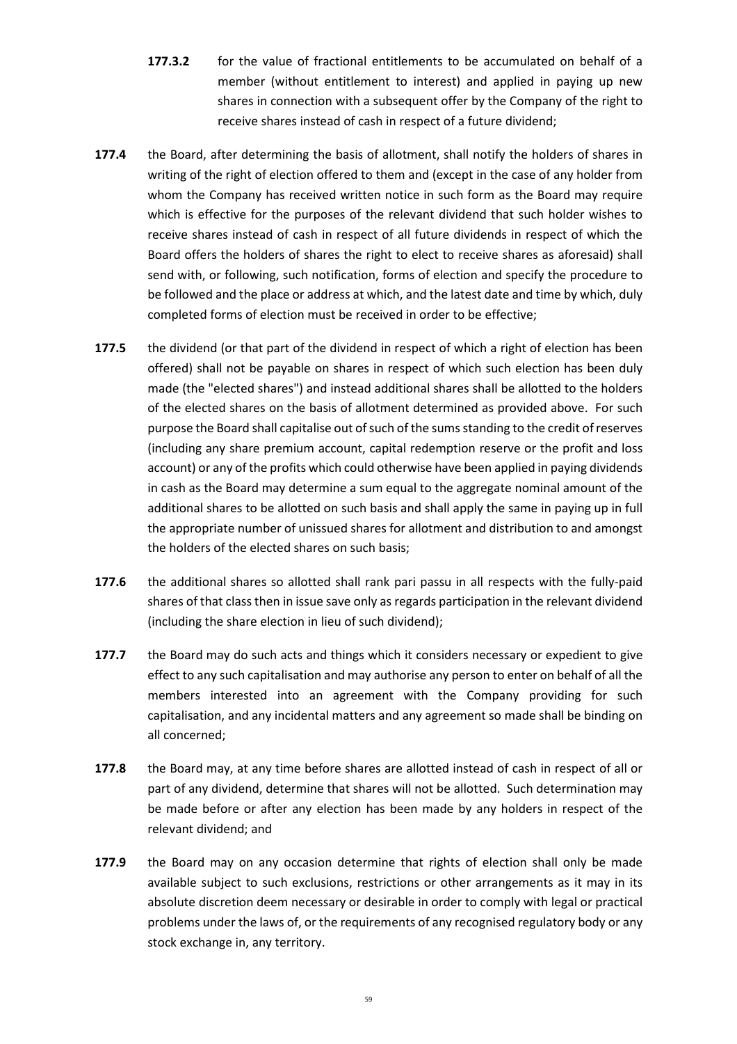**177.3.2** for the value of fractional entitlements to be accumulated on behalf of a member (without entitlement to interest) and applied in paying up new shares in connection with a subsequent offer by the Company of the right to receive shares instead of cash in respect of a future dividend;

**177.4** the Board, after determining the basis of allotment, shall notify the holders of shares in writing of the right of election offered to them and (except in the case of any holder from whom the Company has received written notice in such form as the Board may require which is effective for the purposes of the relevant dividend that such holder wishes to receive shares instead of cash in respect of all future dividends in respect of which the Board offers the holders of shares the right to elect to receive shares as aforesaid) shall send with, or following, such notification, forms of election and specify the procedure to be followed and the place or address at which, and the latest date and time by which, duly completed forms of election must be received in order to be effective;

**177.5** the dividend (or that part of the dividend in respect of which a right of election has been offered) shall not be payable on shares in respect of which such election has been duly made (the "elected shares") and instead additional shares shall be allotted to the holders of the elected shares on the basis of allotment determined as provided above. For such purpose the Board shall capitalise out of such of the sums standing to the credit of reserves (including any share premium account, capital redemption reserve or the profit and loss account) or any of the profits which could otherwise have been applied in paying dividends in cash as the Board may determine a sum equal to the aggregate nominal amount of the additional shares to be allotted on such basis and shall apply the same in paying up in full the appropriate number of unissued shares for allotment and distribution to and amongst the holders of the elected shares on such basis;

**177.6** the additional shares so allotted shall rank pari passu in all respects with the fully-paid shares of that class then in issue save only as regards participation in the relevant dividend (including the share election in lieu of such dividend);

**177.7** the Board may do such acts and things which it considers necessary or expedient to give effect to any such capitalisation and may authorise any person to enter on behalf of all the members interested into an agreement with the Company providing for such capitalisation, and any incidental matters and any agreement so made shall be binding on all concerned;

**177.8** the Board may, at any time before shares are allotted instead of cash in respect of all or part of any dividend, determine that shares will not be allotted. Such determination may be made before or after any election has been made by any holders in respect of the relevant dividend; and

**177.9** the Board may on any occasion determine that rights of election shall only be made available subject to such exclusions, restrictions or other arrangements as it may in its absolute discretion deem necessary or desirable in order to comply with legal or practical problems under the laws of, or the requirements of any recognised regulatory body or any stock exchange in, any territory.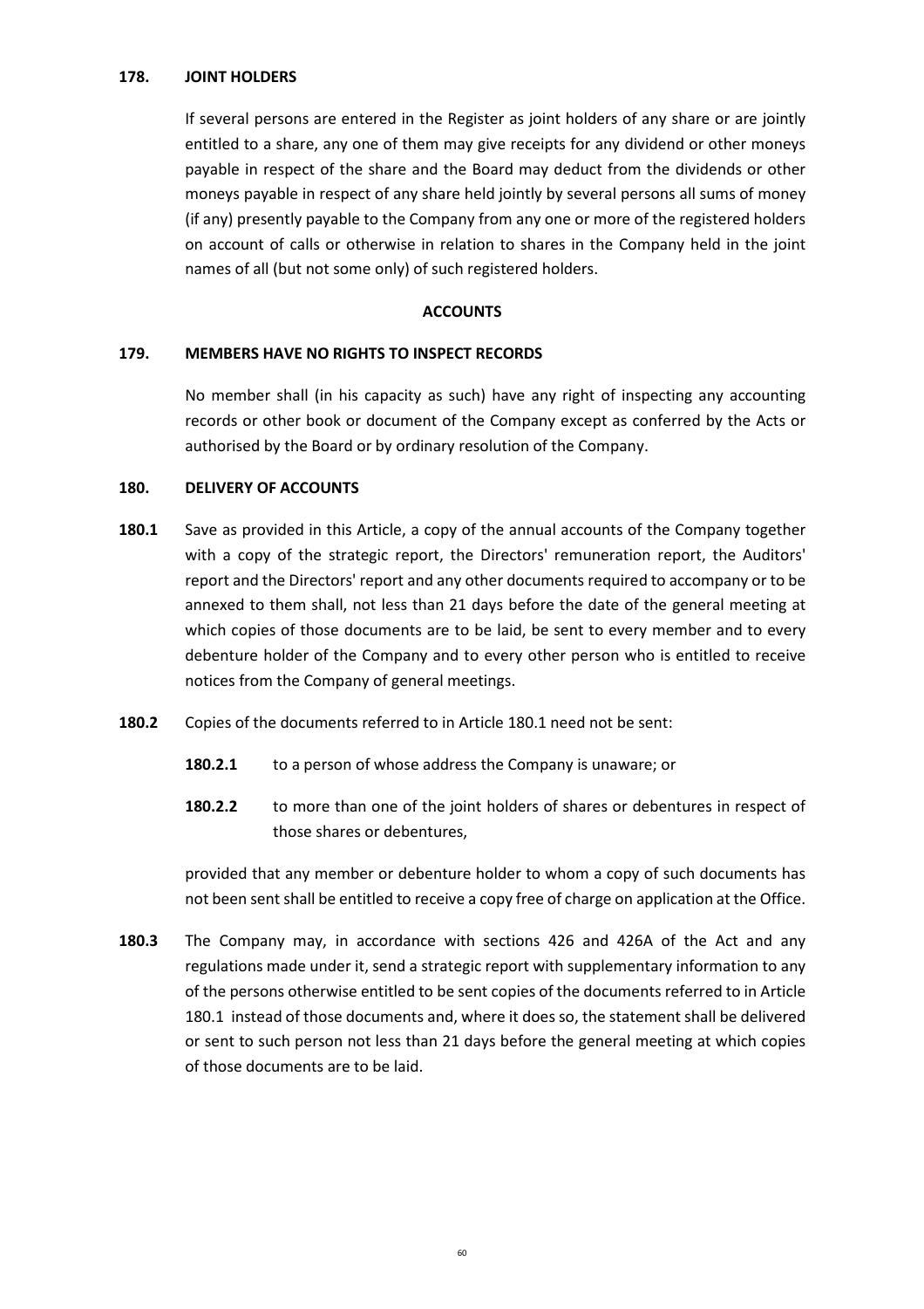**178. JOINT HOLDERS**

If several persons are entered in the Register as joint holders of any share or are jointly entitled to a share, any one of them may give receipts for any dividend or other moneys payable in respect of the share and the Board may deduct from the dividends or other moneys payable in respect of any share held jointly by several persons all sums of money (if any) presently payable to the Company from any one or more of the registered holders on account of calls or otherwise in relation to shares in the Company held in the joint names of all (but not some only) of such registered holders.

**ACCOUNTS**

**179. MEMBERS HAVE NO RIGHTS TO INSPECT RECORDS**

No member shall (in his capacity as such) have any right of inspecting any accounting records or other book or document of the Company except as conferred by the Acts or authorised by the Board or by ordinary resolution of the Company.

**180. DELIVERY OF ACCOUNTS**

**180.1** Save as provided in this Article, a copy of the annual accounts of the Company together with a copy of the strategic report, the Directors' remuneration report, the Auditors' report and the Directors' report and any other documents required to accompany or to be annexed to them shall, not less than 21 days before the date of the general meeting at which copies of those documents are to be laid, be sent to every member and to every debenture holder of the Company and to every other person who is entitled to receive notices from the Company of general meetings.

**180.2** Copies of the documents referred to in Article 180.1 need not be sent:

**180.2.1** to a person of whose address the Company is unaware; or

**180.2.2** to more than one of the joint holders of shares or debentures in respect of those shares or debentures,

provided that any member or debenture holder to whom a copy of such documents has not been sent shall be entitled to receive a copy free of charge on application at the Office.

**180.3** The Company may, in accordance with sections 426 and 426A of the Act and any regulations made under it, send a strategic report with supplementary information to any of the persons otherwise entitled to be sent copies of the documents referred to in Article 180.1 instead of those documents and, where it does so, the statement shall be delivered or sent to such person not less than 21 days before the general meeting at which copies of those documents are to be laid.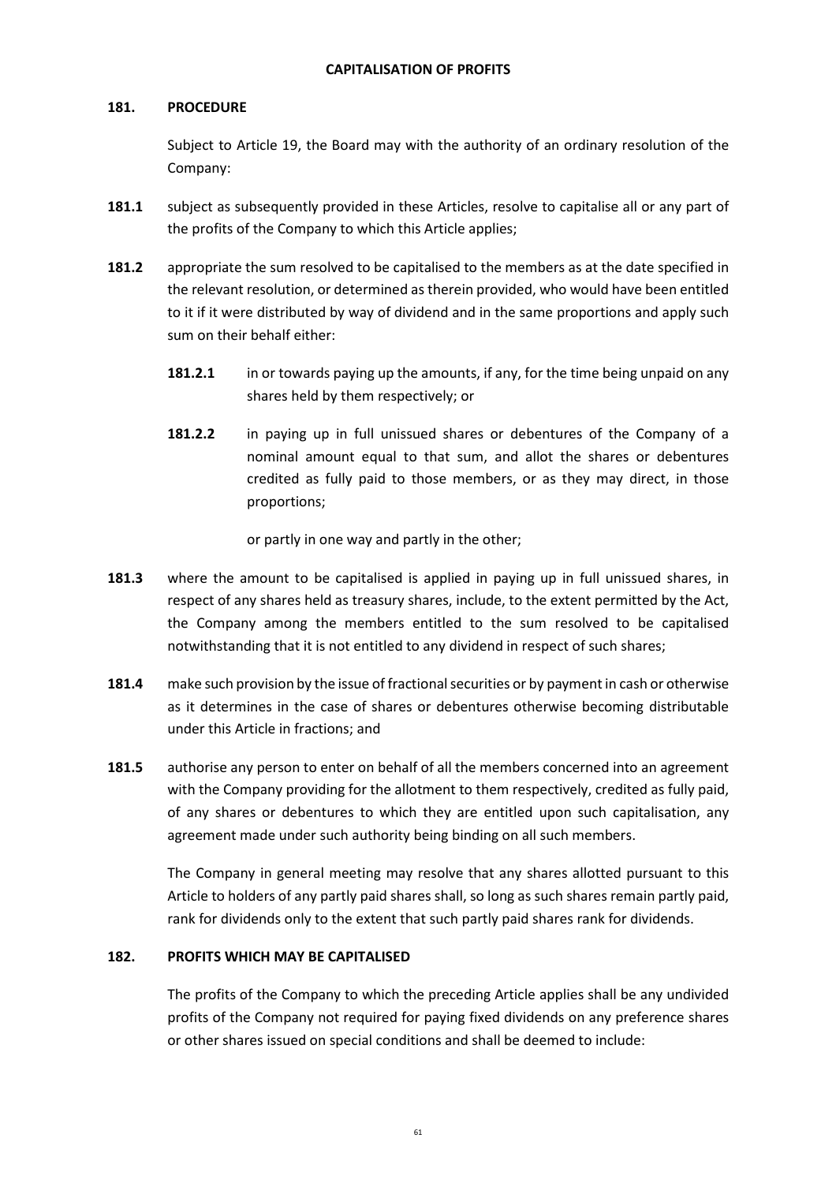## CAPITALISATION OF PROFITS

### 181. PROCEDURE

Subject to Article 19, the Board may with the authority of an ordinary resolution of the Company:

**181.1** subject as subsequently provided in these Articles, resolve to capitalise all or any part of the profits of the Company to which this Article applies;

**181.2** appropriate the sum resolved to be capitalised to the members as at the date specified in the relevant resolution, or determined as therein provided, who would have been entitled to it if it were distributed by way of dividend and in the same proportions and apply such sum on their behalf either:

> **181.2.1** in or towards paying up the amounts, if any, for the time being unpaid on any shares held by them respectively; or
>
> **181.2.2** in paying up in full unissued shares or debentures of the Company of a nominal amount equal to that sum, and allot the shares or debentures credited as fully paid to those members, or as they may direct, in those proportions;
>
> or partly in one way and partly in the other;

**181.3** where the amount to be capitalised is applied in paying up in full unissued shares, in respect of any shares held as treasury shares, include, to the extent permitted by the Act, the Company among the members entitled to the sum resolved to be capitalised notwithstanding that it is not entitled to any dividend in respect of such shares;

**181.4** make such provision by the issue of fractional securities or by payment in cash or otherwise as it determines in the case of shares or debentures otherwise becoming distributable under this Article in fractions; and

**181.5** authorise any person to enter on behalf of all the members concerned into an agreement with the Company providing for the allotment to them respectively, credited as fully paid, of any shares or debentures to which they are entitled upon such capitalisation, any agreement made under such authority being binding on all such members.

The Company in general meeting may resolve that any shares allotted pursuant to this Article to holders of any partly paid shares shall, so long as such shares remain partly paid, rank for dividends only to the extent that such partly paid shares rank for dividends.

### 182. PROFITS WHICH MAY BE CAPITALISED

The profits of the Company to which the preceding Article applies shall be any undivided profits of the Company not required for paying fixed dividends on any preference shares or other shares issued on special conditions and shall be deemed to include: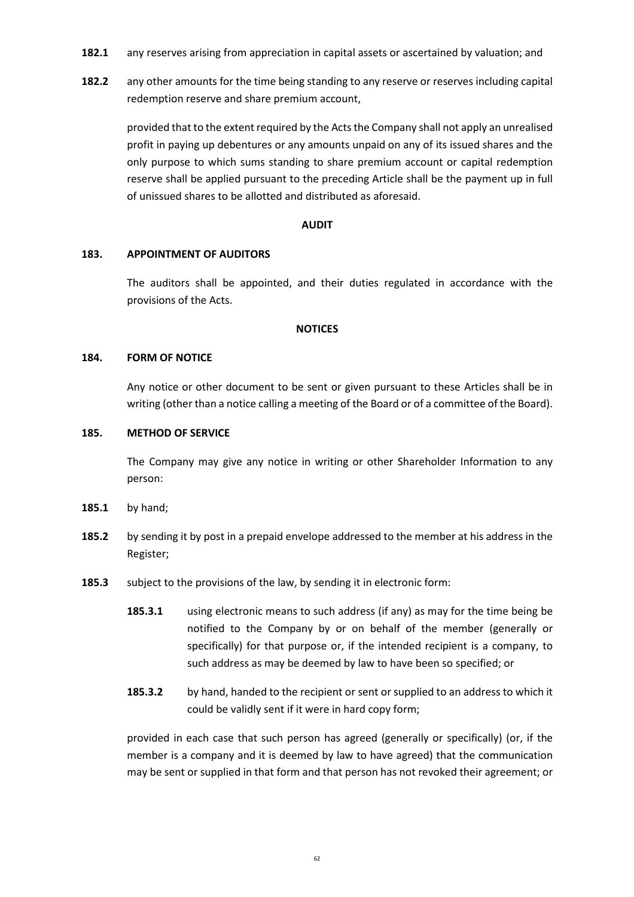**182.1** any reserves arising from appreciation in capital assets or ascertained by valuation; and

**182.2** any other amounts for the time being standing to any reserve or reserves including capital redemption reserve and share premium account,

provided that to the extent required by the Acts the Company shall not apply an unrealised profit in paying up debentures or any amounts unpaid on any of its issued shares and the only purpose to which sums standing to share premium account or capital redemption reserve shall be applied pursuant to the preceding Article shall be the payment up in full of unissued shares to be allotted and distributed as aforesaid.

**AUDIT**

**183. APPOINTMENT OF AUDITORS**

The auditors shall be appointed, and their duties regulated in accordance with the provisions of the Acts.

**NOTICES**

**184. FORM OF NOTICE**

Any notice or other document to be sent or given pursuant to these Articles shall be in writing (other than a notice calling a meeting of the Board or of a committee of the Board).

**185. METHOD OF SERVICE**

The Company may give any notice in writing or other Shareholder Information to any person:

**185.1** by hand;

**185.2** by sending it by post in a prepaid envelope addressed to the member at his address in the Register;

**185.3** subject to the provisions of the law, by sending it in electronic form:

**185.3.1** using electronic means to such address (if any) as may for the time being be notified to the Company by or on behalf of the member (generally or specifically) for that purpose or, if the intended recipient is a company, to such address as may be deemed by law to have been so specified; or

**185.3.2** by hand, handed to the recipient or sent or supplied to an address to which it could be validly sent if it were in hard copy form;

provided in each case that such person has agreed (generally or specifically) (or, if the member is a company and it is deemed by law to have agreed) that the communication may be sent or supplied in that form and that person has not revoked their agreement; or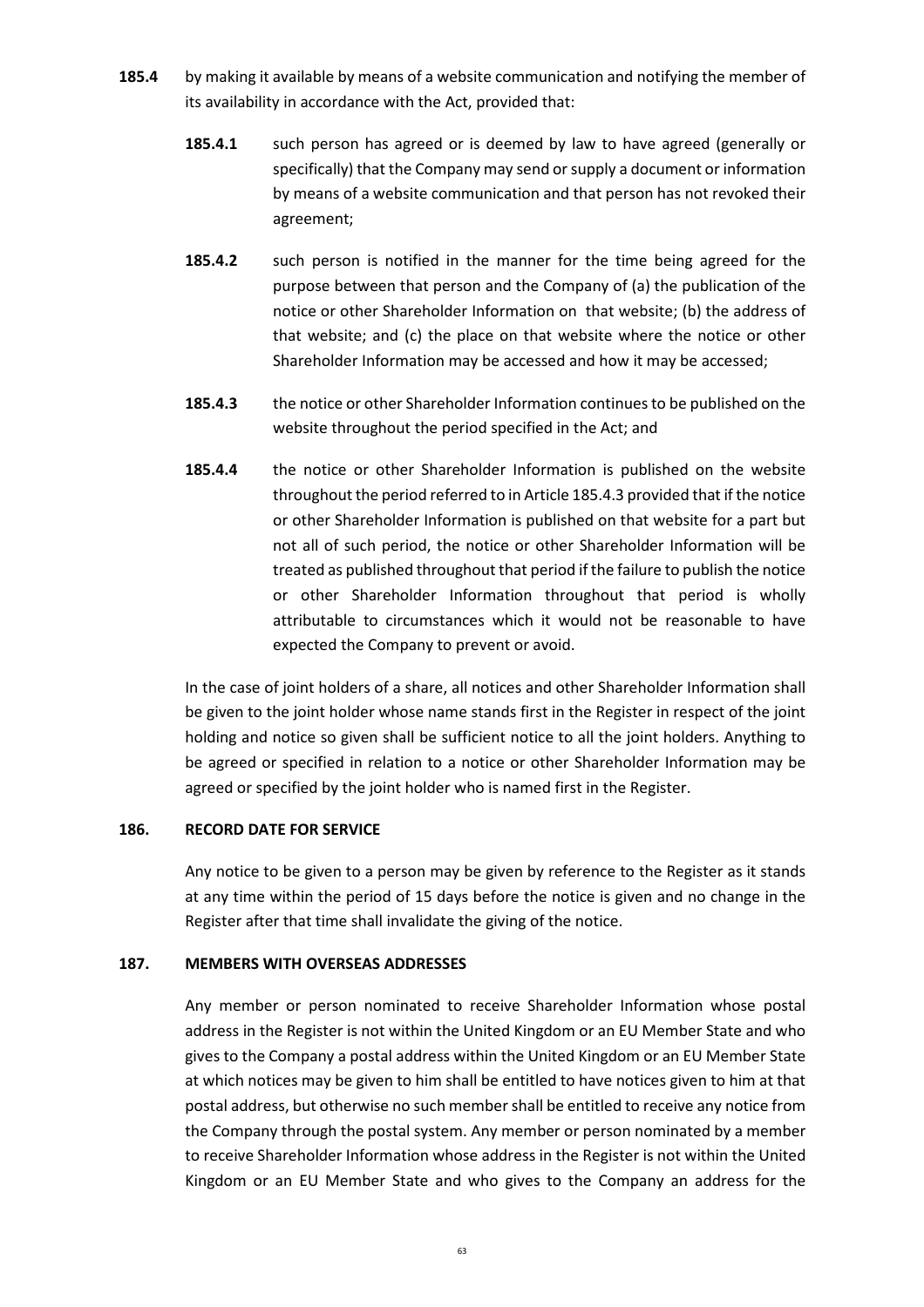**185.4** by making it available by means of a website communication and notifying the member of its availability in accordance with the Act, provided that:

**185.4.1** such person has agreed or is deemed by law to have agreed (generally or specifically) that the Company may send or supply a document or information by means of a website communication and that person has not revoked their agreement;

**185.4.2** such person is notified in the manner for the time being agreed for the purpose between that person and the Company of (a) the publication of the notice or other Shareholder Information on that website; (b) the address of that website; and (c) the place on that website where the notice or other Shareholder Information may be accessed and how it may be accessed;

**185.4.3** the notice or other Shareholder Information continues to be published on the website throughout the period specified in the Act; and

**185.4.4** the notice or other Shareholder Information is published on the website throughout the period referred to in Article 185.4.3 provided that if the notice or other Shareholder Information is published on that website for a part but not all of such period, the notice or other Shareholder Information will be treated as published throughout that period if the failure to publish the notice or other Shareholder Information throughout that period is wholly attributable to circumstances which it would not be reasonable to have expected the Company to prevent or avoid.

In the case of joint holders of a share, all notices and other Shareholder Information shall be given to the joint holder whose name stands first in the Register in respect of the joint holding and notice so given shall be sufficient notice to all the joint holders. Anything to be agreed or specified in relation to a notice or other Shareholder Information may be agreed or specified by the joint holder who is named first in the Register.

## 186. RECORD DATE FOR SERVICE

Any notice to be given to a person may be given by reference to the Register as it stands at any time within the period of 15 days before the notice is given and no change in the Register after that time shall invalidate the giving of the notice.

## 187. MEMBERS WITH OVERSEAS ADDRESSES

Any member or person nominated to receive Shareholder Information whose postal address in the Register is not within the United Kingdom or an EU Member State and who gives to the Company a postal address within the United Kingdom or an EU Member State at which notices may be given to him shall be entitled to have notices given to him at that postal address, but otherwise no such member shall be entitled to receive any notice from the Company through the postal system. Any member or person nominated by a member to receive Shareholder Information whose address in the Register is not within the United Kingdom or an EU Member State and who gives to the Company an address for the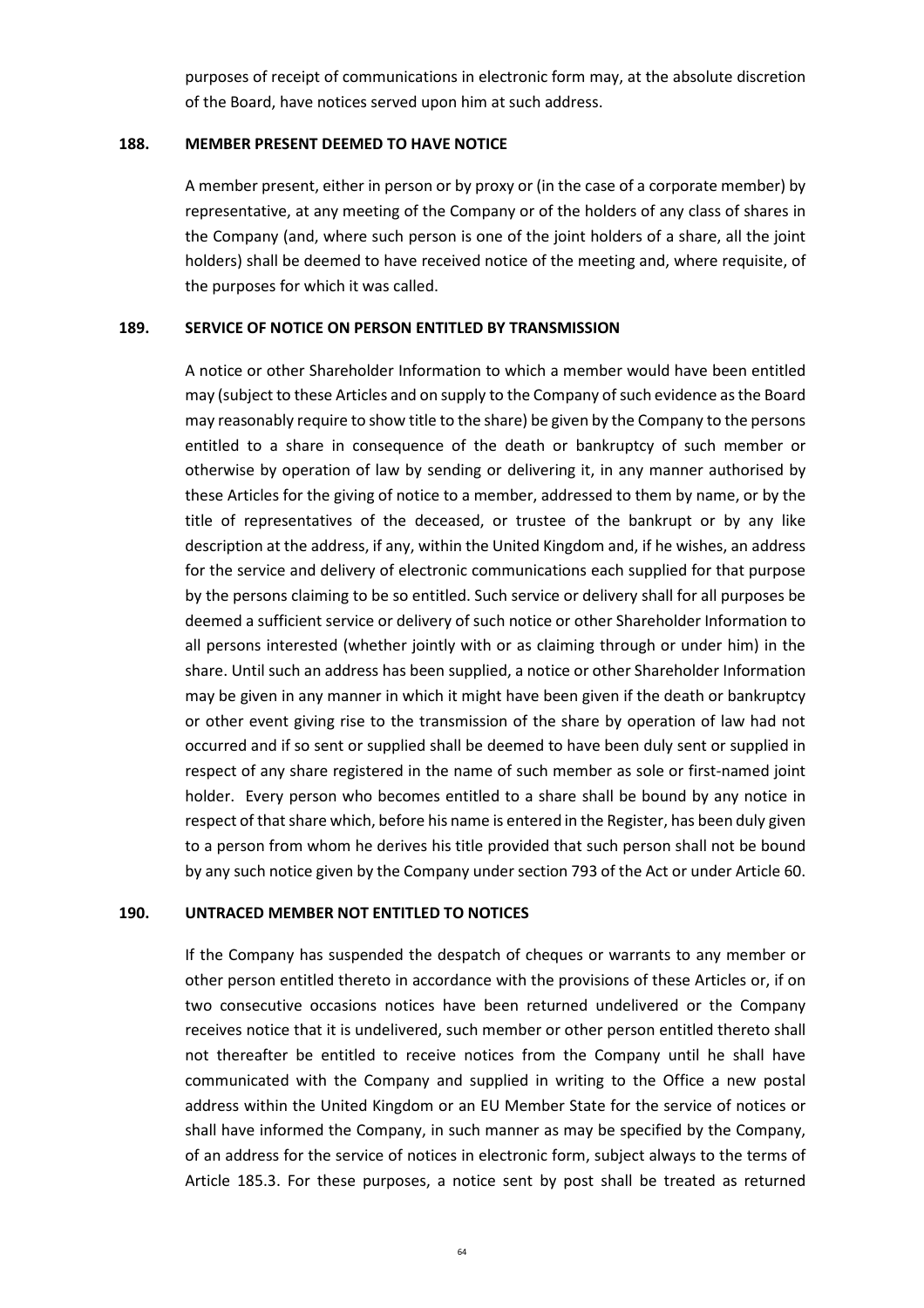purposes of receipt of communications in electronic form may, at the absolute discretion of the Board, have notices served upon him at such address.

## 188. MEMBER PRESENT DEEMED TO HAVE NOTICE

A member present, either in person or by proxy or (in the case of a corporate member) by representative, at any meeting of the Company or of the holders of any class of shares in the Company (and, where such person is one of the joint holders of a share, all the joint holders) shall be deemed to have received notice of the meeting and, where requisite, of the purposes for which it was called.

## 189. SERVICE OF NOTICE ON PERSON ENTITLED BY TRANSMISSION

A notice or other Shareholder Information to which a member would have been entitled may (subject to these Articles and on supply to the Company of such evidence as the Board may reasonably require to show title to the share) be given by the Company to the persons entitled to a share in consequence of the death or bankruptcy of such member or otherwise by operation of law by sending or delivering it, in any manner authorised by these Articles for the giving of notice to a member, addressed to them by name, or by the title of representatives of the deceased, or trustee of the bankrupt or by any like description at the address, if any, within the United Kingdom and, if he wishes, an address for the service and delivery of electronic communications each supplied for that purpose by the persons claiming to be so entitled. Such service or delivery shall for all purposes be deemed a sufficient service or delivery of such notice or other Shareholder Information to all persons interested (whether jointly with or as claiming through or under him) in the share. Until such an address has been supplied, a notice or other Shareholder Information may be given in any manner in which it might have been given if the death or bankruptcy or other event giving rise to the transmission of the share by operation of law had not occurred and if so sent or supplied shall be deemed to have been duly sent or supplied in respect of any share registered in the name of such member as sole or first-named joint holder. Every person who becomes entitled to a share shall be bound by any notice in respect of that share which, before his name is entered in the Register, has been duly given to a person from whom he derives his title provided that such person shall not be bound by any such notice given by the Company under section 793 of the Act or under Article 60.

## 190. UNTRACED MEMBER NOT ENTITLED TO NOTICES

If the Company has suspended the despatch of cheques or warrants to any member or other person entitled thereto in accordance with the provisions of these Articles or, if on two consecutive occasions notices have been returned undelivered or the Company receives notice that it is undelivered, such member or other person entitled thereto shall not thereafter be entitled to receive notices from the Company until he shall have communicated with the Company and supplied in writing to the Office a new postal address within the United Kingdom or an EU Member State for the service of notices or shall have informed the Company, in such manner as may be specified by the Company, of an address for the service of notices in electronic form, subject always to the terms of Article 185.3. For these purposes, a notice sent by post shall be treated as returned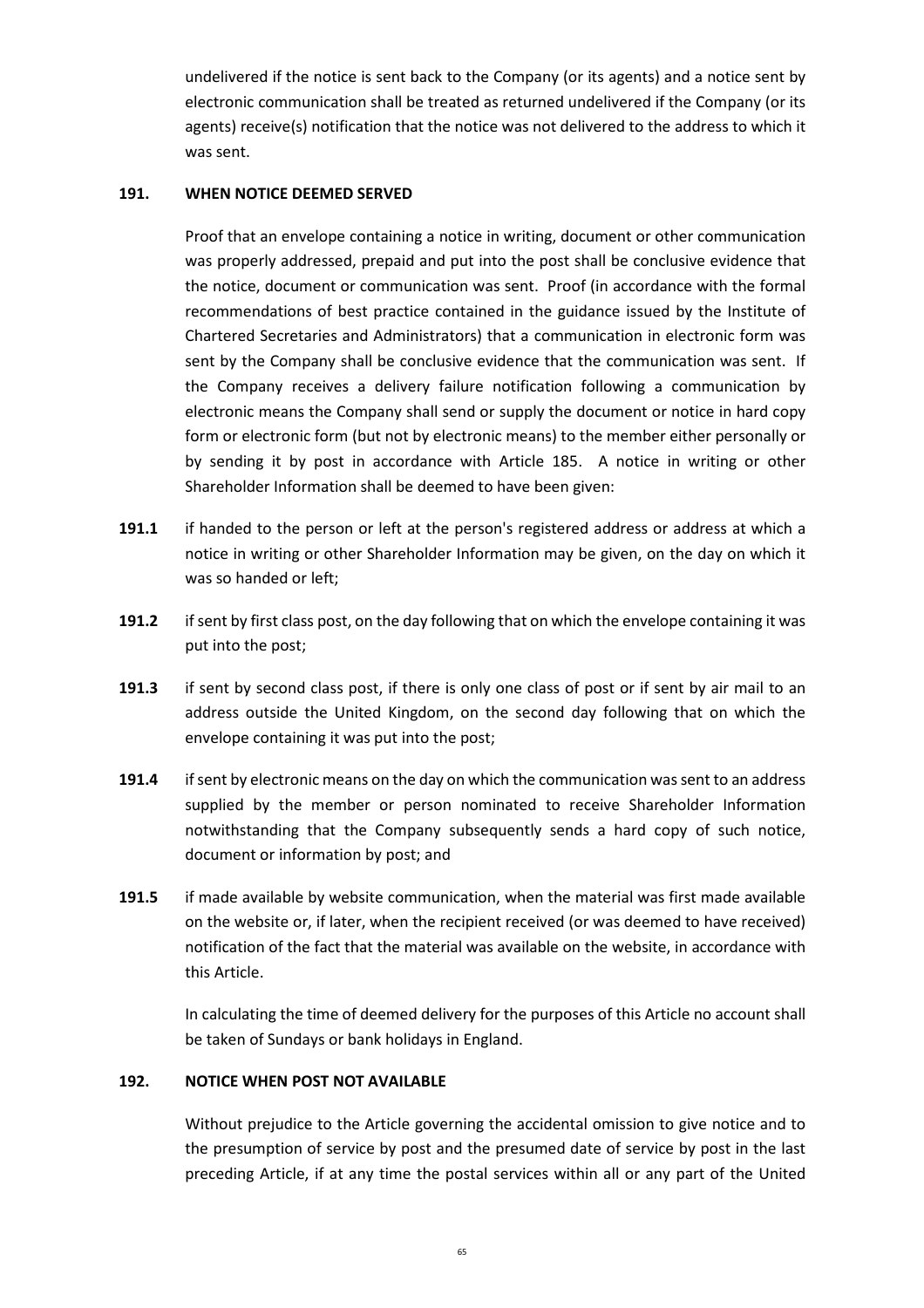undelivered if the notice is sent back to the Company (or its agents) and a notice sent by electronic communication shall be treated as returned undelivered if the Company (or its agents) receive(s) notification that the notice was not delivered to the address to which it was sent.

## 191. WHEN NOTICE DEEMED SERVED

Proof that an envelope containing a notice in writing, document or other communication was properly addressed, prepaid and put into the post shall be conclusive evidence that the notice, document or communication was sent. Proof (in accordance with the formal recommendations of best practice contained in the guidance issued by the Institute of Chartered Secretaries and Administrators) that a communication in electronic form was sent by the Company shall be conclusive evidence that the communication was sent. If the Company receives a delivery failure notification following a communication by electronic means the Company shall send or supply the document or notice in hard copy form or electronic form (but not by electronic means) to the member either personally or by sending it by post in accordance with Article 185. A notice in writing or other Shareholder Information shall be deemed to have been given:

**191.1** if handed to the person or left at the person's registered address or address at which a notice in writing or other Shareholder Information may be given, on the day on which it was so handed or left;

**191.2** if sent by first class post, on the day following that on which the envelope containing it was put into the post;

**191.3** if sent by second class post, if there is only one class of post or if sent by air mail to an address outside the United Kingdom, on the second day following that on which the envelope containing it was put into the post;

**191.4** if sent by electronic means on the day on which the communication was sent to an address supplied by the member or person nominated to receive Shareholder Information notwithstanding that the Company subsequently sends a hard copy of such notice, document or information by post; and

**191.5** if made available by website communication, when the material was first made available on the website or, if later, when the recipient received (or was deemed to have received) notification of the fact that the material was available on the website, in accordance with this Article.

In calculating the time of deemed delivery for the purposes of this Article no account shall be taken of Sundays or bank holidays in England.

## 192. NOTICE WHEN POST NOT AVAILABLE

Without prejudice to the Article governing the accidental omission to give notice and to the presumption of service by post and the presumed date of service by post in the last preceding Article, if at any time the postal services within all or any part of the United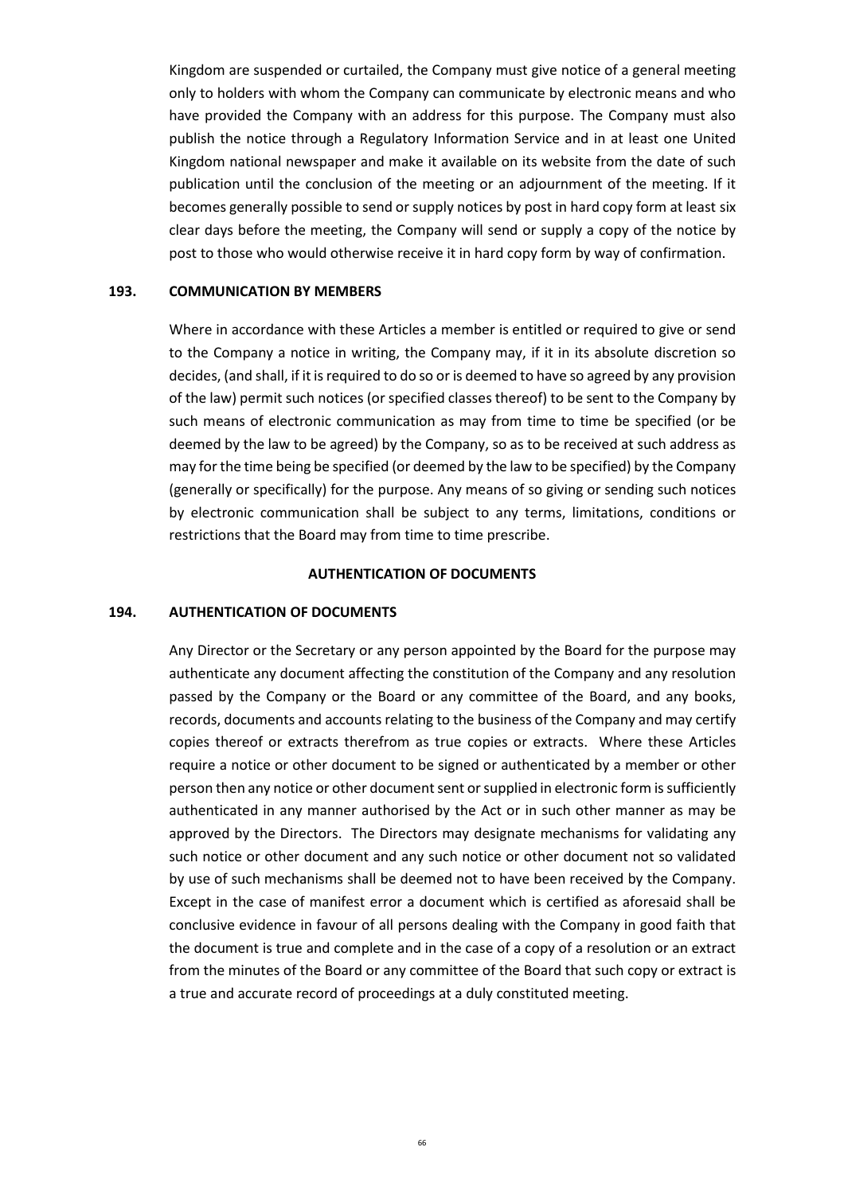Kingdom are suspended or curtailed, the Company must give notice of a general meeting only to holders with whom the Company can communicate by electronic means and who have provided the Company with an address for this purpose. The Company must also publish the notice through a Regulatory Information Service and in at least one United Kingdom national newspaper and make it available on its website from the date of such publication until the conclusion of the meeting or an adjournment of the meeting. If it becomes generally possible to send or supply notices by post in hard copy form at least six clear days before the meeting, the Company will send or supply a copy of the notice by post to those who would otherwise receive it in hard copy form by way of confirmation.

**193. COMMUNICATION BY MEMBERS**

Where in accordance with these Articles a member is entitled or required to give or send to the Company a notice in writing, the Company may, if it in its absolute discretion so decides, (and shall, if it is required to do so or is deemed to have so agreed by any provision of the law) permit such notices (or specified classes thereof) to be sent to the Company by such means of electronic communication as may from time to time be specified (or be deemed by the law to be agreed) by the Company, so as to be received at such address as may for the time being be specified (or deemed by the law to be specified) by the Company (generally or specifically) for the purpose. Any means of so giving or sending such notices by electronic communication shall be subject to any terms, limitations, conditions or restrictions that the Board may from time to time prescribe.

**AUTHENTICATION OF DOCUMENTS**

**194. AUTHENTICATION OF DOCUMENTS**

Any Director or the Secretary or any person appointed by the Board for the purpose may authenticate any document affecting the constitution of the Company and any resolution passed by the Company or the Board or any committee of the Board, and any books, records, documents and accounts relating to the business of the Company and may certify copies thereof or extracts therefrom as true copies or extracts. Where these Articles require a notice or other document to be signed or authenticated by a member or other person then any notice or other document sent or supplied in electronic form is sufficiently authenticated in any manner authorised by the Act or in such other manner as may be approved by the Directors. The Directors may designate mechanisms for validating any such notice or other document and any such notice or other document not so validated by use of such mechanisms shall be deemed not to have been received by the Company. Except in the case of manifest error a document which is certified as aforesaid shall be conclusive evidence in favour of all persons dealing with the Company in good faith that the document is true and complete and in the case of a copy of a resolution or an extract from the minutes of the Board or any committee of the Board that such copy or extract is a true and accurate record of proceedings at a duly constituted meeting.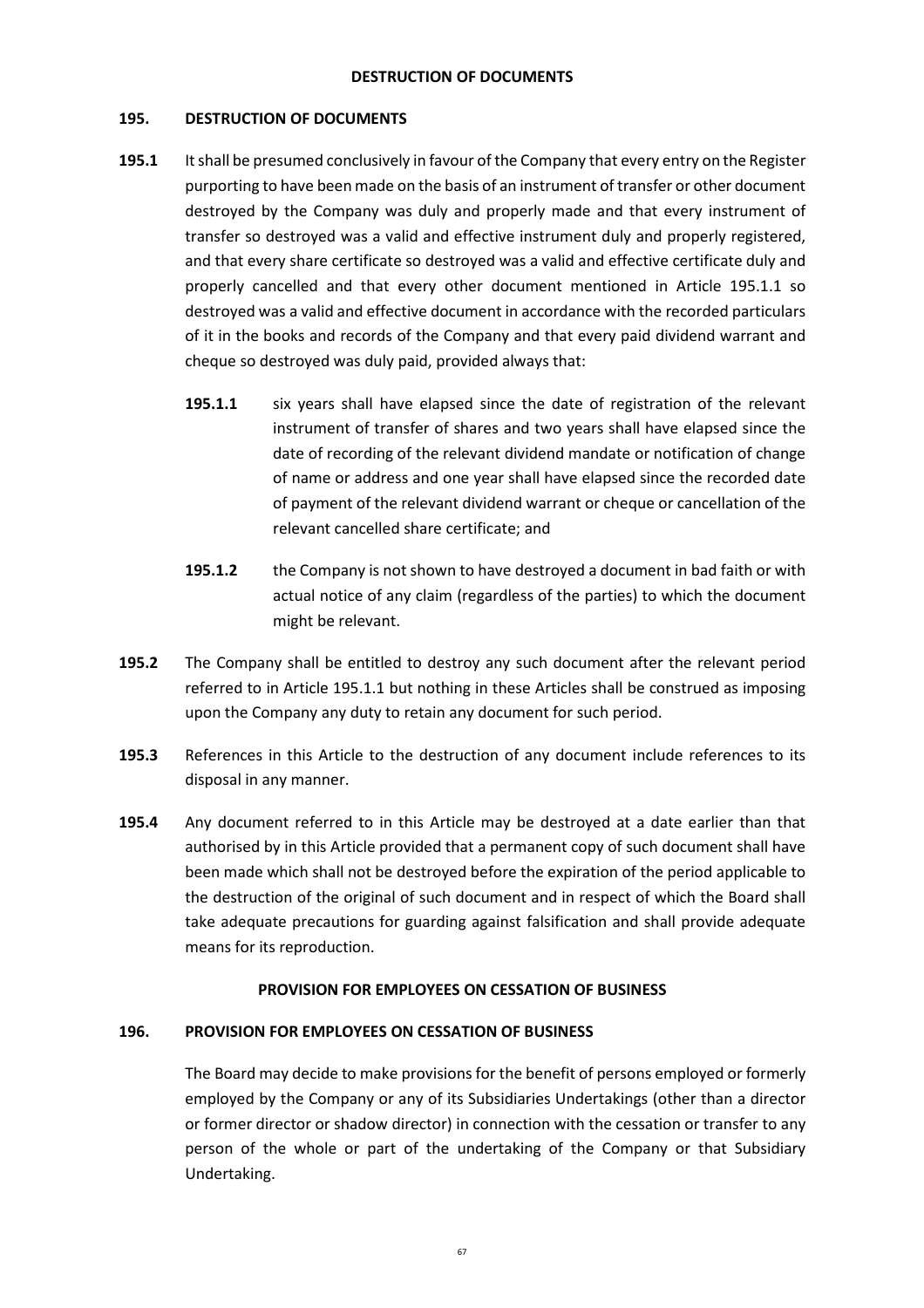## DESTRUCTION OF DOCUMENTS

### 195. DESTRUCTION OF DOCUMENTS

**195.1** It shall be presumed conclusively in favour of the Company that every entry on the Register purporting to have been made on the basis of an instrument of transfer or other document destroyed by the Company was duly and properly made and that every instrument of transfer so destroyed was a valid and effective instrument duly and properly registered, and that every share certificate so destroyed was a valid and effective certificate duly and properly cancelled and that every other document mentioned in Article 195.1.1 so destroyed was a valid and effective document in accordance with the recorded particulars of it in the books and records of the Company and that every paid dividend warrant and cheque so destroyed was duly paid, provided always that:

> **195.1.1** six years shall have elapsed since the date of registration of the relevant instrument of transfer of shares and two years shall have elapsed since the date of recording of the relevant dividend mandate or notification of change of name or address and one year shall have elapsed since the recorded date of payment of the relevant dividend warrant or cheque or cancellation of the relevant cancelled share certificate; and
>
> **195.1.2** the Company is not shown to have destroyed a document in bad faith or with actual notice of any claim (regardless of the parties) to which the document might be relevant.

**195.2** The Company shall be entitled to destroy any such document after the relevant period referred to in Article 195.1.1 but nothing in these Articles shall be construed as imposing upon the Company any duty to retain any document for such period.

**195.3** References in this Article to the destruction of any document include references to its disposal in any manner.

**195.4** Any document referred to in this Article may be destroyed at a date earlier than that authorised by in this Article provided that a permanent copy of such document shall have been made which shall not be destroyed before the expiration of the period applicable to the destruction of the original of such document and in respect of which the Board shall take adequate precautions for guarding against falsification and shall provide adequate means for its reproduction.

## PROVISION FOR EMPLOYEES ON CESSATION OF BUSINESS

### 196. PROVISION FOR EMPLOYEES ON CESSATION OF BUSINESS

The Board may decide to make provisions for the benefit of persons employed or formerly employed by the Company or any of its Subsidiaries Undertakings (other than a director or former director or shadow director) in connection with the cessation or transfer to any person of the whole or part of the undertaking of the Company or that Subsidiary Undertaking.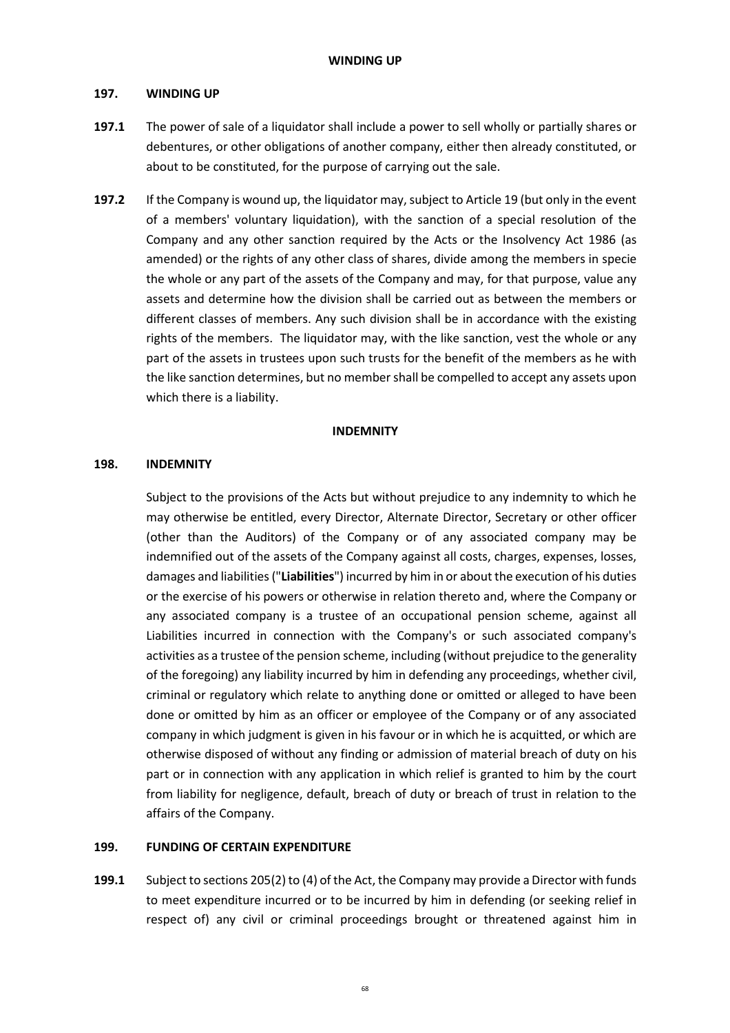## WINDING UP

### 197. WINDING UP

**197.1** The power of sale of a liquidator shall include a power to sell wholly or partially shares or debentures, or other obligations of another company, either then already constituted, or about to be constituted, for the purpose of carrying out the sale.

**197.2** If the Company is wound up, the liquidator may, subject to Article 19 (but only in the event of a members' voluntary liquidation), with the sanction of a special resolution of the Company and any other sanction required by the Acts or the Insolvency Act 1986 (as amended) or the rights of any other class of shares, divide among the members in specie the whole or any part of the assets of the Company and may, for that purpose, value any assets and determine how the division shall be carried out as between the members or different classes of members. Any such division shall be in accordance with the existing rights of the members. The liquidator may, with the like sanction, vest the whole or any part of the assets in trustees upon such trusts for the benefit of the members as he with the like sanction determines, but no member shall be compelled to accept any assets upon which there is a liability.

## INDEMNITY

### 198. INDEMNITY

Subject to the provisions of the Acts but without prejudice to any indemnity to which he may otherwise be entitled, every Director, Alternate Director, Secretary or other officer (other than the Auditors) of the Company or of any associated company may be indemnified out of the assets of the Company against all costs, charges, expenses, losses, damages and liabilities ("**Liabilities**") incurred by him in or about the execution of his duties or the exercise of his powers or otherwise in relation thereto and, where the Company or any associated company is a trustee of an occupational pension scheme, against all Liabilities incurred in connection with the Company's or such associated company's activities as a trustee of the pension scheme, including (without prejudice to the generality of the foregoing) any liability incurred by him in defending any proceedings, whether civil, criminal or regulatory which relate to anything done or omitted or alleged to have been done or omitted by him as an officer or employee of the Company or of any associated company in which judgment is given in his favour or in which he is acquitted, or which are otherwise disposed of without any finding or admission of material breach of duty on his part or in connection with any application in which relief is granted to him by the court from liability for negligence, default, breach of duty or breach of trust in relation to the affairs of the Company.

### 199. FUNDING OF CERTAIN EXPENDITURE

**199.1** Subject to sections 205(2) to (4) of the Act, the Company may provide a Director with funds to meet expenditure incurred or to be incurred by him in defending (or seeking relief in respect of) any civil or criminal proceedings brought or threatened against him in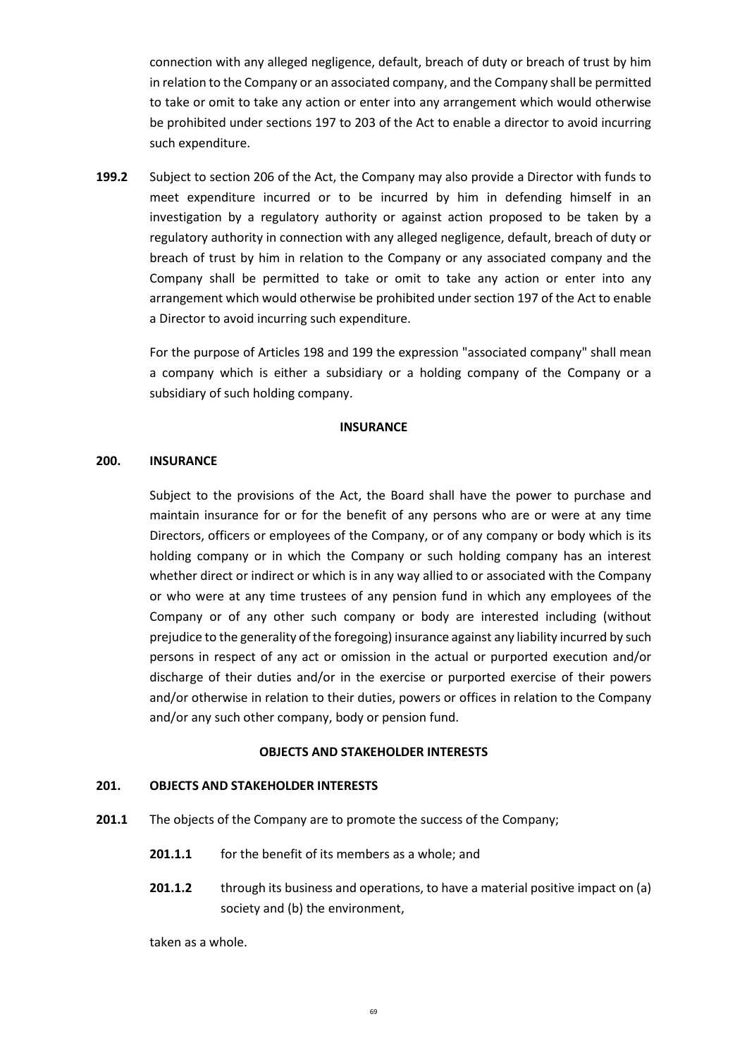connection with any alleged negligence, default, breach of duty or breach of trust by him in relation to the Company or an associated company, and the Company shall be permitted to take or omit to take any action or enter into any arrangement which would otherwise be prohibited under sections 197 to 203 of the Act to enable a director to avoid incurring such expenditure.

**199.2** Subject to section 206 of the Act, the Company may also provide a Director with funds to meet expenditure incurred or to be incurred by him in defending himself in an investigation by a regulatory authority or against action proposed to be taken by a regulatory authority in connection with any alleged negligence, default, breach of duty or breach of trust by him in relation to the Company or any associated company and the Company shall be permitted to take or omit to take any action or enter into any arrangement which would otherwise be prohibited under section 197 of the Act to enable a Director to avoid incurring such expenditure.

For the purpose of Articles 198 and 199 the expression "associated company" shall mean a company which is either a subsidiary or a holding company of the Company or a subsidiary of such holding company.

## INSURANCE

**200. INSURANCE**

Subject to the provisions of the Act, the Board shall have the power to purchase and maintain insurance for or for the benefit of any persons who are or were at any time Directors, officers or employees of the Company, or of any company or body which is its holding company or in which the Company or such holding company has an interest whether direct or indirect or which is in any way allied to or associated with the Company or who were at any time trustees of any pension fund in which any employees of the Company or of any other such company or body are interested including (without prejudice to the generality of the foregoing) insurance against any liability incurred by such persons in respect of any act or omission in the actual or purported execution and/or discharge of their duties and/or in the exercise or purported exercise of their powers and/or otherwise in relation to their duties, powers or offices in relation to the Company and/or any such other company, body or pension fund.

## OBJECTS AND STAKEHOLDER INTERESTS

**201. OBJECTS AND STAKEHOLDER INTERESTS**

**201.1** The objects of the Company are to promote the success of the Company;

**201.1.1** for the benefit of its members as a whole; and

**201.1.2** through its business and operations, to have a material positive impact on (a) society and (b) the environment,

taken as a whole.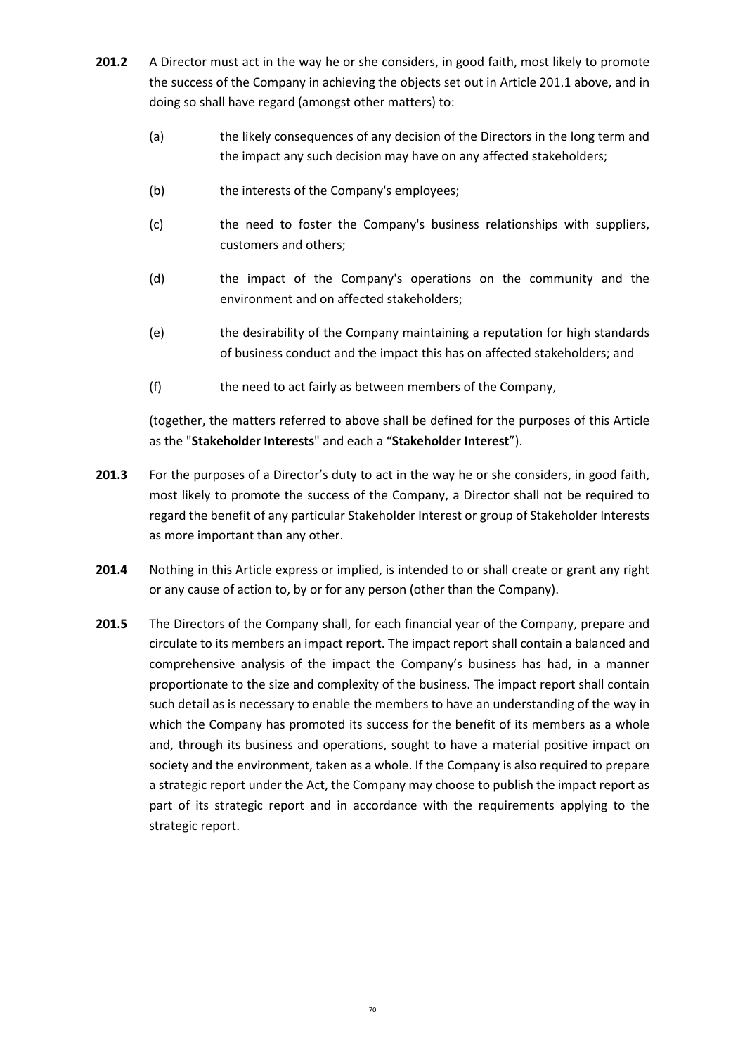**201.2** A Director must act in the way he or she considers, in good faith, most likely to promote the success of the Company in achieving the objects set out in Article 201.1 above, and in doing so shall have regard (amongst other matters) to:

(a) the likely consequences of any decision of the Directors in the long term and the impact any such decision may have on any affected stakeholders;

(b) the interests of the Company's employees;

(c) the need to foster the Company's business relationships with suppliers, customers and others;

(d) the impact of the Company's operations on the community and the environment and on affected stakeholders;

(e) the desirability of the Company maintaining a reputation for high standards of business conduct and the impact this has on affected stakeholders; and

(f) the need to act fairly as between members of the Company,

(together, the matters referred to above shall be defined for the purposes of this Article as the "**Stakeholder Interests**" and each a "**Stakeholder Interest**").

**201.3** For the purposes of a Director's duty to act in the way he or she considers, in good faith, most likely to promote the success of the Company, a Director shall not be required to regard the benefit of any particular Stakeholder Interest or group of Stakeholder Interests as more important than any other.

**201.4** Nothing in this Article express or implied, is intended to or shall create or grant any right or any cause of action to, by or for any person (other than the Company).

**201.5** The Directors of the Company shall, for each financial year of the Company, prepare and circulate to its members an impact report. The impact report shall contain a balanced and comprehensive analysis of the impact the Company's business has had, in a manner proportionate to the size and complexity of the business. The impact report shall contain such detail as is necessary to enable the members to have an understanding of the way in which the Company has promoted its success for the benefit of its members as a whole and, through its business and operations, sought to have a material positive impact on society and the environment, taken as a whole. If the Company is also required to prepare a strategic report under the Act, the Company may choose to publish the impact report as part of its strategic report and in accordance with the requirements applying to the strategic report.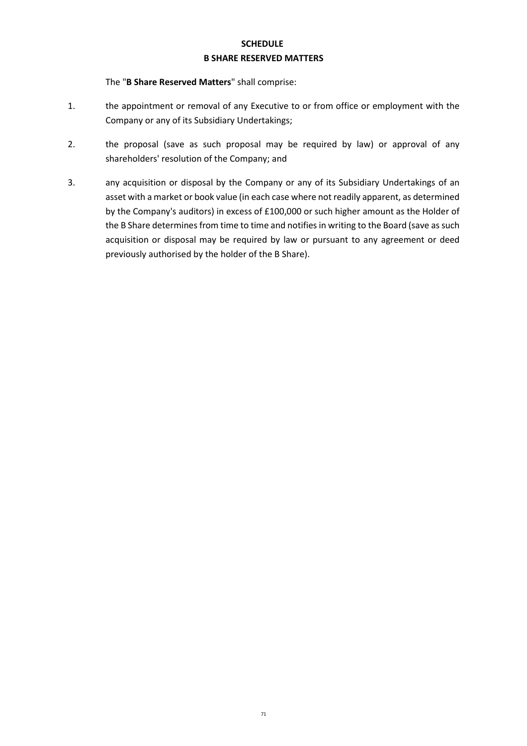## SCHEDULE

## B SHARE RESERVED MATTERS

The "**B Share Reserved Matters**" shall comprise:

1. the appointment or removal of any Executive to or from office or employment with the Company or any of its Subsidiary Undertakings;

2. the proposal (save as such proposal may be required by law) or approval of any shareholders' resolution of the Company; and

3. any acquisition or disposal by the Company or any of its Subsidiary Undertakings of an asset with a market or book value (in each case where not readily apparent, as determined by the Company's auditors) in excess of £100,000 or such higher amount as the Holder of the B Share determines from time to time and notifies in writing to the Board (save as such acquisition or disposal may be required by law or pursuant to any agreement or deed previously authorised by the holder of the B Share).